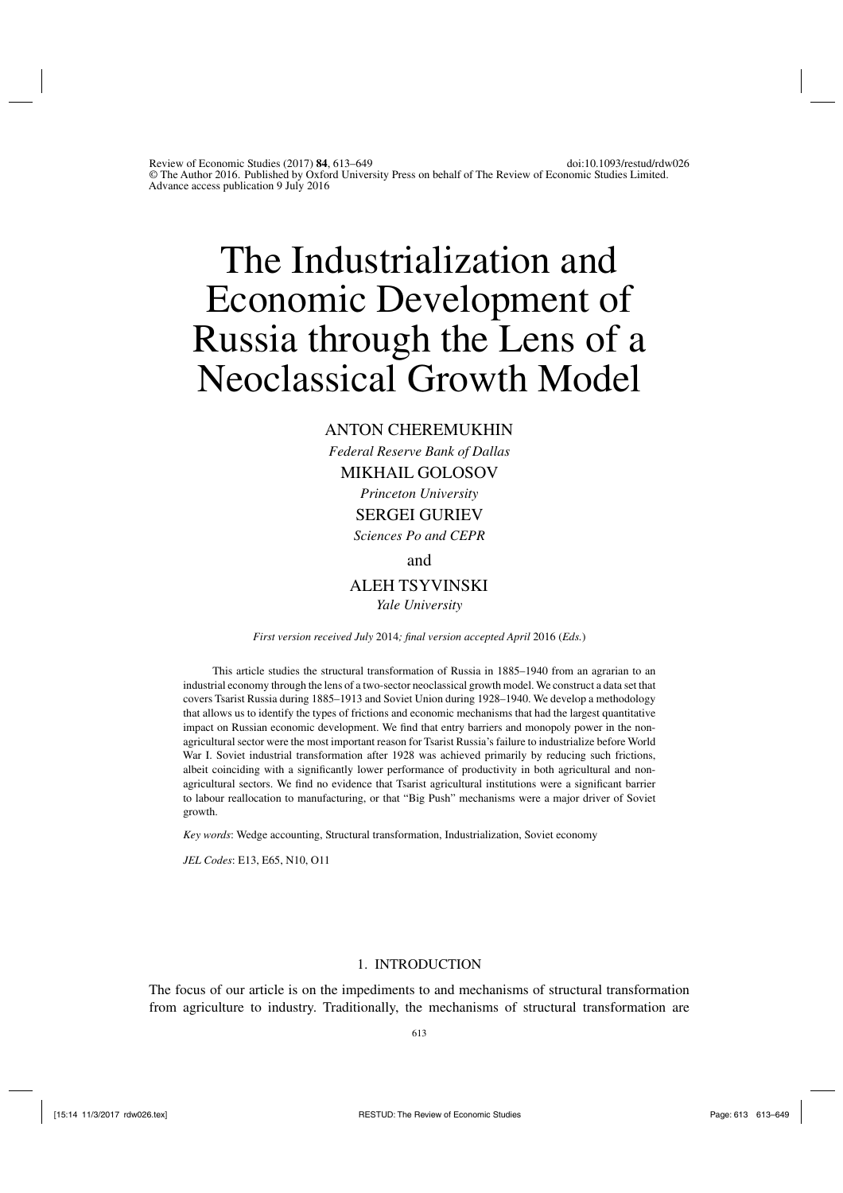# The Industrialization and Economic Development of Russia through the Lens of a Neoclassical Growth Model

ANTON CHEREMUKHIN

*Federal Reserve Bank of Dallas*

MIKHAIL GOLOSOV

*Princeton University*

SERGEI GURIEV

*Sciences Po and CEPR*

and

ALEH TSYVINSKI

*Yale University*

*First version received July 2014; final version accepted April 2016 (Eds.)*

This article studies the structural transformation of Russia in 1885–1940 from an agrarian to an industrial economy through the lens of a two-sector neoclassical growth model. We construct a data set that covers Tsarist Russia during 1885–1913 and Soviet Union during 1928–1940. We develop a methodology that allows us to identify the types of frictions and economic mechanisms that had the largest quantitative impact on Russian economic development. We find that entry barriers and monopoly power in the non-agricultural sector were the most important reason for Tsarist Russia's failure to industrialize before World War I. Soviet industrial transformation after 1928 was achieved primarily by reducing such frictions, albeit coinciding with a significantly lower performance of productivity in both agricultural and non-agricultural sectors. We find no evidence that Tsarist agricultural institutions were a significant barrier to labour reallocation to manufacturing, or that "Big Push" mechanisms were a major driver of Soviet growth.

*Key words*: Wedge accounting, Structural transformation, Industrialization, Soviet economy

*JEL Codes*: E13, E65, N10, O11

## 1. INTRODUCTION

The focus of our article is on the impediments to and mechanisms of structural transformation from agriculture to industry. Traditionally, the mechanisms of structural transformation are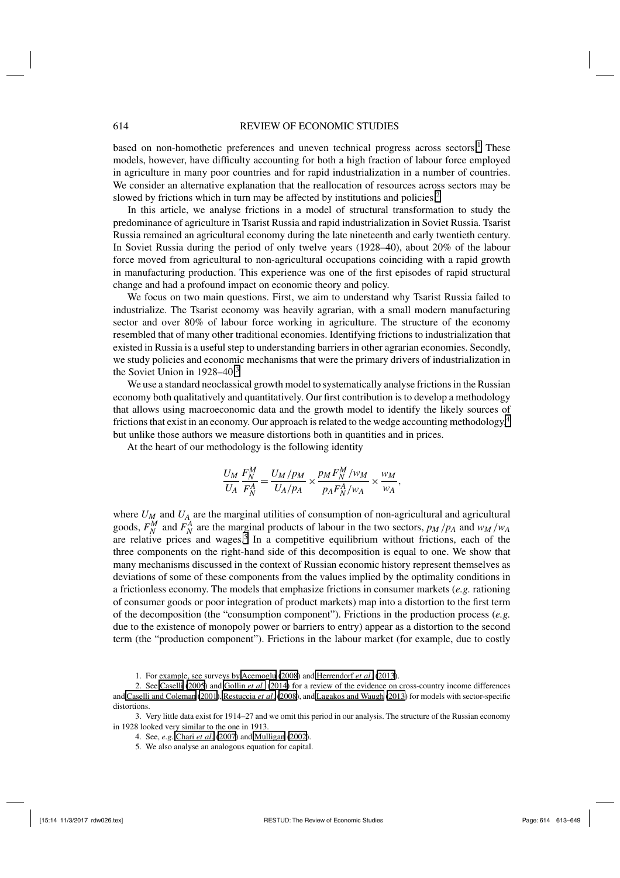based on non-homothetic preferences and uneven technical progress across sectors.[1] These models, however, have difficulty accounting for both a high fraction of labour force employed in agriculture in many poor countries and for rapid industrialization in a number of countries. We consider an alternative explanation that the reallocation of resources across sectors may be slowed by frictions which in turn may be affected by institutions and policies.[2]

In this article, we analyse frictions in a model of structural transformation to study the predominance of agriculture in Tsarist Russia and rapid industrialization in Soviet Russia. Tsarist Russia remained an agricultural economy during the late nineteenth and early twentieth century. In Soviet Russia during the period of only twelve years (1928–40), about 20% of the labour force moved from agricultural to non-agricultural occupations coinciding with a rapid growth in manufacturing production. This experience was one of the first episodes of rapid structural change and had a profound impact on economic theory and policy.

We focus on two main questions. First, we aim to understand why Tsarist Russia failed to industrialize. The Tsarist economy was heavily agrarian, with a small modern manufacturing sector and over 80% of labour force working in agriculture. The structure of the economy resembled that of many other traditional economies. Identifying frictions to industrialization that existed in Russia is a useful step to understanding barriers in other agrarian economies. Secondly, we study policies and economic mechanisms that were the primary drivers of industrialization in the Soviet Union in 1928–40.[3]

We use a standard neoclassical growth model to systematically analyse frictions in the Russian economy both qualitatively and quantitatively. Our first contribution is to develop a methodology that allows using macroeconomic data and the growth model to identify the likely sources of frictions that exist in an economy. Our approach is related to the wedge accounting methodology,[4] but unlike those authors we measure distortions both in quantities and in prices.

At the heart of our methodology is the following identity

$$\frac{U_M}{U_A}\frac{F_N^M}{F_N^A} = \frac{U_M/p_M}{U_A/p_A} \times \frac{p_M F_N^M/w_M}{p_A F_N^A/w_A} \times \frac{w_M}{w_A},$$

where $U_M$ and $U_A$ are the marginal utilities of consumption of non-agricultural and agricultural goods, $F_N^M$ and $F_N^A$ are the marginal products of labour in the two sectors, $p_M/p_A$ and $w_M/w_A$ are relative prices and wages.[5] In a competitive equilibrium without frictions, each of the three components on the right-hand side of this decomposition is equal to one. We show that many mechanisms discussed in the context of Russian economic history represent themselves as deviations of some of these components from the values implied by the optimality conditions in a frictionless economy. The models that emphasize frictions in consumer markets (*e.g.* rationing of consumer goods or poor integration of product markets) map into a distortion to the first term of the decomposition (the "consumption component"). Frictions in the production process (*e.g.* due to the existence of monopoly power or barriers to entry) appear as a distortion to the second term (the "production component"). Frictions in the labour market (for example, due to costly

1. For example, see surveys by Acemoglu (2008) and Herrendorf *et al.* (2013).

2. See Caselli (2005) and Gollin *et al.* (2014) for a review of the evidence on cross-country income differences and Caselli and Coleman (2001), Restuccia *et al.* (2008), and Lagakos and Waugh (2013) for models with sector-specific distortions.

3. Very little data exist for 1914–27 and we omit this period in our analysis. The structure of the Russian economy in 1928 looked very similar to the one in 1913.

4. See, *e.g.* Chari *et al.* (2007) and Mulligan (2002).

5. We also analyse an analogous equation for capital.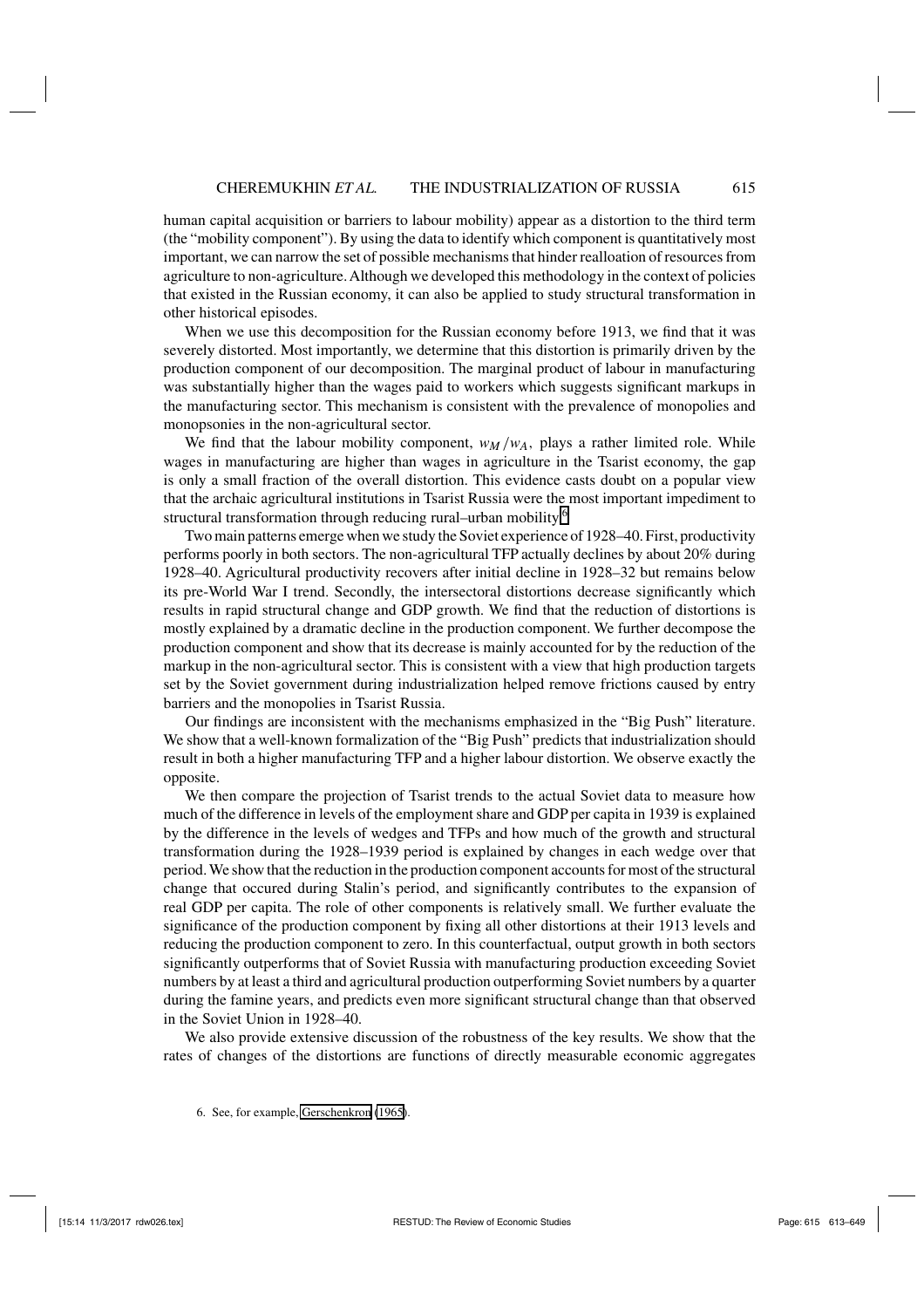human capital acquisition or barriers to labour mobility) appear as a distortion to the third term (the "mobility component"). By using the data to identify which component is quantitatively most important, we can narrow the set of possible mechanisms that hinder realloation of resources from agriculture to non-agriculture. Although we developed this methodology in the context of policies that existed in the Russian economy, it can also be applied to study structural transformation in other historical episodes.

When we use this decomposition for the Russian economy before 1913, we find that it was severely distorted. Most importantly, we determine that this distortion is primarily driven by the production component of our decomposition. The marginal product of labour in manufacturing was substantially higher than the wages paid to workers which suggests significant markups in the manufacturing sector. This mechanism is consistent with the prevalence of monopolies and monopsonies in the non-agricultural sector.

We find that the labour mobility component, $w_M/w_A$, plays a rather limited role. While wages in manufacturing are higher than wages in agriculture in the Tsarist economy, the gap is only a small fraction of the overall distortion. This evidence casts doubt on a popular view that the archaic agricultural institutions in Tsarist Russia were the most important impediment to structural transformation through reducing rural–urban mobility.[6]

Two main patterns emerge when we study the Soviet experience of 1928–40. First, productivity performs poorly in both sectors. The non-agricultural TFP actually declines by about 20% during 1928–40. Agricultural productivity recovers after initial decline in 1928–32 but remains below its pre-World War I trend. Secondly, the intersectoral distortions decrease significantly which results in rapid structural change and GDP growth. We find that the reduction of distortions is mostly explained by a dramatic decline in the production component. We further decompose the production component and show that its decrease is mainly accounted for by the reduction of the markup in the non-agricultural sector. This is consistent with a view that high production targets set by the Soviet government during industrialization helped remove frictions caused by entry barriers and the monopolies in Tsarist Russia.

Our findings are inconsistent with the mechanisms emphasized in the "Big Push" literature. We show that a well-known formalization of the "Big Push" predicts that industrialization should result in both a higher manufacturing TFP and a higher labour distortion. We observe exactly the opposite.

We then compare the projection of Tsarist trends to the actual Soviet data to measure how much of the difference in levels of the employment share and GDP per capita in 1939 is explained by the difference in the levels of wedges and TFPs and how much of the growth and structural transformation during the 1928–1939 period is explained by changes in each wedge over that period. We show that the reduction in the production component accounts for most of the structural change that occured during Stalin's period, and significantly contributes to the expansion of real GDP per capita. The role of other components is relatively small. We further evaluate the significance of the production component by fixing all other distortions at their 1913 levels and reducing the production component to zero. In this counterfactual, output growth in both sectors significantly outperforms that of Soviet Russia with manufacturing production exceeding Soviet numbers by at least a third and agricultural production outperforming Soviet numbers by a quarter during the famine years, and predicts even more significant structural change than that observed in the Soviet Union in 1928–40.

We also provide extensive discussion of the robustness of the key results. We show that the rates of changes of the distortions are functions of directly measurable economic aggregates

6. See, for example, Gerschenkron (1965).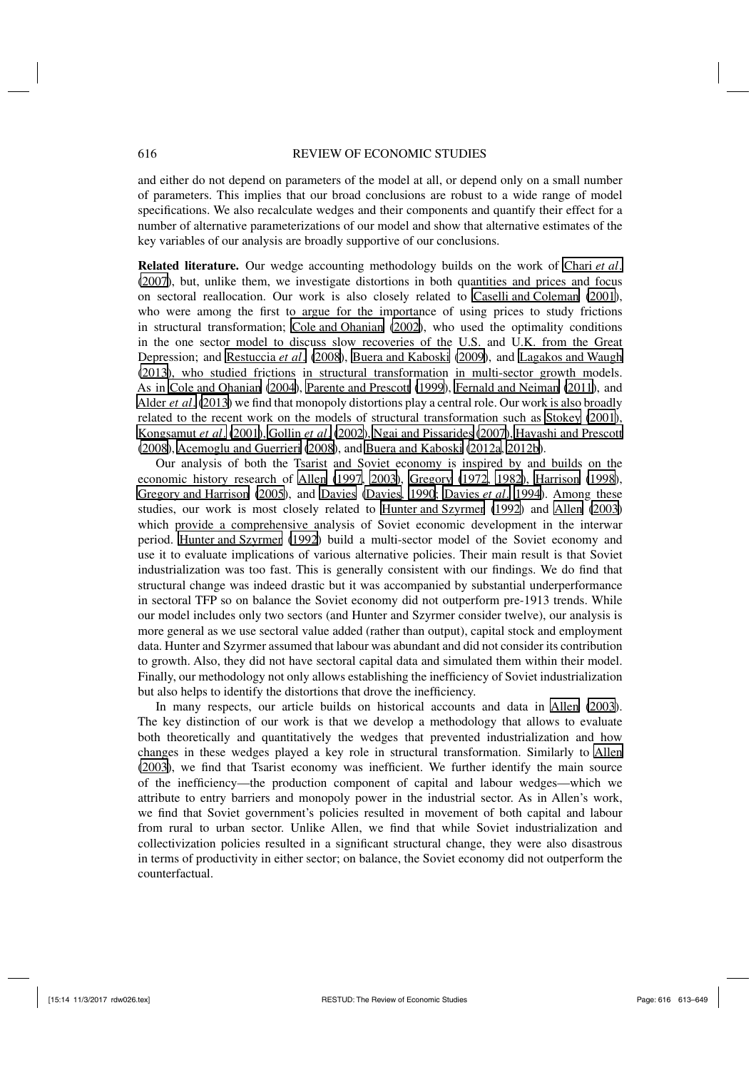and either do not depend on parameters of the model at all, or depend only on a small number of parameters. This implies that our broad conclusions are robust to a wide range of model specifications. We also recalculate wedges and their components and quantify their effect for a number of alternative parameterizations of our model and show that alternative estimates of the key variables of our analysis are broadly supportive of our conclusions.

**Related literature.** Our wedge accounting methodology builds on the work of Chari *et al.* (2007), but, unlike them, we investigate distortions in both quantities and prices and focus on sectoral reallocation. Our work is also closely related to Caselli and Coleman (2001), who were among the first to argue for the importance of using prices to study frictions in structural transformation; Cole and Ohanian (2002), who used the optimality conditions in the one sector model to discuss slow recoveries of the U.S. and U.K. from the Great Depression; and Restuccia *et al.* (2008), Buera and Kaboski (2009), and Lagakos and Waugh (2013), who studied frictions in structural transformation in multi-sector growth models. As in Cole and Ohanian (2004), Parente and Prescott (1999), Fernald and Neiman (2011), and Alder *et al.* (2013) we find that monopoly distortions play a central role. Our work is also broadly related to the recent work on the models of structural transformation such as Stokey (2001), Kongsamut *et al.* (2001), Gollin *et al.* (2002), Ngai and Pissarides (2007), Hayashi and Prescott (2008), Acemoglu and Guerrieri (2008), and Buera and Kaboski (2012a, 2012b).

Our analysis of both the Tsarist and Soviet economy is inspired by and builds on the economic history research of Allen (1997, 2003), Gregory (1972, 1982), Harrison (1998), Gregory and Harrison (2005), and Davies (Davies, 1990; Davies *et al.*, 1994). Among these studies, our work is most closely related to Hunter and Szyrmer (1992) and Allen (2003) which provide a comprehensive analysis of Soviet economic development in the interwar period. Hunter and Szyrmer (1992) build a multi-sector model of the Soviet economy and use it to evaluate implications of various alternative policies. Their main result is that Soviet industrialization was too fast. This is generally consistent with our findings. We do find that structural change was indeed drastic but it was accompanied by substantial underperformance in sectoral TFP so on balance the Soviet economy did not outperform pre-1913 trends. While our model includes only two sectors (and Hunter and Szyrmer consider twelve), our analysis is more general as we use sectoral value added (rather than output), capital stock and employment data. Hunter and Szyrmer assumed that labour was abundant and did not consider its contribution to growth. Also, they did not have sectoral capital data and simulated them within their model. Finally, our methodology not only allows establishing the inefficiency of Soviet industrialization but also helps to identify the distortions that drove the inefficiency.

In many respects, our article builds on historical accounts and data in Allen (2003). The key distinction of our work is that we develop a methodology that allows to evaluate both theoretically and quantitatively the wedges that prevented industrialization and how changes in these wedges played a key role in structural transformation. Similarly to Allen (2003), we find that Tsarist economy was inefficient. We further identify the main source of the inefficiency—the production component of capital and labour wedges—which we attribute to entry barriers and monopoly power in the industrial sector. As in Allen's work, we find that Soviet government's policies resulted in movement of both capital and labour from rural to urban sector. Unlike Allen, we find that while Soviet industrialization and collectivization policies resulted in a significant structural change, they were also disastrous in terms of productivity in either sector; on balance, the Soviet economy did not outperform the counterfactual.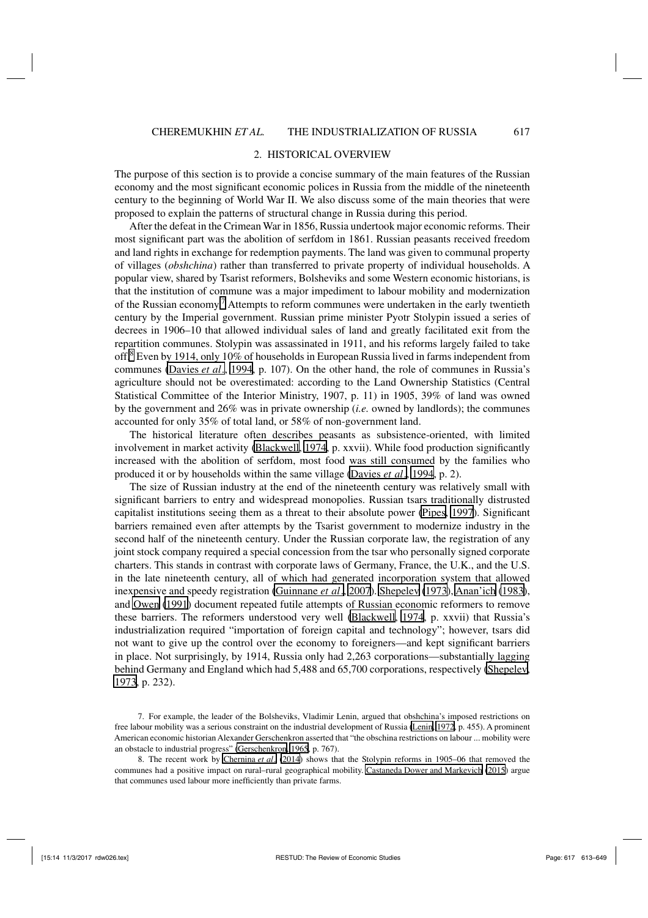## 2. HISTORICAL OVERVIEW

The purpose of this section is to provide a concise summary of the main features of the Russian economy and the most significant economic polices in Russia from the middle of the nineteenth century to the beginning of World War II. We also discuss some of the main theories that were proposed to explain the patterns of structural change in Russia during this period.

After the defeat in the Crimean War in 1856, Russia undertook major economic reforms. Their most significant part was the abolition of serfdom in 1861. Russian peasants received freedom and land rights in exchange for redemption payments. The land was given to communal property of villages (*obshchina*) rather than transferred to private property of individual households. A popular view, shared by Tsarist reformers, Bolsheviks and some Western economic historians, is that the institution of commune was a major impediment to labour mobility and modernization of the Russian economy.[7] Attempts to reform communes were undertaken in the early twentieth century by the Imperial government. Russian prime minister Pyotr Stolypin issued a series of decrees in 1906–10 that allowed individual sales of land and greatly facilitated exit from the repartition communes. Stolypin was assassinated in 1911, and his reforms largely failed to take off.[8] Even by 1914, only 10% of households in European Russia lived in farms independent from communes (Davies *et al.*, 1994, p. 107). On the other hand, the role of communes in Russia's agriculture should not be overestimated: according to the Land Ownership Statistics (Central Statistical Committee of the Interior Ministry, 1907, p. 11) in 1905, 39% of land was owned by the government and 26% was in private ownership (*i.e.* owned by landlords); the communes accounted for only 35% of total land, or 58% of non-government land.

The historical literature often describes peasants as subsistence-oriented, with limited involvement in market activity (Blackwell, 1974, p. xxvii). While food production significantly increased with the abolition of serfdom, most food was still consumed by the families who produced it or by households within the same village (Davies *et al.*, 1994, p. 2).

The size of Russian industry at the end of the nineteenth century was relatively small with significant barriers to entry and widespread monopolies. Russian tsars traditionally distrusted capitalist institutions seeing them as a threat to their absolute power (Pipes, 1997). Significant barriers remained even after attempts by the Tsarist government to modernize industry in the second half of the nineteenth century. Under the Russian corporate law, the registration of any joint stock company required a special concession from the tsar who personally signed corporate charters. This stands in contrast with corporate laws of Germany, France, the U.K., and the U.S. in the late nineteenth century, all of which had generated incorporation system that allowed inexpensive and speedy registration (Guinnane *et al.*, 2007). Shepelev (1973), Anan'ich (1983), and Owen (1991) document repeated futile attempts of Russian economic reformers to remove these barriers. The reformers understood very well (Blackwell, 1974, p. xxvii) that Russia's industrialization required "importation of foreign capital and technology"; however, tsars did not want to give up the control over the economy to foreigners—and kept significant barriers in place. Not surprisingly, by 1914, Russia only had 2,263 corporations—substantially lagging behind Germany and England which had 5,488 and 65,700 corporations, respectively (Shepelev, 1973, p. 232).

7. For example, the leader of the Bolsheviks, Vladimir Lenin, argued that obshchina's imposed restrictions on free labour mobility was a serious constraint on the industrial development of Russia (Lenin, 1972, p. 455). A prominent American economic historian Alexander Gerschenkron asserted that "the obschina restrictions on labour ... mobility were an obstacle to industrial progress" (Gerschenkron, 1965, p. 767).

8. The recent work by Chernina *et al.* (2014) shows that the Stolypin reforms in 1905–06 that removed the communes had a positive impact on rural–rural geographical mobility. Castaneda Dower and Markevich (2015) argue that communes used labour more inefficiently than private farms.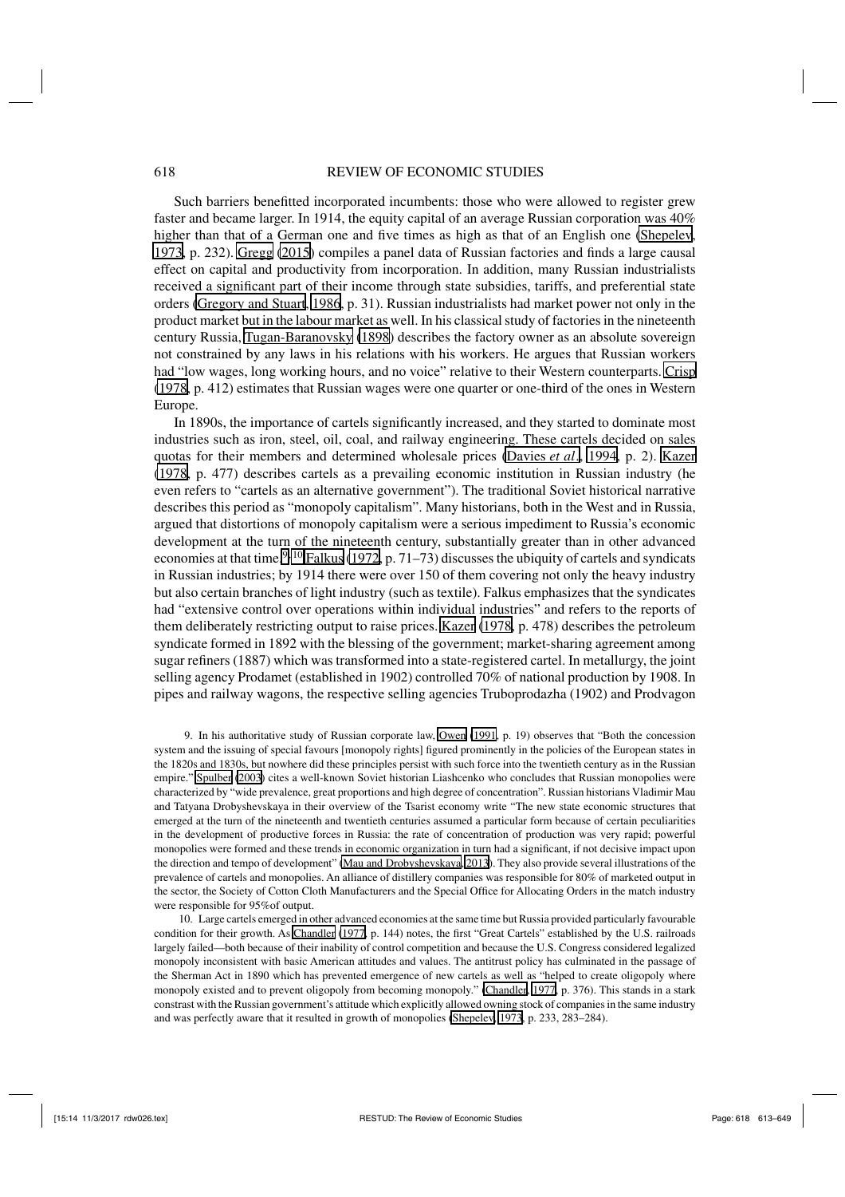Such barriers benefitted incorporated incumbents: those who were allowed to register grew faster and became larger. In 1914, the equity capital of an average Russian corporation was 40% higher than that of a German one and five times as high as that of an English one (Shepelev, 1973, p. 232). Gregg (2015) compiles a panel data of Russian factories and finds a large causal effect on capital and productivity from incorporation. In addition, many Russian industrialists received a significant part of their income through state subsidies, tariffs, and preferential state orders (Gregory and Stuart, 1986, p. 31). Russian industrialists had market power not only in the product market but in the labour market as well. In his classical study of factories in the nineteenth century Russia, Tugan-Baranovsky (1898) describes the factory owner as an absolute sovereign not constrained by any laws in his relations with his workers. He argues that Russian workers had "low wages, long working hours, and no voice" relative to their Western counterparts. Crisp (1978, p. 412) estimates that Russian wages were one quarter or one-third of the ones in Western Europe.

In 1890s, the importance of cartels significantly increased, and they started to dominate most industries such as iron, steel, oil, coal, and railway engineering. These cartels decided on sales quotas for their members and determined wholesale prices (Davies *et al.*, 1994, p. 2). Kazer (1978, p. 477) describes cartels as a prevailing economic institution in Russian industry (he even refers to "cartels as an alternative government"). The traditional Soviet historical narrative describes this period as "monopoly capitalism". Many historians, both in the West and in Russia, argued that distortions of monopoly capitalism were a serious impediment to Russia's economic development at the turn of the nineteenth century, substantially greater than in other advanced economies at that time.[9],[10] Falkus (1972, p. 71–73) discusses the ubiquity of cartels and syndicats in Russian industries; by 1914 there were over 150 of them covering not only the heavy industry but also certain branches of light industry (such as textile). Falkus emphasizes that the syndicates had "extensive control over operations within individual industries" and refers to the reports of them deliberately restricting output to raise prices. Kazer (1978, p. 478) describes the petroleum syndicate formed in 1892 with the blessing of the government; market-sharing agreement among sugar refiners (1887) which was transformed into a state-registered cartel. In metallurgy, the joint selling agency Prodamet (established in 1902) controlled 70% of national production by 1908. In pipes and railway wagons, the respective selling agencies Truboprodazha (1902) and Prodvagon

9. In his authoritative study of Russian corporate law, Owen (1991, p. 19) observes that "Both the concession system and the issuing of special favours [monopoly rights] figured prominently in the policies of the European states in the 1820s and 1830s, but nowhere did these principles persist with such force into the twentieth century as in the Russian empire." Spulber (2003) cites a well-known Soviet historian Liashcenko who concludes that Russian monopolies were characterized by "wide prevalence, great proportions and high degree of concentration". Russian historians Vladimir Mau and Tatyana Drobyshevskaya in their overview of the Tsarist economy write "The new state economic structures that emerged at the turn of the nineteenth and twentieth centuries assumed a particular form because of certain peculiarities in the development of productive forces in Russia: the rate of concentration of production was very rapid; powerful monopolies were formed and these trends in economic organization in turn had a significant, if not decisive impact upon the direction and tempo of development" (Mau and Drobyshevskaya, 2013). They also provide several illustrations of the prevalence of cartels and monopolies. An alliance of distillery companies was responsible for 80% of marketed output in the sector, the Society of Cotton Cloth Manufacturers and the Special Office for Allocating Orders in the match industry were responsible for 95%of output.

10. Large cartels emerged in other advanced economies at the same time but Russia provided particularly favourable condition for their growth. As Chandler (1977, p. 144) notes, the first "Great Cartels" established by the U.S. railroads largely failed—both because of their inability of control competition and because the U.S. Congress considered legalized monopoly inconsistent with basic American attitudes and values. The antitrust policy has culminated in the passage of the Sherman Act in 1890 which has prevented emergence of new cartels as well as "helped to create oligopoly where monopoly existed and to prevent oligopoly from becoming monopoly." (Chandler, 1977, p. 376). This stands in a stark constrast with the Russian government's attitude which explicitly allowed owning stock of companies in the same industry and was perfectly aware that it resulted in growth of monopolies (Shepelev, 1973, p. 233, 283–284).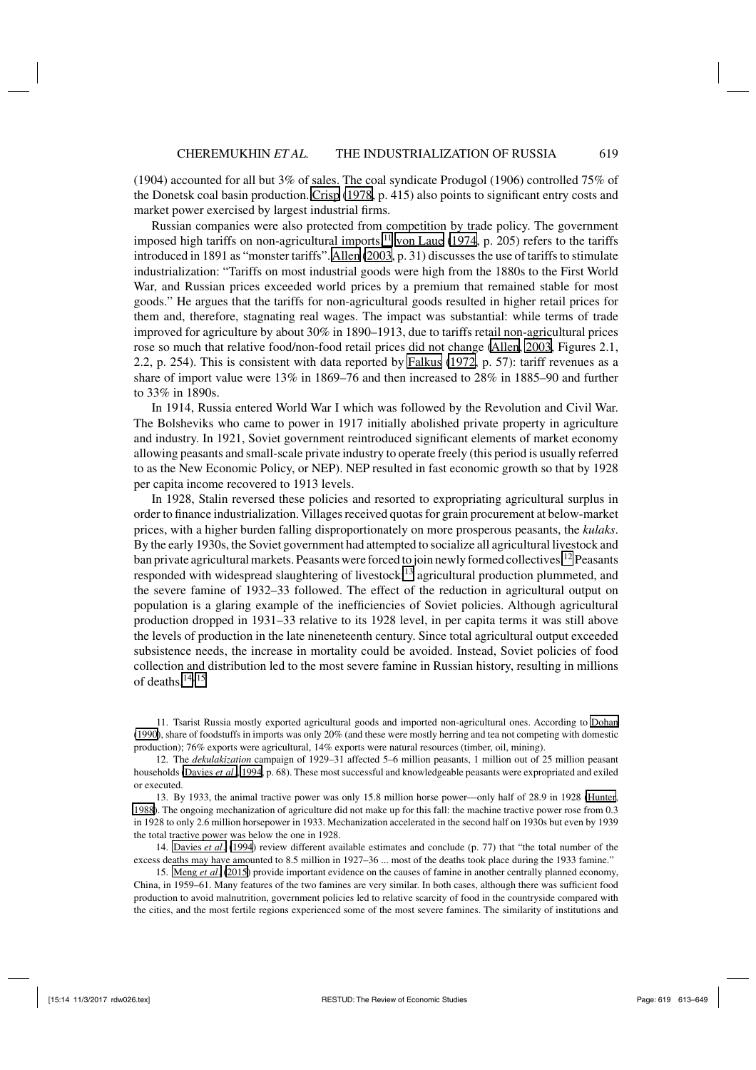(1904) accounted for all but 3% of sales. The coal syndicate Produgol (1906) controlled 75% of the Donetsk coal basin production. Crisp (1978, p. 415) also points to significant entry costs and market power exercised by largest industrial firms.

Russian companies were also protected from competition by trade policy. The government imposed high tariffs on non-agricultural imports.[11] von Laue (1974, p. 205) refers to the tariffs introduced in 1891 as "monster tariffs". Allen (2003, p. 31) discusses the use of tariffs to stimulate industrialization: "Tariffs on most industrial goods were high from the 1880s to the First World War, and Russian prices exceeded world prices by a premium that remained stable for most goods." He argues that the tariffs for non-agricultural goods resulted in higher retail prices for them and, therefore, stagnating real wages. The impact was substantial: while terms of trade improved for agriculture by about 30% in 1890–1913, due to tariffs retail non-agricultural prices rose so much that relative food/non-food retail prices did not change (Allen, 2003, Figures 2.1, 2.2, p. 254). This is consistent with data reported by Falkus (1972, p. 57): tariff revenues as a share of import value were 13% in 1869–76 and then increased to 28% in 1885–90 and further to 33% in 1890s.

In 1914, Russia entered World War I which was followed by the Revolution and Civil War. The Bolsheviks who came to power in 1917 initially abolished private property in agriculture and industry. In 1921, Soviet government reintroduced significant elements of market economy allowing peasants and small-scale private industry to operate freely (this period is usually referred to as the New Economic Policy, or NEP). NEP resulted in fast economic growth so that by 1928 per capita income recovered to 1913 levels.

In 1928, Stalin reversed these policies and resorted to expropriating agricultural surplus in order to finance industrialization. Villages received quotas for grain procurement at below-market prices, with a higher burden falling disproportionately on more prosperous peasants, the *kulaks*. By the early 1930s, the Soviet government had attempted to socialize all agricultural livestock and ban private agricultural markets. Peasants were forced to join newly formed collectives.[12] Peasants responded with widespread slaughtering of livestock,[13] agricultural production plummeted, and the severe famine of 1932–33 followed. The effect of the reduction in agricultural output on population is a glaring example of the inefficiencies of Soviet policies. Although agricultural production dropped in 1931–33 relative to its 1928 level, in per capita terms it was still above the levels of production in the late nineneteenth century. Since total agricultural output exceeded subsistence needs, the increase in mortality could be avoided. Instead, Soviet policies of food collection and distribution led to the most severe famine in Russian history, resulting in millions of deaths.[14],[15]

11. Tsarist Russia mostly exported agricultural goods and imported non-agricultural ones. According to Dohan (1990), share of foodstuffs in imports was only 20% (and these were mostly herring and tea not competing with domestic production); 76% exports were agricultural, 14% exports were natural resources (timber, oil, mining).

12. The *dekulakization* campaign of 1929–31 affected 5–6 million peasants, 1 million out of 25 million peasant households (Davies *et al.*, 1994, p. 68). These most successful and knowledgeable peasants were expropriated and exiled or executed.

13. By 1933, the animal tractive power was only 15.8 million horse power—only half of 28.9 in 1928 (Hunter, 1988). The ongoing mechanization of agriculture did not make up for this fall: the machine tractive power rose from 0.3 in 1928 to only 2.6 million horsepower in 1933. Mechanization accelerated in the second half on 1930s but even by 1939 the total tractive power was below the one in 1928.

14. Davies *et al.* (1994) review different available estimates and conclude (p. 77) that "the total number of the excess deaths may have amounted to 8.5 million in 1927–36 ... most of the deaths took place during the 1933 famine."

15. Meng *et al.* (2015) provide important evidence on the causes of famine in another centrally planned economy, China, in 1959–61. Many features of the two famines are very similar. In both cases, although there was sufficient food production to avoid malnutrition, government policies led to relative scarcity of food in the countryside compared with the cities, and the most fertile regions experienced some of the most severe famines. The similarity of institutions and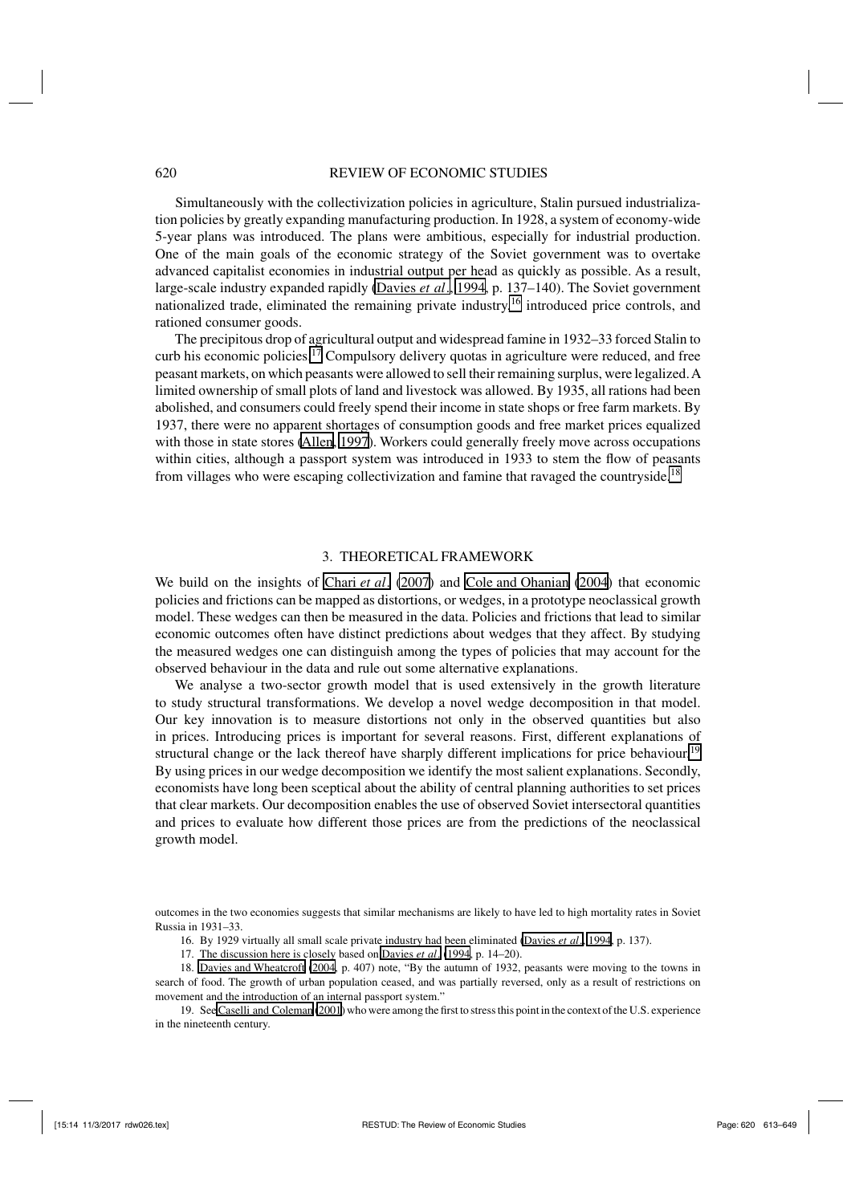Simultaneously with the collectivization policies in agriculture, Stalin pursued industrialization policies by greatly expanding manufacturing production. In 1928, a system of economy-wide 5-year plans was introduced. The plans were ambitious, especially for industrial production. One of the main goals of the economic strategy of the Soviet government was to overtake advanced capitalist economies in industrial output per head as quickly as possible. As a result, large-scale industry expanded rapidly (Davies *et al.*, 1994, p. 137–140). The Soviet government nationalized trade, eliminated the remaining private industry,[16] introduced price controls, and rationed consumer goods.

The precipitous drop of agricultural output and widespread famine in 1932–33 forced Stalin to curb his economic policies.[17] Compulsory delivery quotas in agriculture were reduced, and free peasant markets, on which peasants were allowed to sell their remaining surplus, were legalized. A limited ownership of small plots of land and livestock was allowed. By 1935, all rations had been abolished, and consumers could freely spend their income in state shops or free farm markets. By 1937, there were no apparent shortages of consumption goods and free market prices equalized with those in state stores (Allen, 1997). Workers could generally freely move across occupations within cities, although a passport system was introduced in 1933 to stem the flow of peasants from villages who were escaping collectivization and famine that ravaged the countryside.[18]

## 3. THEORETICAL FRAMEWORK

We build on the insights of Chari *et al.* (2007) and Cole and Ohanian (2004) that economic policies and frictions can be mapped as distortions, or wedges, in a prototype neoclassical growth model. These wedges can then be measured in the data. Policies and frictions that lead to similar economic outcomes often have distinct predictions about wedges that they affect. By studying the measured wedges one can distinguish among the types of policies that may account for the observed behaviour in the data and rule out some alternative explanations.

We analyse a two-sector growth model that is used extensively in the growth literature to study structural transformations. We develop a novel wedge decomposition in that model. Our key innovation is to measure distortions not only in the observed quantities but also in prices. Introducing prices is important for several reasons. First, different explanations of structural change or the lack thereof have sharply different implications for price behaviour.[19] By using prices in our wedge decomposition we identify the most salient explanations. Secondly, economists have long been sceptical about the ability of central planning authorities to set prices that clear markets. Our decomposition enables the use of observed Soviet intersectoral quantities and prices to evaluate how different those prices are from the predictions of the neoclassical growth model.

---

outcomes in the two economies suggests that similar mechanisms are likely to have led to high mortality rates in Soviet Russia in 1931–33.

16. By 1929 virtually all small scale private industry had been eliminated (Davies *et al.*, 1994, p. 137).

17. The discussion here is closely based on Davies *et al.* (1994, p. 14–20).

18. Davies and Wheatcroft (2004, p. 407) note, "By the autumn of 1932, peasants were moving to the towns in search of food. The growth of urban population ceased, and was partially reversed, only as a result of restrictions on movement and the introduction of an internal passport system."

19. See Caselli and Coleman (2001) who were among the first to stress this point in the context of the U.S. experience in the nineteenth century.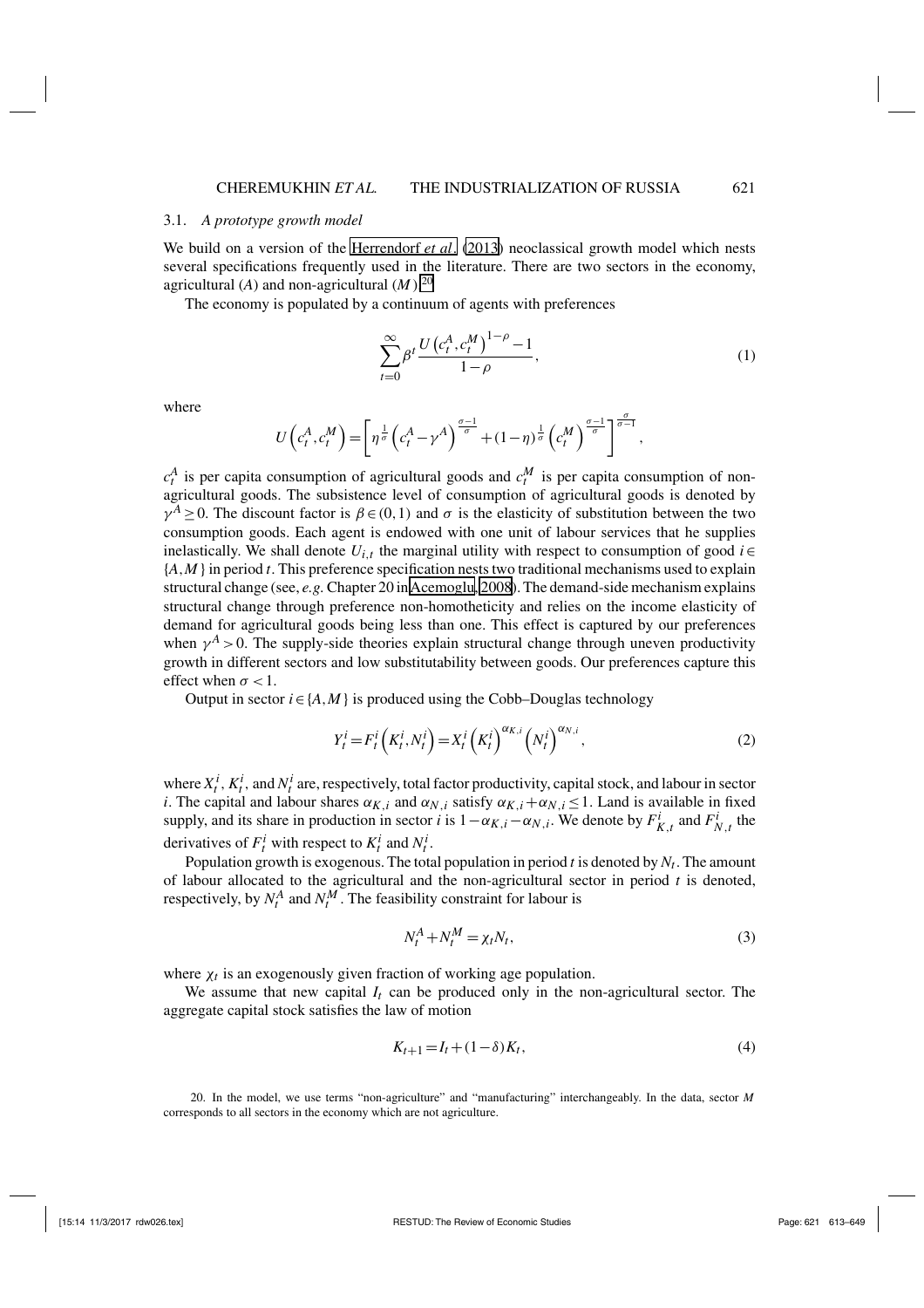### 3.1. *A prototype growth model*

We build on a version of the Herrendorf *et al.* (2013) neoclassical growth model which nests several specifications frequently used in the literature. There are two sectors in the economy, agricultural ($A$) and non-agricultural ($M$).[20]

The economy is populated by a continuum of agents with preferences

$$\sum_{t=0}^{\infty} \beta^t \frac{U\left(c_t^A, c_t^M\right)^{1-\rho} - 1}{1-\rho}, \tag{1}$$

where

$$U\left(c_t^A, c_t^M\right) = \left[\eta^{\frac{1}{\sigma}} \left(c_t^A - \gamma^A\right)^{\frac{\sigma-1}{\sigma}} + (1-\eta)^{\frac{1}{\sigma}} \left(c_t^M\right)^{\frac{\sigma-1}{\sigma}}\right]^{\frac{\sigma}{\sigma-1}},$$

$c_t^A$ is per capita consumption of agricultural goods and $c_t^M$ is per capita consumption of non-agricultural goods. The subsistence level of consumption of agricultural goods is denoted by $\gamma^A \geq 0$. The discount factor is $\beta \in (0,1)$ and $\sigma$ is the elasticity of substitution between the two consumption goods. Each agent is endowed with one unit of labour services that he supplies inelastically. We shall denote $U_{i,t}$ the marginal utility with respect to consumption of good $i \in \{A, M\}$ in period $t$. This preference specification nests two traditional mechanisms used to explain structural change (see, *e.g.* Chapter 20 in Acemoglu, 2008). The demand-side mechanism explains structural change through preference non-homotheticity and relies on the income elasticity of demand for agricultural goods being less than one. This effect is captured by our preferences when $\gamma^A > 0$. The supply-side theories explain structural change through uneven productivity growth in different sectors and low substitutability between goods. Our preferences capture this effect when $\sigma < 1$.

Output in sector $i \in \{A, M\}$ is produced using the Cobb–Douglas technology

$$Y_t^i = F_t^i\left(K_t^i, N_t^i\right) = X_t^i \left(K_t^i\right)^{\alpha_{K,i}} \left(N_t^i\right)^{\alpha_{N,i}}, \tag{2}$$

where $X_t^i$, $K_t^i$, and $N_t^i$ are, respectively, total factor productivity, capital stock, and labour in sector $i$. The capital and labour shares $\alpha_{K,i}$ and $\alpha_{N,i}$ satisfy $\alpha_{K,i} + \alpha_{N,i} \leq 1$. Land is available in fixed supply, and its share in production in sector $i$ is $1 - \alpha_{K,i} - \alpha_{N,i}$. We denote by $F_{K,t}^i$ and $F_{N,t}^i$ the derivatives of $F_t^i$ with respect to $K_t^i$ and $N_t^i$.

Population growth is exogenous. The total population in period $t$ is denoted by $N_t$. The amount of labour allocated to the agricultural and the non-agricultural sector in period $t$ is denoted, respectively, by $N_t^A$ and $N_t^M$. The feasibility constraint for labour is

$$N_t^A + N_t^M = \chi_t N_t, \tag{3}$$

where $\chi_t$ is an exogenously given fraction of working age population.

We assume that new capital $I_t$ can be produced only in the non-agricultural sector. The aggregate capital stock satisfies the law of motion

$$K_{t+1} = I_t + (1-\delta) K_t, \tag{4}$$

20. In the model, we use terms "non-agriculture" and "manufacturing" interchangeably. In the data, sector $M$ corresponds to all sectors in the economy which are not agriculture.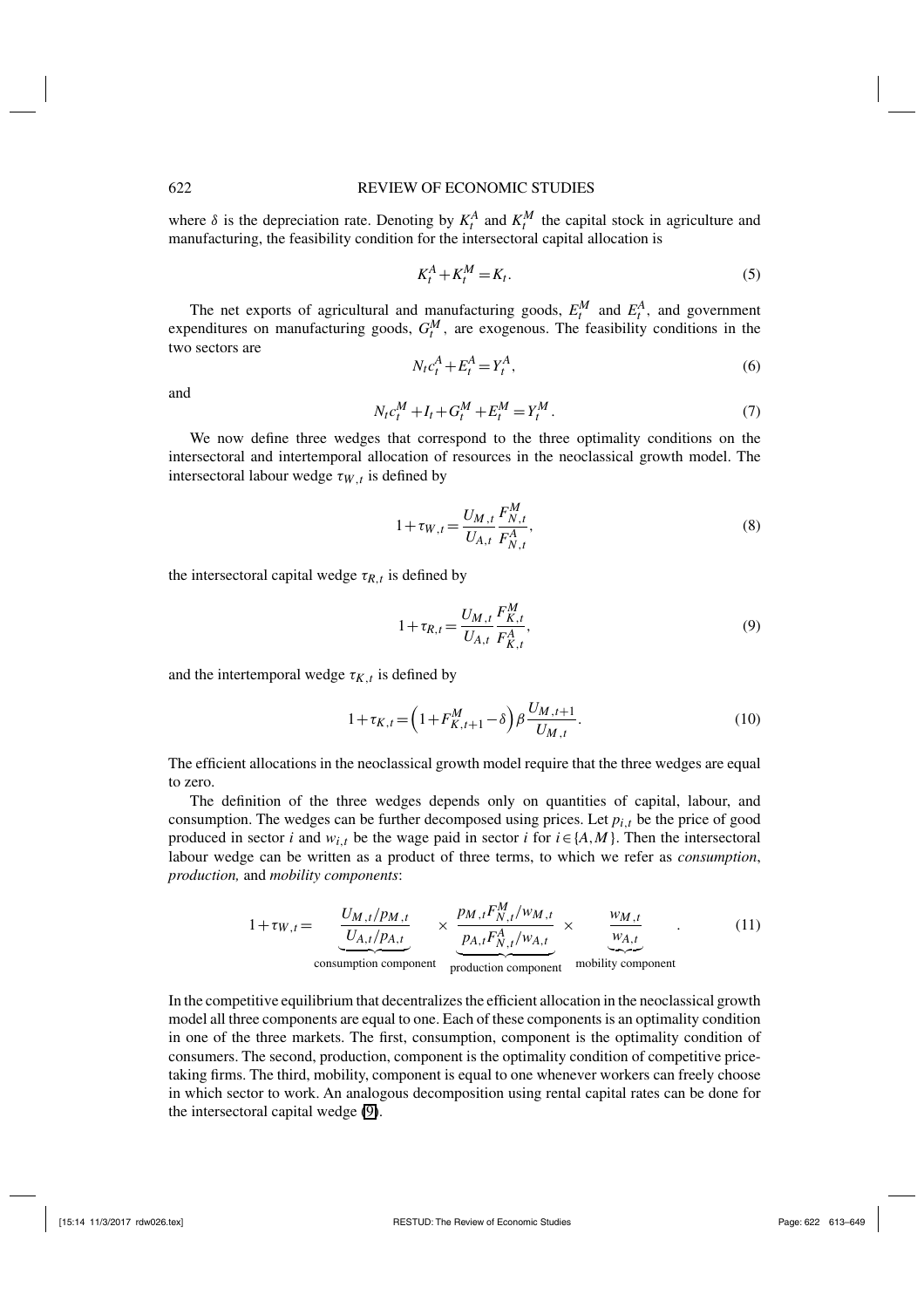where $\delta$ is the depreciation rate. Denoting by $K_t^A$ and $K_t^M$ the capital stock in agriculture and manufacturing, the feasibility condition for the intersectoral capital allocation is

$$K_t^A + K_t^M = K_t. \tag{5}$$

The net exports of agricultural and manufacturing goods, $E_t^M$ and $E_t^A$, and government expenditures on manufacturing goods, $G_t^M$, are exogenous. The feasibility conditions in the two sectors are

$$N_t c_t^A + E_t^A = Y_t^A, \tag{6}$$

and

$$N_t c_t^M + I_t + G_t^M + E_t^M = Y_t^M. \tag{7}$$

We now define three wedges that correspond to the three optimality conditions on the intersectoral and intertemporal allocation of resources in the neoclassical growth model. The intersectoral labour wedge $\tau_{W,t}$ is defined by

$$1+\tau_{W,t} = \frac{U_{M,t}}{U_{A,t}} \frac{F_{N,t}^M}{F_{N,t}^A}, \tag{8}$$

the intersectoral capital wedge $\tau_{R,t}$ is defined by

$$1+\tau_{R,t} = \frac{U_{M,t}}{U_{A,t}} \frac{F_{K,t}^M}{F_{K,t}^A}, \tag{9}$$

and the intertemporal wedge $\tau_{K,t}$ is defined by

$$1+\tau_{K,t} = \left(1+F_{K,t+1}^M - \delta\right) \beta \frac{U_{M,t+1}}{U_{M,t}}. \tag{10}$$

The efficient allocations in the neoclassical growth model require that the three wedges are equal to zero.

The definition of the three wedges depends only on quantities of capital, labour, and consumption. The wedges can be further decomposed using prices. Let $p_{i,t}$ be the price of good produced in sector $i$ and $w_{i,t}$ be the wage paid in sector $i$ for $i \in \{A, M\}$. Then the intersectoral labour wedge can be written as a product of three terms, to which we refer as *consumption*, *production,* and *mobility components*:

$$1+\tau_{W,t} = \underbrace{\frac{U_{M,t}/p_{M,t}}{U_{A,t}/p_{A,t}}}_{\text{consumption component}} \times \underbrace{\frac{p_{M,t}F_{N,t}^M/w_{M,t}}{p_{A,t}F_{N,t}^A/w_{A,t}}}_{\text{production component}} \times \underbrace{\frac{w_{M,t}}{w_{A,t}}}_{\text{mobility component}}. \tag{11}$$

In the competitive equilibrium that decentralizes the efficient allocation in the neoclassical growth model all three components are equal to one. Each of these components is an optimality condition in one of the three markets. The first, consumption, component is the optimality condition of consumers. The second, production, component is the optimality condition of competitive price-taking firms. The third, mobility, component is equal to one whenever workers can freely choose in which sector to work. An analogous decomposition using rental capital rates can be done for the intersectoral capital wedge (9).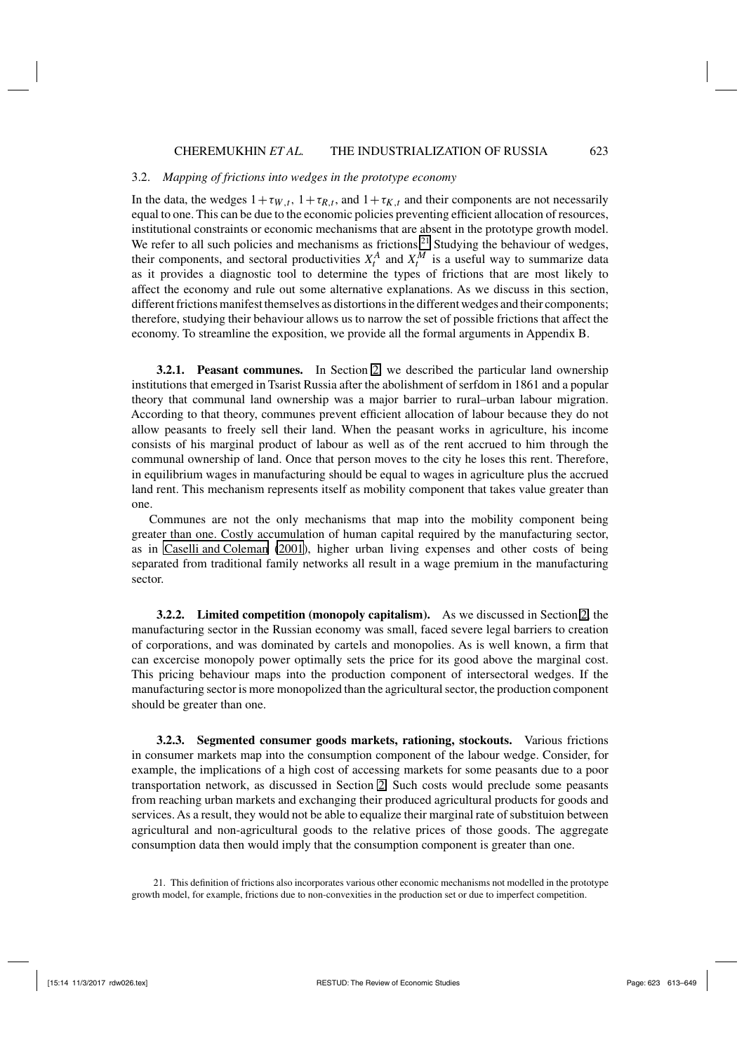### 3.2. *Mapping of frictions into wedges in the prototype economy*

In the data, the wedges $1+\tau_{W,t}$, $1+\tau_{R,t}$, and $1+\tau_{K,t}$ and their components are not necessarily equal to one. This can be due to the economic policies preventing efficient allocation of resources, institutional constraints or economic mechanisms that are absent in the prototype growth model. We refer to all such policies and mechanisms as frictions.[21] Studying the behaviour of wedges, their components, and sectoral productivities $X_t^A$ and $X_t^M$ is a useful way to summarize data as it provides a diagnostic tool to determine the types of frictions that are most likely to affect the economy and rule out some alternative explanations. As we discuss in this section, different frictions manifest themselves as distortions in the different wedges and their components; therefore, studying their behaviour allows us to narrow the set of possible frictions that affect the economy. To streamline the exposition, we provide all the formal arguments in Appendix B.

**3.2.1. Peasant communes.** In Section 2 we described the particular land ownership institutions that emerged in Tsarist Russia after the abolishment of serfdom in 1861 and a popular theory that communal land ownership was a major barrier to rural–urban labour migration. According to that theory, communes prevent efficient allocation of labour because they do not allow peasants to freely sell their land. When the peasant works in agriculture, his income consists of his marginal product of labour as well as of the rent accrued to him through the communal ownership of land. Once that person moves to the city he loses this rent. Therefore, in equilibrium wages in manufacturing should be equal to wages in agriculture plus the accrued land rent. This mechanism represents itself as mobility component that takes value greater than one.

Communes are not the only mechanisms that map into the mobility component being greater than one. Costly accumulation of human capital required by the manufacturing sector, as in Caselli and Coleman (2001), higher urban living expenses and other costs of being separated from traditional family networks all result in a wage premium in the manufacturing sector.

**3.2.2. Limited competition (monopoly capitalism).** As we discussed in Section 2, the manufacturing sector in the Russian economy was small, faced severe legal barriers to creation of corporations, and was dominated by cartels and monopolies. As is well known, a firm that can excercise monopoly power optimally sets the price for its good above the marginal cost. This pricing behaviour maps into the production component of intersectoral wedges. If the manufacturing sector is more monopolized than the agricultural sector, the production component should be greater than one.

**3.2.3. Segmented consumer goods markets, rationing, stockouts.** Various frictions in consumer markets map into the consumption component of the labour wedge. Consider, for example, the implications of a high cost of accessing markets for some peasants due to a poor transportation network, as discussed in Section 2. Such costs would preclude some peasants from reaching urban markets and exchanging their produced agricultural products for goods and services. As a result, they would not be able to equalize their marginal rate of substituion between agricultural and non-agricultural goods to the relative prices of those goods. The aggregate consumption data then would imply that the consumption component is greater than one.

21. This definition of frictions also incorporates various other economic mechanisms not modelled in the prototype growth model, for example, frictions due to non-convexities in the production set or due to imperfect competition.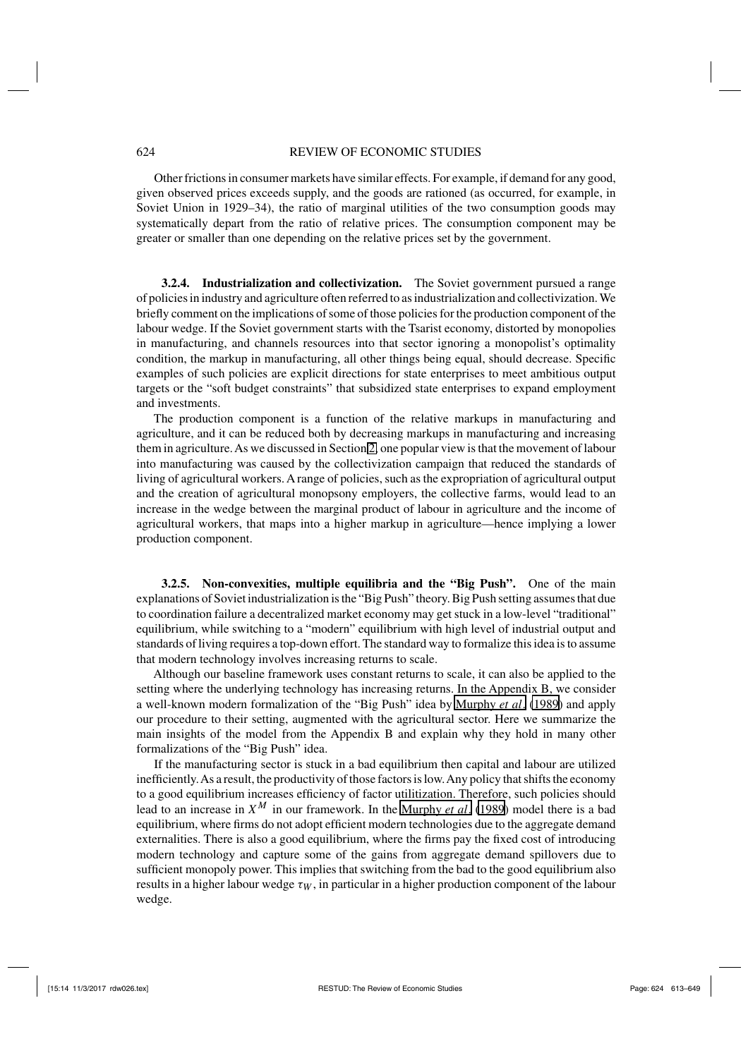Other frictions in consumer markets have similar effects. For example, if demand for any good, given observed prices exceeds supply, and the goods are rationed (as occurred, for example, in Soviet Union in 1929–34), the ratio of marginal utilities of the two consumption goods may systematically depart from the ratio of relative prices. The consumption component may be greater or smaller than one depending on the relative prices set by the government.

**3.2.4. Industrialization and collectivization.** The Soviet government pursued a range of policies in industry and agriculture often referred to as industrialization and collectivization. We briefly comment on the implications of some of those policies for the production component of the labour wedge. If the Soviet government starts with the Tsarist economy, distorted by monopolies in manufacturing, and channels resources into that sector ignoring a monopolist's optimality condition, the markup in manufacturing, all other things being equal, should decrease. Specific examples of such policies are explicit directions for state enterprises to meet ambitious output targets or the "soft budget constraints" that subsidized state enterprises to expand employment and investments.

The production component is a function of the relative markups in manufacturing and agriculture, and it can be reduced both by decreasing markups in manufacturing and increasing them in agriculture. As we discussed in Section 2, one popular view is that the movement of labour into manufacturing was caused by the collectivization campaign that reduced the standards of living of agricultural workers. A range of policies, such as the expropriation of agricultural output and the creation of agricultural monopsony employers, the collective farms, would lead to an increase in the wedge between the marginal product of labour in agriculture and the income of agricultural workers, that maps into a higher markup in agriculture—hence implying a lower production component.

**3.2.5. Non-convexities, multiple equilibria and the "Big Push".** One of the main explanations of Soviet industrialization is the "Big Push" theory. Big Push setting assumes that due to coordination failure a decentralized market economy may get stuck in a low-level "traditional" equilibrium, while switching to a "modern" equilibrium with high level of industrial output and standards of living requires a top-down effort. The standard way to formalize this idea is to assume that modern technology involves increasing returns to scale.

Although our baseline framework uses constant returns to scale, it can also be applied to the setting where the underlying technology has increasing returns. In the Appendix B, we consider a well-known modern formalization of the "Big Push" idea by Murphy *et al.* (1989) and apply our procedure to their setting, augmented with the agricultural sector. Here we summarize the main insights of the model from the Appendix B and explain why they hold in many other formalizations of the "Big Push" idea.

If the manufacturing sector is stuck in a bad equilibrium then capital and labour are utilized inefficiently. As a result, the productivity of those factors is low. Any policy that shifts the economy to a good equilibrium increases efficiency of factor utilitization. Therefore, such policies should lead to an increase in $X^M$ in our framework. In the Murphy *et al.* (1989) model there is a bad equilibrium, where firms do not adopt efficient modern technologies due to the aggregate demand externalities. There is also a good equilibrium, where the firms pay the fixed cost of introducing modern technology and capture some of the gains from aggregate demand spillovers due to sufficient monopoly power. This implies that switching from the bad to the good equilibrium also results in a higher labour wedge $\tau_W$, in particular in a higher production component of the labour wedge.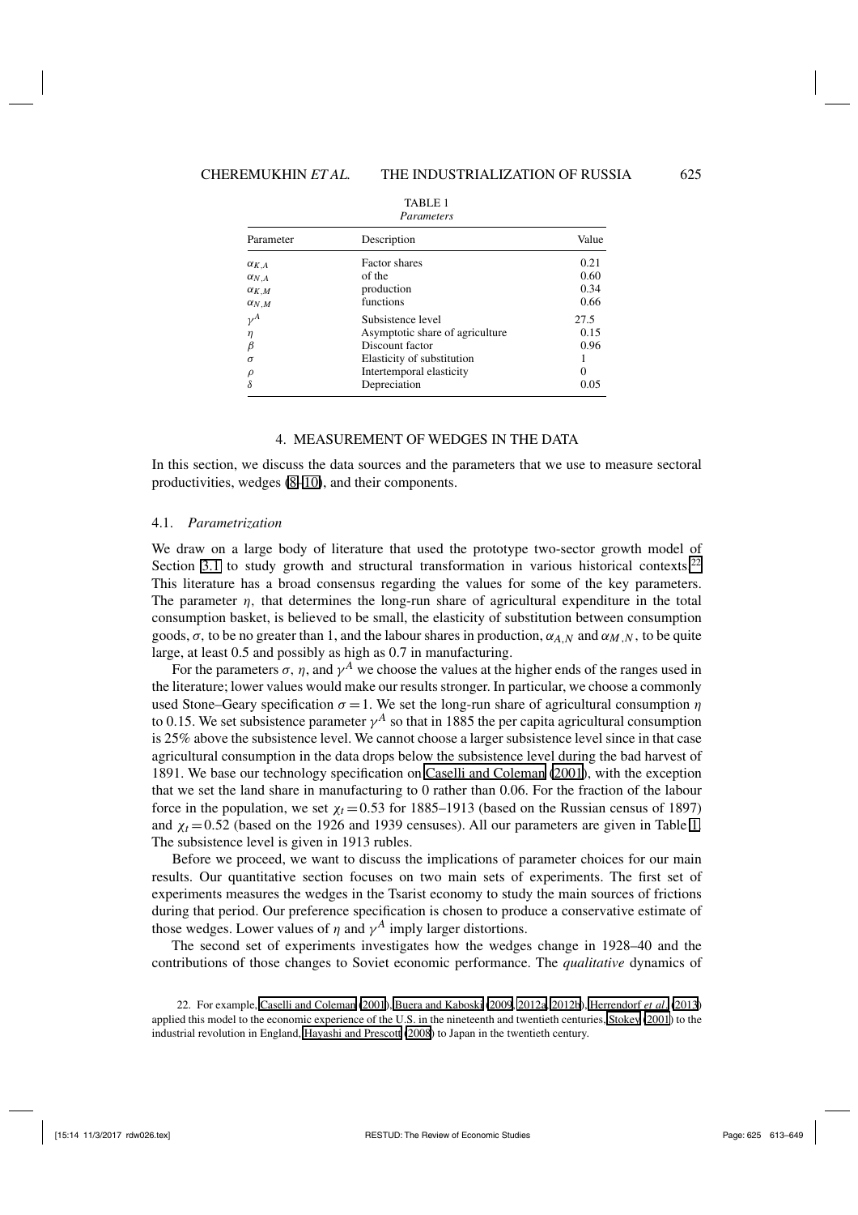TABLE 1
*Parameters*

| Parameter | Description | Value |
|---|---|---|
| $\alpha_{K,A}$ | Factor shares | 0.21 |
| $\alpha_{N,A}$ | of the | 0.60 |
| $\alpha_{K,M}$ | production | 0.34 |
| $\alpha_{N,M}$ | functions | 0.66 |
| $\gamma^A$ | Subsistence level | 27.5 |
| $\eta$ | Asymptotic share of agriculture | 0.15 |
| $\beta$ | Discount factor | 0.96 |
| $\sigma$ | Elasticity of substitution | 1 |
| $\rho$ | Intertemporal elasticity | 0 |
| $\delta$ | Depreciation | 0.05 |

## 4. MEASUREMENT OF WEDGES IN THE DATA

In this section, we discuss the data sources and the parameters that we use to measure sectoral productivities, wedges (8)–(10), and their components.

### 4.1. *Parametrization*

We draw on a large body of literature that used the prototype two-sector growth model of Section 3.1 to study growth and structural transformation in various historical contexts.[22] This literature has a broad consensus regarding the values for some of the key parameters. The parameter $\eta$, that determines the long-run share of agricultural expenditure in the total consumption basket, is believed to be small, the elasticity of substitution between consumption goods, $\sigma$, to be no greater than 1, and the labour shares in production, $\alpha_{A,N}$ and $\alpha_{M,N}$, to be quite large, at least 0.5 and possibly as high as 0.7 in manufacturing.

For the parameters $\sigma$, $\eta$, and $\gamma^A$ we choose the values at the higher ends of the ranges used in the literature; lower values would make our results stronger. In particular, we choose a commonly used Stone–Geary specification $\sigma = 1$. We set the long-run share of agricultural consumption $\eta$ to 0.15. We set subsistence parameter $\gamma^A$ so that in 1885 the per capita agricultural consumption is 25% above the subsistence level. We cannot choose a larger subsistence level since in that case agricultural consumption in the data drops below the subsistence level during the bad harvest of 1891. We base our technology specification on Caselli and Coleman (2001), with the exception that we set the land share in manufacturing to 0 rather than 0.06. For the fraction of the labour force in the population, we set $\chi_t = 0.53$ for 1885–1913 (based on the Russian census of 1897) and $\chi_t = 0.52$ (based on the 1926 and 1939 censuses). All our parameters are given in Table 1. The subsistence level is given in 1913 rubles.

Before we proceed, we want to discuss the implications of parameter choices for our main results. Our quantitative section focuses on two main sets of experiments. The first set of experiments measures the wedges in the Tsarist economy to study the main sources of frictions during that period. Our preference specification is chosen to produce a conservative estimate of those wedges. Lower values of $\eta$ and $\gamma^A$ imply larger distortions.

The second set of experiments investigates how the wedges change in 1928–40 and the contributions of those changes to Soviet economic performance. The *qualitative* dynamics of

22. For example, Caselli and Coleman (2001), Buera and Kaboski (2009, 2012a, 2012b), Herrendorf *et al.* (2013) applied this model to the economic experience of the U.S. in the nineteenth and twentieth centuries, Stokey (2001) to the industrial revolution in England, Hayashi and Prescott (2008) to Japan in the twentieth century.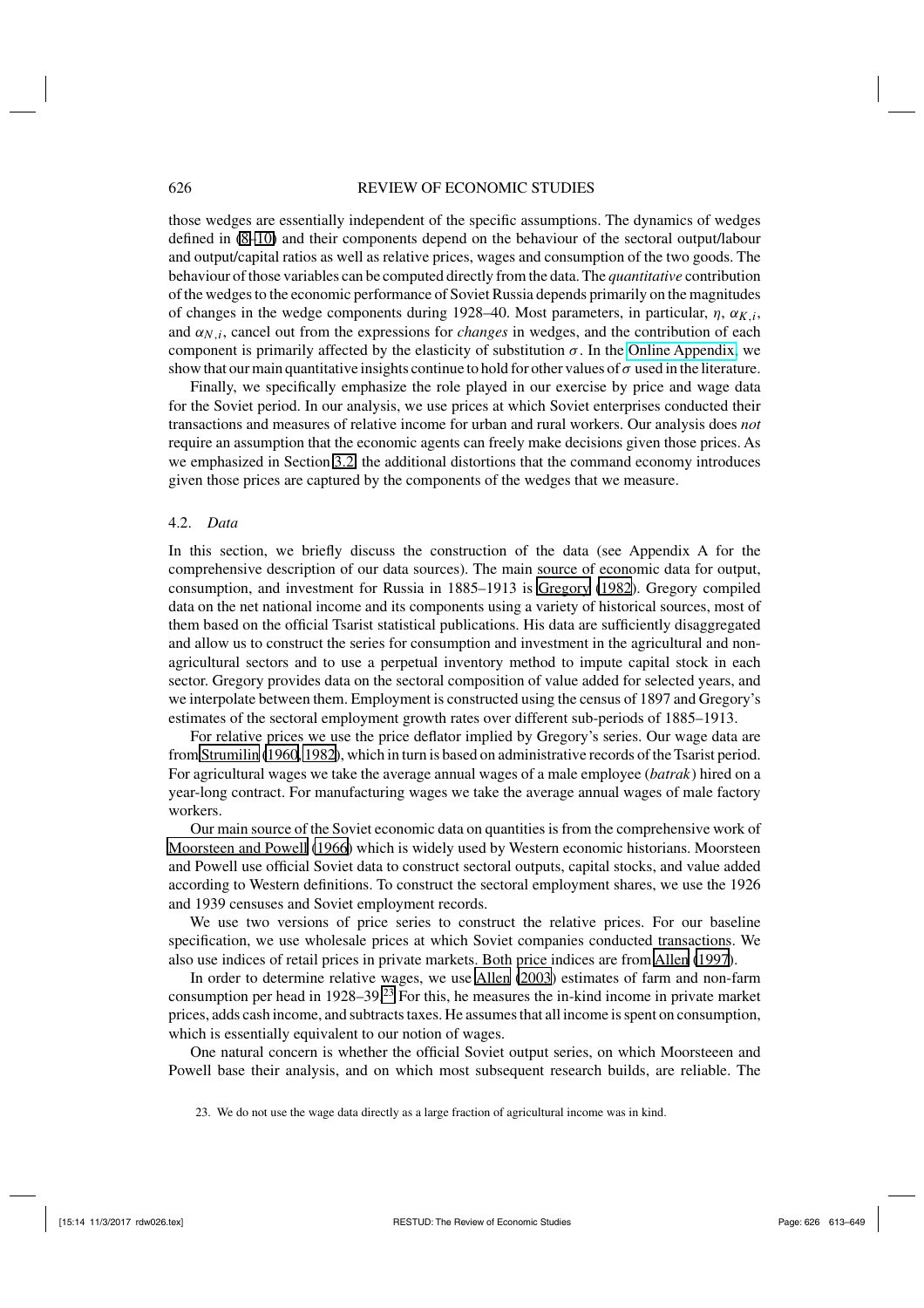those wedges are essentially independent of the specific assumptions. The dynamics of wedges defined in (8–10) and their components depend on the behaviour of the sectoral output/labour and output/capital ratios as well as relative prices, wages and consumption of the two goods. The behaviour of those variables can be computed directly from the data. The *quantitative* contribution of the wedges to the economic performance of Soviet Russia depends primarily on the magnitudes of changes in the wedge components during 1928–40. Most parameters, in particular, $\eta$, $\alpha_{K,i}$, and $\alpha_{N,i}$, cancel out from the expressions for *changes* in wedges, and the contribution of each component is primarily affected by the elasticity of substitution $\sigma$. In the Online Appendix, we show that our main quantitative insights continue to hold for other values of $\sigma$ used in the literature.

Finally, we specifically emphasize the role played in our exercise by price and wage data for the Soviet period. In our analysis, we use prices at which Soviet enterprises conducted their transactions and measures of relative income for urban and rural workers. Our analysis does *not* require an assumption that the economic agents can freely make decisions given those prices. As we emphasized in Section 3.2, the additional distortions that the command economy introduces given those prices are captured by the components of the wedges that we measure.

### 4.2. *Data*

In this section, we briefly discuss the construction of the data (see Appendix A for the comprehensive description of our data sources). The main source of economic data for output, consumption, and investment for Russia in 1885–1913 is Gregory (1982). Gregory compiled data on the net national income and its components using a variety of historical sources, most of them based on the official Tsarist statistical publications. His data are sufficiently disaggregated and allow us to construct the series for consumption and investment in the agricultural and non-agricultural sectors and to use a perpetual inventory method to impute capital stock in each sector. Gregory provides data on the sectoral composition of value added for selected years, and we interpolate between them. Employment is constructed using the census of 1897 and Gregory's estimates of the sectoral employment growth rates over different sub-periods of 1885–1913.

For relative prices we use the price deflator implied by Gregory's series. Our wage data are from Strumilin (1960, 1982), which in turn is based on administrative records of the Tsarist period. For agricultural wages we take the average annual wages of a male employee (*batrak*) hired on a year-long contract. For manufacturing wages we take the average annual wages of male factory workers.

Our main source of the Soviet economic data on quantities is from the comprehensive work of Moorsteen and Powell (1966) which is widely used by Western economic historians. Moorsteen and Powell use official Soviet data to construct sectoral outputs, capital stocks, and value added according to Western definitions. To construct the sectoral employment shares, we use the 1926 and 1939 censuses and Soviet employment records.

We use two versions of price series to construct the relative prices. For our baseline specification, we use wholesale prices at which Soviet companies conducted transactions. We also use indices of retail prices in private markets. Both price indices are from Allen (1997).

In order to determine relative wages, we use Allen (2003) estimates of farm and non-farm consumption per head in 1928–39.[23] For this, he measures the in-kind income in private market prices, adds cash income, and subtracts taxes. He assumes that all income is spent on consumption, which is essentially equivalent to our notion of wages.

One natural concern is whether the official Soviet output series, on which Moorsteeen and Powell base their analysis, and on which most subsequent research builds, are reliable. The

23. We do not use the wage data directly as a large fraction of agricultural income was in kind.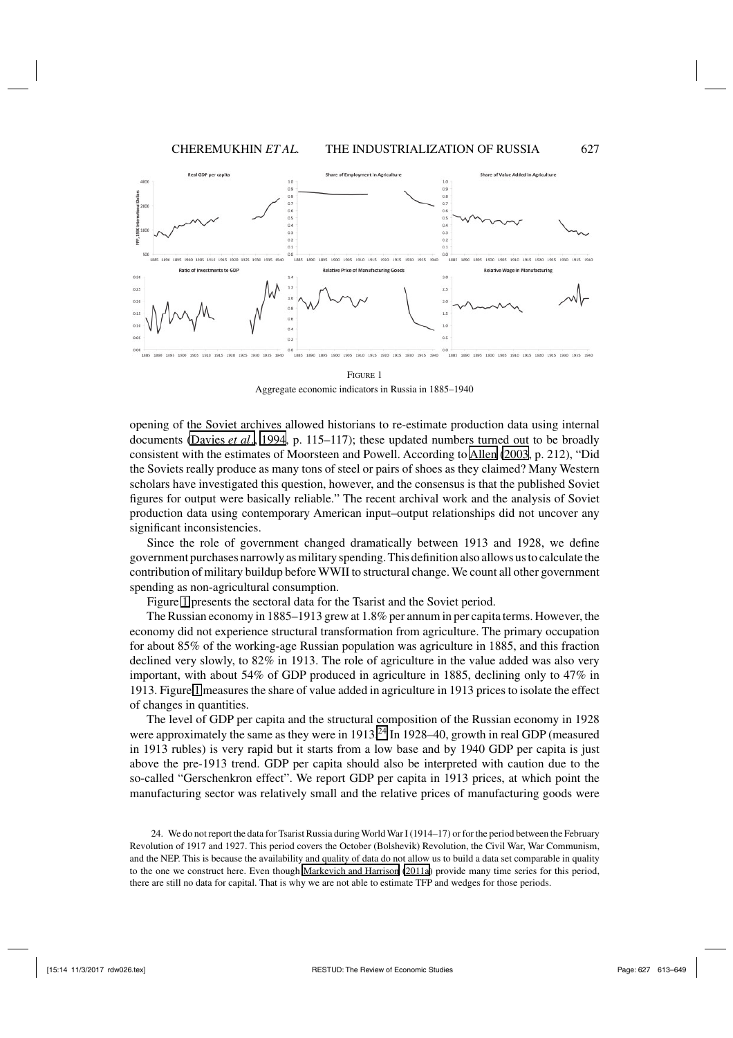FIGURE 1

Aggregate economic indicators in Russia in 1885–1940

opening of the Soviet archives allowed historians to re-estimate production data using internal documents (Davies *et al.*, 1994, p. 115–117); these updated numbers turned out to be broadly consistent with the estimates of Moorsteen and Powell. According to Allen (2003, p. 212), "Did the Soviets really produce as many tons of steel or pairs of shoes as they claimed? Many Western scholars have investigated this question, however, and the consensus is that the published Soviet figures for output were basically reliable." The recent archival work and the analysis of Soviet production data using contemporary American input–output relationships did not uncover any significant inconsistencies.

Since the role of government changed dramatically between 1913 and 1928, we define government purchases narrowly as military spending. This definition also allows us to calculate the contribution of military buildup before WWII to structural change. We count all other government spending as non-agricultural consumption.

Figure 1 presents the sectoral data for the Tsarist and the Soviet period.

The Russian economy in 1885–1913 grew at 1.8% per annum in per capita terms. However, the economy did not experience structural transformation from agriculture. The primary occupation for about 85% of the working-age Russian population was agriculture in 1885, and this fraction declined very slowly, to 82% in 1913. The role of agriculture in the value added was also very important, with about 54% of GDP produced in agriculture in 1885, declining only to 47% in 1913. Figure 1 measures the share of value added in agriculture in 1913 prices to isolate the effect of changes in quantities.

The level of GDP per capita and the structural composition of the Russian economy in 1928 were approximately the same as they were in 1913.[24] In 1928–40, growth in real GDP (measured in 1913 rubles) is very rapid but it starts from a low base and by 1940 GDP per capita is just above the pre-1913 trend. GDP per capita should also be interpreted with caution due to the so-called "Gerschenkron effect". We report GDP per capita in 1913 prices, at which point the manufacturing sector was relatively small and the relative prices of manufacturing goods were

24. We do not report the data for Tsarist Russia during World War I (1914–17) or for the period between the February Revolution of 1917 and 1927. This period covers the October (Bolshevik) Revolution, the Civil War, War Communism, and the NEP. This is because the availability and quality of data do not allow us to build a data set comparable in quality to the one we construct here. Even though Markevich and Harrison (2011a) provide many time series for this period, there are still no data for capital. That is why we are not able to estimate TFP and wedges for those periods.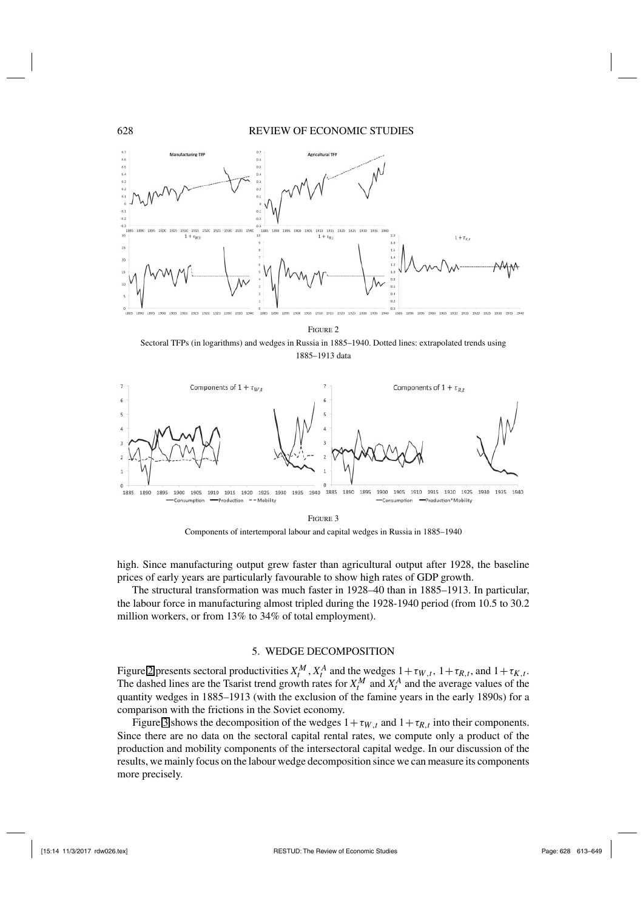FIGURE 2

Sectoral TFPs (in logarithms) and wedges in Russia in 1885–1940. Dotted lines: extrapolated trends using 1885–1913 data

FIGURE 3

Components of intertemporal labour and capital wedges in Russia in 1885–1940

high. Since manufacturing output grew faster than agricultural output after 1928, the baseline prices of early years are particularly favourable to show high rates of GDP growth.

The structural transformation was much faster in 1928–40 than in 1885–1913. In particular, the labour force in manufacturing almost tripled during the 1928-1940 period (from 10.5 to 30.2 million workers, or from 13% to 34% of total employment).

## 5. WEDGE DECOMPOSITION

Figure 2 presents sectoral productivities $X_t^M$, $X_t^A$ and the wedges $1+\tau_{W,t}$, $1+\tau_{R,t}$, and $1+\tau_{K,t}$. The dashed lines are the Tsarist trend growth rates for $X_t^M$ and $X_t^A$ and the average values of the quantity wedges in 1885–1913 (with the exclusion of the famine years in the early 1890s) for a comparison with the frictions in the Soviet economy.

Figure 3 shows the decomposition of the wedges $1+\tau_{W,t}$ and $1+\tau_{R,t}$ into their components. Since there are no data on the sectoral capital rental rates, we compute only a product of the production and mobility components of the intersectoral capital wedge. In our discussion of the results, we mainly focus on the labour wedge decomposition since we can measure its components more precisely.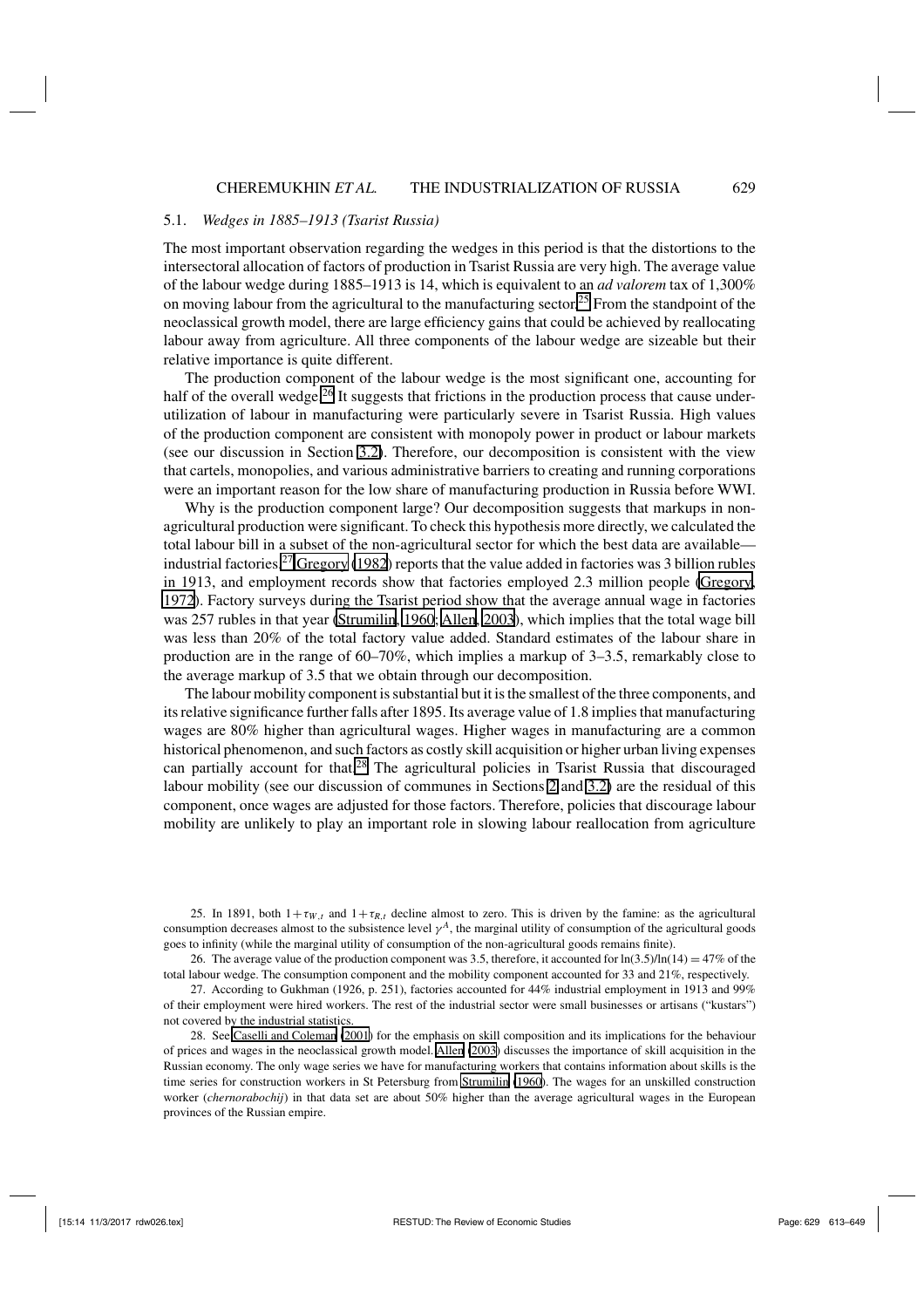### 5.1. *Wedges in 1885–1913 (Tsarist Russia)*

The most important observation regarding the wedges in this period is that the distortions to the intersectoral allocation of factors of production in Tsarist Russia are very high. The average value of the labour wedge during 1885–1913 is 14, which is equivalent to an *ad valorem* tax of 1,300% on moving labour from the agricultural to the manufacturing sector.[25] From the standpoint of the neoclassical growth model, there are large efficiency gains that could be achieved by reallocating labour away from agriculture. All three components of the labour wedge are sizeable but their relative importance is quite different.

The production component of the labour wedge is the most significant one, accounting for half of the overall wedge.[26] It suggests that frictions in the production process that cause underutilization of labour in manufacturing were particularly severe in Tsarist Russia. High values of the production component are consistent with monopoly power in product or labour markets (see our discussion in Section 3.2). Therefore, our decomposition is consistent with the view that cartels, monopolies, and various administrative barriers to creating and running corporations were an important reason for the low share of manufacturing production in Russia before WWI.

Why is the production component large? Our decomposition suggests that markups in non-agricultural production were significant. To check this hypothesis more directly, we calculated the total labour bill in a subset of the non-agricultural sector for which the best data are available—industrial factories.[27] Gregory (1982) reports that the value added in factories was 3 billion rubles in 1913, and employment records show that factories employed 2.3 million people (Gregory, 1972). Factory surveys during the Tsarist period show that the average annual wage in factories was 257 rubles in that year (Strumilin, 1960; Allen, 2003), which implies that the total wage bill was less than 20% of the total factory value added. Standard estimates of the labour share in production are in the range of 60–70%, which implies a markup of 3–3.5, remarkably close to the average markup of 3.5 that we obtain through our decomposition.

The labour mobility component is substantial but it is the smallest of the three components, and its relative significance further falls after 1895. Its average value of 1.8 implies that manufacturing wages are 80% higher than agricultural wages. Higher wages in manufacturing are a common historical phenomenon, and such factors as costly skill acquisition or higher urban living expenses can partially account for that.[28] The agricultural policies in Tsarist Russia that discouraged labour mobility (see our discussion of communes in Sections 2 and 3.2) are the residual of this component, once wages are adjusted for those factors. Therefore, policies that discourage labour mobility are unlikely to play an important role in slowing labour reallocation from agriculture

---

25. In 1891, both $1+\tau_{W,t}$ and $1+\tau_{R,t}$ decline almost to zero. This is driven by the famine: as the agricultural consumption decreases almost to the subsistence level $\gamma^A$, the marginal utility of consumption of the agricultural goods goes to infinity (while the marginal utility of consumption of the non-agricultural goods remains finite).

26. The average value of the production component was 3.5, therefore, it accounted for $\ln(3.5)/\ln(14) = 47\%$ of the total labour wedge. The consumption component and the mobility component accounted for 33 and 21%, respectively.

27. According to Gukhman (1926, p. 251), factories accounted for 44% industrial employment in 1913 and 99% of their employment were hired workers. The rest of the industrial sector were small businesses or artisans ("kustars") not covered by the industrial statistics.

28. See Caselli and Coleman (2001) for the emphasis on skill composition and its implications for the behaviour of prices and wages in the neoclassical growth model. Allen (2003) discusses the importance of skill acquisition in the Russian economy. The only wage series we have for manufacturing workers that contains information about skills is the time series for construction workers in St Petersburg from Strumilin (1960). The wages for an unskilled construction worker (*chernorabochij*) in that data set are about 50% higher than the average agricultural wages in the European provinces of the Russian empire.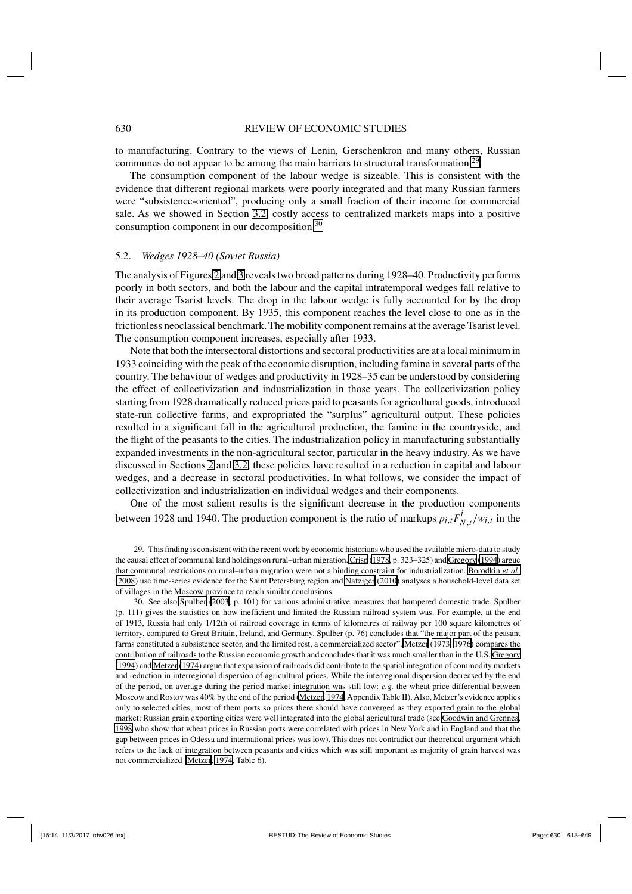to manufacturing. Contrary to the views of Lenin, Gerschenkron and many others, Russian communes do not appear to be among the main barriers to structural transformation.[29]

The consumption component of the labour wedge is sizeable. This is consistent with the evidence that different regional markets were poorly integrated and that many Russian farmers were "subsistence-oriented", producing only a small fraction of their income for commercial sale. As we showed in Section 3.2, costly access to centralized markets maps into a positive consumption component in our decomposition.[30]

### 5.2. *Wedges 1928–40 (Soviet Russia)*

The analysis of Figures 2 and 3 reveals two broad patterns during 1928–40. Productivity performs poorly in both sectors, and both the labour and the capital intratemporal wedges fall relative to their average Tsarist levels. The drop in the labour wedge is fully accounted for by the drop in its production component. By 1935, this component reaches the level close to one as in the frictionless neoclassical benchmark. The mobility component remains at the average Tsarist level. The consumption component increases, especially after 1933.

Note that both the intersectoral distortions and sectoral productivities are at a local minimum in 1933 coinciding with the peak of the economic disruption, including famine in several parts of the country. The behaviour of wedges and productivity in 1928–35 can be understood by considering the effect of collectivization and industrialization in those years. The collectivization policy starting from 1928 dramatically reduced prices paid to peasants for agricultural goods, introduced state-run collective farms, and expropriated the "surplus" agricultural output. These policies resulted in a significant fall in the agricultural production, the famine in the countryside, and the flight of the peasants to the cities. The industrialization policy in manufacturing substantially expanded investments in the non-agricultural sector, particular in the heavy industry. As we have discussed in Sections 2 and 3.2, these policies have resulted in a reduction in capital and labour wedges, and a decrease in sectoral productivities. In what follows, we consider the impact of collectivization and industrialization on individual wedges and their components.

One of the most salient results is the significant decrease in the production components between 1928 and 1940. The production component is the ratio of markups $p_{j,t}F^{j}_{N,t}/w_{j,t}$ in the

29. This finding is consistent with the recent work by economic historians who used the available micro-data to study the causal effect of communal land holdings on rural–urban migration. Crisp (1978, p. 323–325) and Gregory (1994) argue that communal restrictions on rural–urban migration were not a binding constraint for industrialization. Borodkin *et al.* (2008) use time-series evidence for the Saint Petersburg region and Nafziger (2010) analyses a household-level data set of villages in the Moscow province to reach similar conclusions.

30. See also Spulber (2003, p. 101) for various administrative measures that hampered domestic trade. Spulber (p. 111) gives the statistics on how inefficient and limited the Russian railroad system was. For example, at the end of 1913, Russia had only 1/12th of railroad coverage in terms of kilometres of railway per 100 square kilometres of territory, compared to Great Britain, Ireland, and Germany. Spulber (p. 76) concludes that "the major part of the peasant farms constituted a subsistence sector, and the limited rest, a commercialized sector". Metzer (1973, 1976) compares the contribution of railroads to the Russian economic growth and concludes that it was much smaller than in the U.S. Gregory (1994) and Metzer (1974) argue that expansion of railroads did contribute to the spatial integration of commodity markets and reduction in interregional dispersion of agricultural prices. While the interregional dispersion decreased by the end of the period, on average during the period market integration was still low: *e.g.* the wheat price differential between Moscow and Rostov was 40% by the end of the period (Metzer, 1974, Appendix Table II). Also, Metzer's evidence applies only to selected cities, most of them ports so prices there should have converged as they exported grain to the global market; Russian grain exporting cities were well integrated into the global agricultural trade (see Goodwin and Grennes, 1998 who show that wheat prices in Russian ports were correlated with prices in New York and in England and that the gap between prices in Odessa and international prices was low). This does not contradict our theoretical argument which refers to the lack of integration between peasants and cities which was still important as majority of grain harvest was not commercialized (Metzer, 1974, Table 6).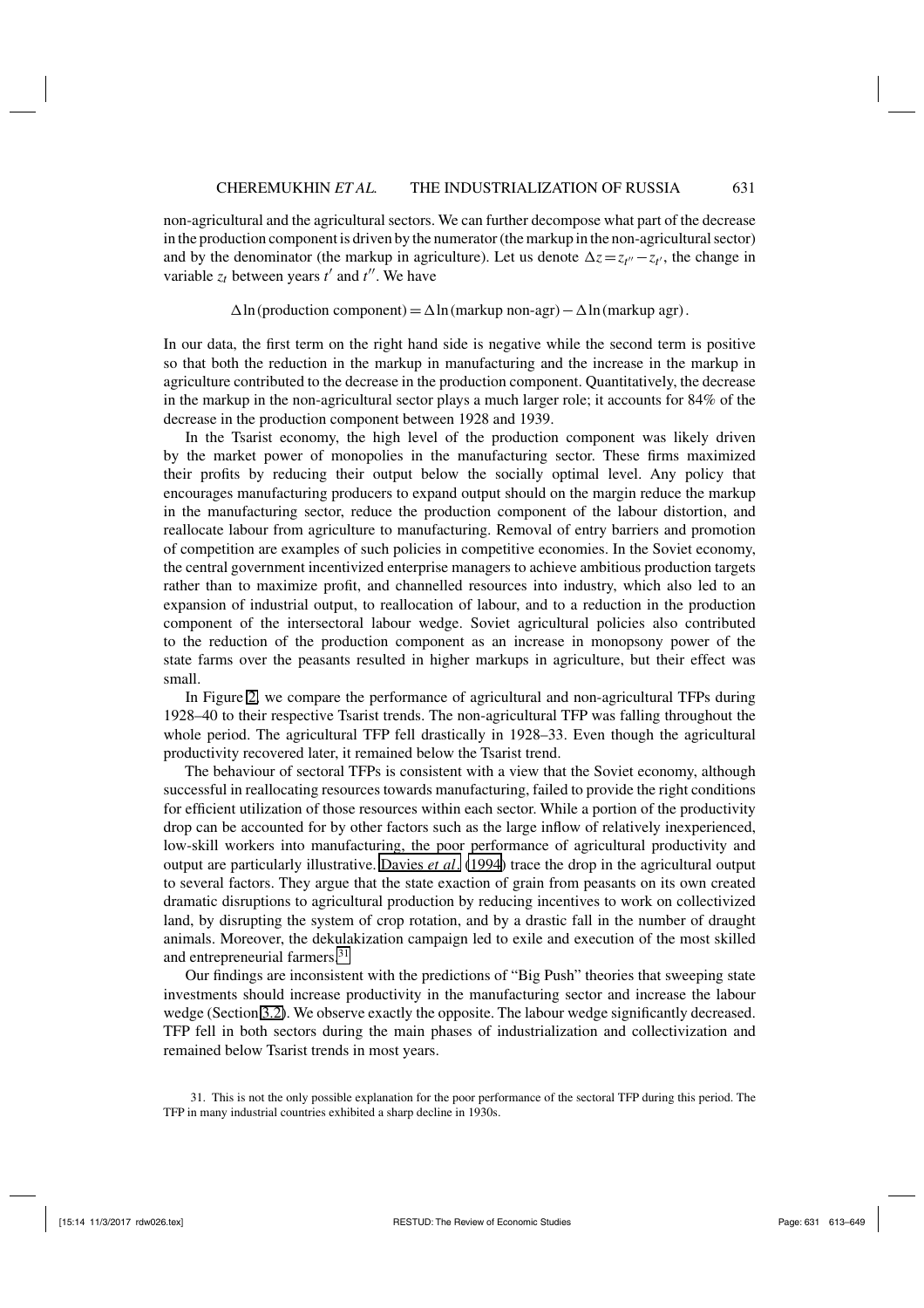non-agricultural and the agricultural sectors. We can further decompose what part of the decrease in the production component is driven by the numerator (the markup in the non-agricultural sector) and by the denominator (the markup in agriculture). Let us denote $\Delta z = z_{t''} - z_{t'}$, the change in variable $z_t$ between years $t'$ and $t''$. We have

$$\Delta \ln(\text{production component}) = \Delta \ln(\text{markup non-agr}) - \Delta \ln(\text{markup agr}).$$

In our data, the first term on the right hand side is negative while the second term is positive so that both the reduction in the markup in manufacturing and the increase in the markup in agriculture contributed to the decrease in the production component. Quantitatively, the decrease in the markup in the non-agricultural sector plays a much larger role; it accounts for 84% of the decrease in the production component between 1928 and 1939.

In the Tsarist economy, the high level of the production component was likely driven by the market power of monopolies in the manufacturing sector. These firms maximized their profits by reducing their output below the socially optimal level. Any policy that encourages manufacturing producers to expand output should on the margin reduce the markup in the manufacturing sector, reduce the production component of the labour distortion, and reallocate labour from agriculture to manufacturing. Removal of entry barriers and promotion of competition are examples of such policies in competitive economies. In the Soviet economy, the central government incentivized enterprise managers to achieve ambitious production targets rather than to maximize profit, and channelled resources into industry, which also led to an expansion of industrial output, to reallocation of labour, and to a reduction in the production component of the intersectoral labour wedge. Soviet agricultural policies also contributed to the reduction of the production component as an increase in monopsony power of the state farms over the peasants resulted in higher markups in agriculture, but their effect was small.

In Figure 2, we compare the performance of agricultural and non-agricultural TFPs during 1928–40 to their respective Tsarist trends. The non-agricultural TFP was falling throughout the whole period. The agricultural TFP fell drastically in 1928–33. Even though the agricultural productivity recovered later, it remained below the Tsarist trend.

The behaviour of sectoral TFPs is consistent with a view that the Soviet economy, although successful in reallocating resources towards manufacturing, failed to provide the right conditions for efficient utilization of those resources within each sector. While a portion of the productivity drop can be accounted for by other factors such as the large inflow of relatively inexperienced, low-skill workers into manufacturing, the poor performance of agricultural productivity and output are particularly illustrative. Davies *et al.* (1994) trace the drop in the agricultural output to several factors. They argue that the state exaction of grain from peasants on its own created dramatic disruptions to agricultural production by reducing incentives to work on collectivized land, by disrupting the system of crop rotation, and by a drastic fall in the number of draught animals. Moreover, the dekulakization campaign led to exile and execution of the most skilled and entrepreneurial farmers.[31]

Our findings are inconsistent with the predictions of "Big Push" theories that sweeping state investments should increase productivity in the manufacturing sector and increase the labour wedge (Section 3.2). We observe exactly the opposite. The labour wedge significantly decreased. TFP fell in both sectors during the main phases of industrialization and collectivization and remained below Tsarist trends in most years.

31. This is not the only possible explanation for the poor performance of the sectoral TFP during this period. The TFP in many industrial countries exhibited a sharp decline in 1930s.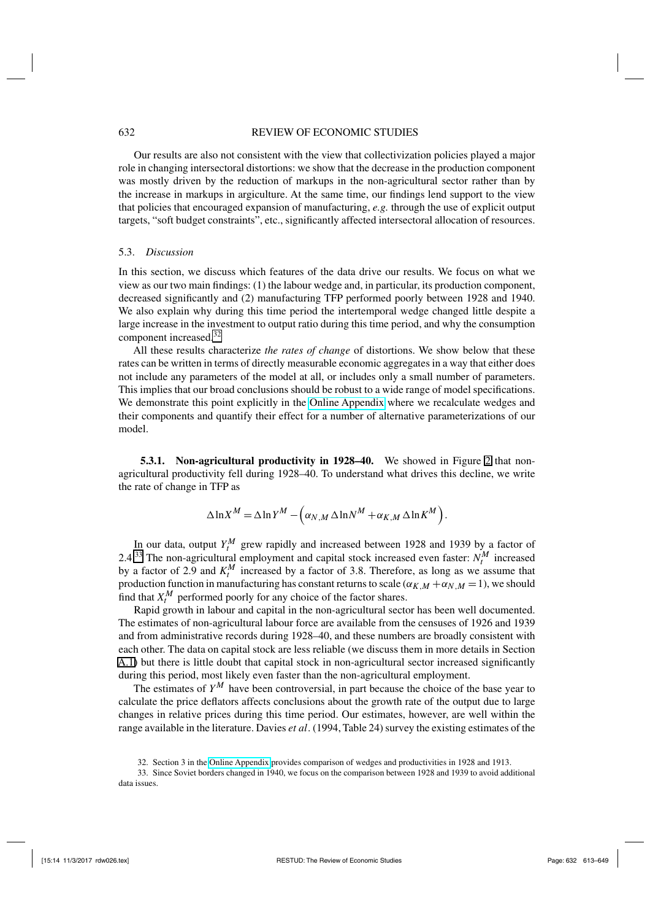Our results are also not consistent with the view that collectivization policies played a major role in changing intersectoral distortions: we show that the decrease in the production component was mostly driven by the reduction of markups in the non-agricultural sector rather than by the increase in markups in agriculture. At the same time, our findings lend support to the view that policies that encouraged expansion of manufacturing, *e.g.* through the use of explicit output targets, "soft budget constraints", etc., significantly affected intersectoral allocation of resources.

### 5.3. *Discussion*

In this section, we discuss which features of the data drive our results. We focus on what we view as our two main findings: (1) the labour wedge and, in particular, its production component, decreased significantly and (2) manufacturing TFP performed poorly between 1928 and 1940. We also explain why during this time period the intertemporal wedge changed little despite a large increase in the investment to output ratio during this time period, and why the consumption component increased.[32]

All these results characterize *the rates of change* of distortions. We show below that these rates can be written in terms of directly measurable economic aggregates in a way that either does not include any parameters of the model at all, or includes only a small number of parameters. This implies that our broad conclusions should be robust to a wide range of model specifications. We demonstrate this point explicitly in the Online Appendix where we recalculate wedges and their components and quantify their effect for a number of alternative parameterizations of our model.

**5.3.1. Non-agricultural productivity in 1928–40.** We showed in Figure 2 that non-agricultural productivity fell during 1928–40. To understand what drives this decline, we write the rate of change in TFP as

$$\Delta \ln X^M = \Delta \ln Y^M - \left(\alpha_{N,M} \Delta \ln N^M + \alpha_{K,M} \Delta \ln K^M\right).$$

In our data, output $Y_t^M$ grew rapidly and increased between 1928 and 1939 by a factor of 2.4.[33] The non-agricultural employment and capital stock increased even faster: $N_t^M$ increased by a factor of 2.9 and $K_t^M$ increased by a factor of 3.8. Therefore, as long as we assume that production function in manufacturing has constant returns to scale ($\alpha_{K,M} + \alpha_{N,M} = 1$), we should find that $X_t^M$ performed poorly for any choice of the factor shares.

Rapid growth in labour and capital in the non-agricultural sector has been well documented. The estimates of non-agricultural labour force are available from the censuses of 1926 and 1939 and from administrative records during 1928–40, and these numbers are broadly consistent with each other. The data on capital stock are less reliable (we discuss them in more details in Section A.1) but there is little doubt that capital stock in non-agricultural sector increased significantly during this period, most likely even faster than the non-agricultural employment.

The estimates of $Y^M$ have been controversial, in part because the choice of the base year to calculate the price deflators affects conclusions about the growth rate of the output due to large changes in relative prices during this time period. Our estimates, however, are well within the range available in the literature. Davies *et al*. (1994, Table 24) survey the existing estimates of the

32. Section 3 in the Online Appendix provides comparison of wedges and productivities in 1928 and 1913.

33. Since Soviet borders changed in 1940, we focus on the comparison between 1928 and 1939 to avoid additional data issues.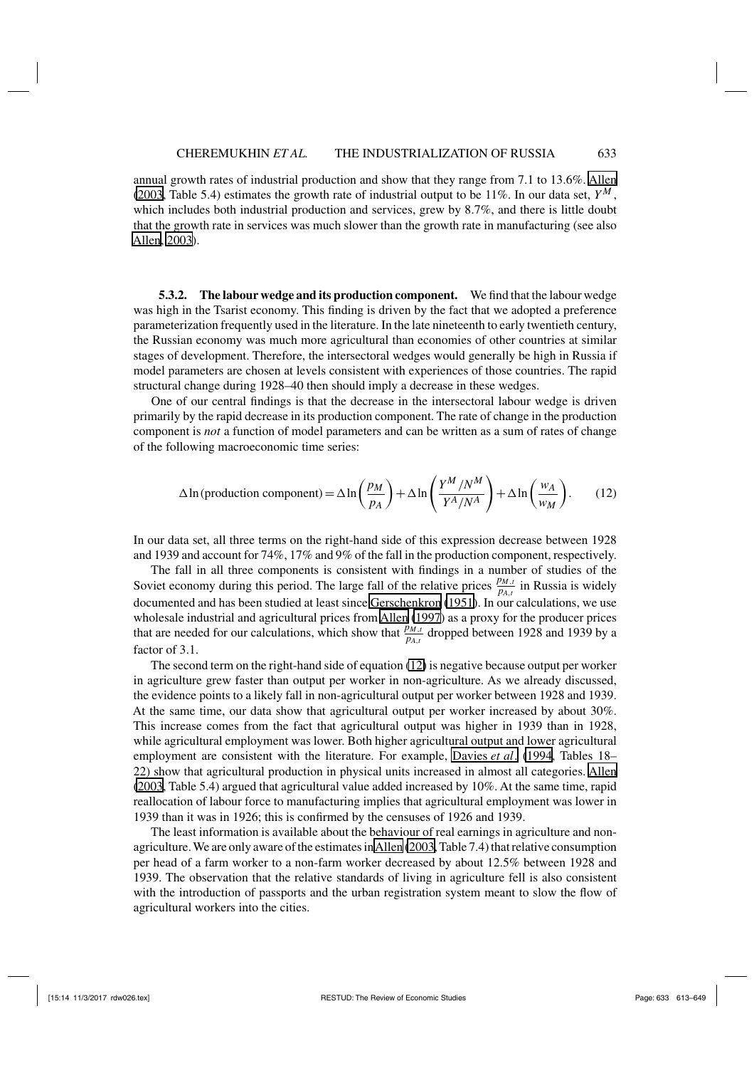annual growth rates of industrial production and show that they range from 7.1 to 13.6%. Allen (2003, Table 5.4) estimates the growth rate of industrial output to be 11%. In our data set, $Y^M$, which includes both industrial production and services, grew by 8.7%, and there is little doubt that the growth rate in services was much slower than the growth rate in manufacturing (see also Allen, 2003).

**5.3.2. The labour wedge and its production component.** We find that the labour wedge was high in the Tsarist economy. This finding is driven by the fact that we adopted a preference parameterization frequently used in the literature. In the late nineteenth to early twentieth century, the Russian economy was much more agricultural than economies of other countries at similar stages of development. Therefore, the intersectoral wedges would generally be high in Russia if model parameters are chosen at levels consistent with experiences of those countries. The rapid structural change during 1928–40 then should imply a decrease in these wedges.

One of our central findings is that the decrease in the intersectoral labour wedge is driven primarily by the rapid decrease in its production component. The rate of change in the production component is *not* a function of model parameters and can be written as a sum of rates of change of the following macroeconomic time series:

$$\Delta \ln(\text{production component}) = \Delta \ln\left(\frac{p_M}{p_A}\right) + \Delta \ln\left(\frac{Y^M/N^M}{Y^A/N^A}\right) + \Delta \ln\left(\frac{w_A}{w_M}\right). \qquad (12)$$

In our data set, all three terms on the right-hand side of this expression decrease between 1928 and 1939 and account for 74%, 17% and 9% of the fall in the production component, respectively.

The fall in all three components is consistent with findings in a number of studies of the Soviet economy during this period. The large fall of the relative prices $\frac{p_{M,t}}{p_{A,t}}$ in Russia is widely documented and has been studied at least since Gerschenkron (1951). In our calculations, we use wholesale industrial and agricultural prices from Allen (1997) as a proxy for the producer prices that are needed for our calculations, which show that $\frac{p_{M,t}}{p_{A,t}}$ dropped between 1928 and 1939 by a factor of 3.1.

The second term on the right-hand side of equation (12) is negative because output per worker in agriculture grew faster than output per worker in non-agriculture. As we already discussed, the evidence points to a likely fall in non-agricultural output per worker between 1928 and 1939. At the same time, our data show that agricultural output per worker increased by about 30%. This increase comes from the fact that agricultural output was higher in 1939 than in 1928, while agricultural employment was lower. Both higher agricultural output and lower agricultural employment are consistent with the literature. For example, Davies *et al.* (1994, Tables 18–22) show that agricultural production in physical units increased in almost all categories. Allen (2003, Table 5.4) argued that agricultural value added increased by 10%. At the same time, rapid reallocation of labour force to manufacturing implies that agricultural employment was lower in 1939 than it was in 1926; this is confirmed by the censuses of 1926 and 1939.

The least information is available about the behaviour of real earnings in agriculture and non-agriculture. We are only aware of the estimates in Allen (2003, Table 7.4) that relative consumption per head of a farm worker to a non-farm worker decreased by about 12.5% between 1928 and 1939. The observation that the relative standards of living in agriculture fell is also consistent with the introduction of passports and the urban registration system meant to slow the flow of agricultural workers into the cities.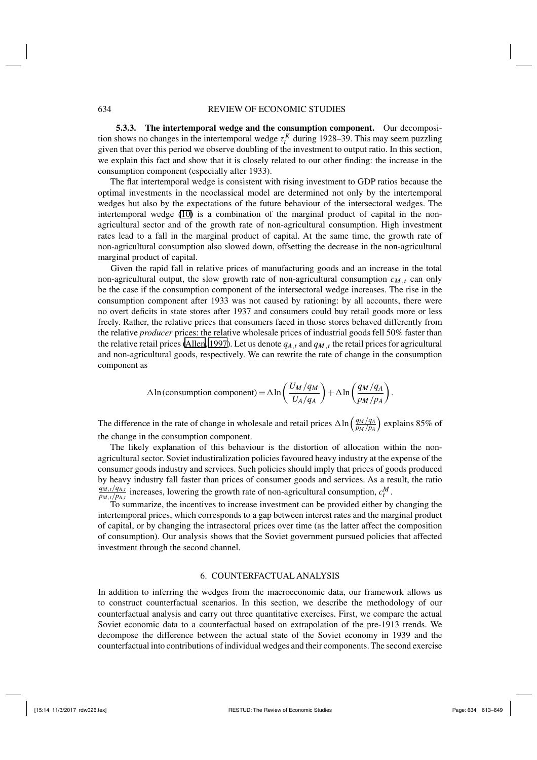**5.3.3. The intertemporal wedge and the consumption component.** Our decomposition shows no changes in the intertemporal wedge $\tau_t^K$ during 1928–39. This may seem puzzling given that over this period we observe doubling of the investment to output ratio. In this section, we explain this fact and show that it is closely related to our other finding: the increase in the consumption component (especially after 1933).

The flat intertemporal wedge is consistent with rising investment to GDP ratios because the optimal investments in the neoclassical model are determined not only by the intertemporal wedges but also by the expectations of the future behaviour of the intersectoral wedges. The intertemporal wedge (10) is a combination of the marginal product of capital in the non-agricultural sector and of the growth rate of non-agricultural consumption. High investment rates lead to a fall in the marginal product of capital. At the same time, the growth rate of non-agricultural consumption also slowed down, offsetting the decrease in the non-agricultural marginal product of capital.

Given the rapid fall in relative prices of manufacturing goods and an increase in the total non-agricultural output, the slow growth rate of non-agricultural consumption $c_{M,t}$ can only be the case if the consumption component of the intersectoral wedge increases. The rise in the consumption component after 1933 was not caused by rationing: by all accounts, there were no overt deficits in state stores after 1937 and consumers could buy retail goods more or less freely. Rather, the relative prices that consumers faced in those stores behaved differently from the relative *producer* prices: the relative wholesale prices of industrial goods fell 50% faster than the relative retail prices (Allen, 1997). Let us denote $q_{A,t}$ and $q_{M,t}$ the retail prices for agricultural and non-agricultural goods, respectively. We can rewrite the rate of change in the consumption component as

$$\Delta \ln(\text{consumption component}) = \Delta \ln\left(\frac{U_M/q_M}{U_A/q_A}\right) + \Delta \ln\left(\frac{q_M/q_A}{p_M/p_A}\right).$$

The difference in the rate of change in wholesale and retail prices $\Delta \ln\left(\frac{q_M/q_A}{p_M/p_A}\right)$ explains 85% of the change in the consumption component.

The likely explanation of this behaviour is the distortion of allocation within the non-agricultural sector. Soviet industrialization policies favoured heavy industry at the expense of the consumer goods industry and services. Such policies should imply that prices of goods produced by heavy industry fall faster than prices of consumer goods and services. As a result, the ratio $\frac{q_{M,t}/q_{A,t}}{p_{M,t}/p_{A,t}}$ increases, lowering the growth rate of non-agricultural consumption, $c_t^M$.

To summarize, the incentives to increase investment can be provided either by changing the intertemporal prices, which corresponds to a gap between interest rates and the marginal product of capital, or by changing the intrasectoral prices over time (as the latter affect the composition of consumption). Our analysis shows that the Soviet government pursued policies that affected investment through the second channel.

## 6. COUNTERFACTUAL ANALYSIS

In addition to inferring the wedges from the macroeconomic data, our framework allows us to construct counterfactual scenarios. In this section, we describe the methodology of our counterfactual analysis and carry out three quantitative exercises. First, we compare the actual Soviet economic data to a counterfactual based on extrapolation of the pre-1913 trends. We decompose the difference between the actual state of the Soviet economy in 1939 and the counterfactual into contributions of individual wedges and their components. The second exercise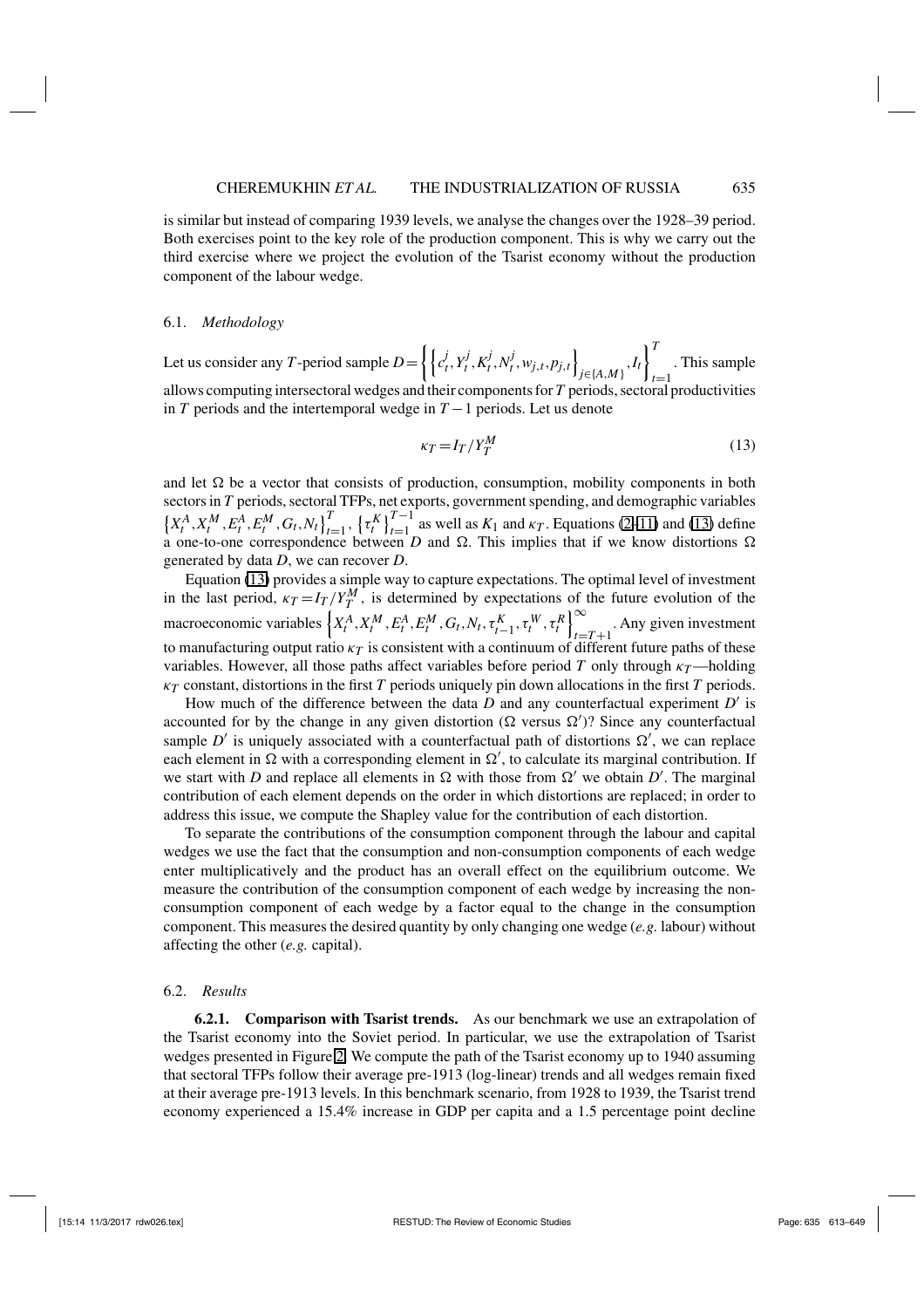is similar but instead of comparing 1939 levels, we analyse the changes over the 1928–39 period. Both exercises point to the key role of the production component. This is why we carry out the third exercise where we project the evolution of the Tsarist economy without the production component of the labour wedge.

### 6.1. *Methodology*

Let us consider any $T$-period sample $D = \left\{ \left\{ c_t^j, Y_t^j, K_t^j, N_t^j, w_{j,t}, p_{j,t} \right\}_{j \in \{A,M\}}, I_t \right\}_{t=1}^{T}$. This sample allows computing intersectoral wedges and their components for $T$ periods, sectoral productivities in $T$ periods and the intertemporal wedge in $T-1$ periods. Let us denote

$$\kappa_T = I_T / Y_T^M \tag{13}$$

and let $\Omega$ be a vector that consists of production, consumption, mobility components in both sectors in $T$ periods, sectoral TFPs, net exports, government spending, and demographic variables $\left\{ X_t^A, X_t^M, E_t^A, E_t^M, G_t, N_t \right\}_{t=1}^{T}$, $\left\{ \tau_t^K \right\}_{t=1}^{T-1}$ as well as $K_1$ and $\kappa_T$. Equations (2–11) and (13) define a one-to-one correspondence between $D$ and $\Omega$. This implies that if we know distortions $\Omega$ generated by data $D$, we can recover $D$.

Equation (13) provides a simple way to capture expectations. The optimal level of investment in the last period, $\kappa_T = I_T / Y_T^M$, is determined by expectations of the future evolution of the macroeconomic variables $\left\{ X_t^A, X_t^M, E_t^A, E_t^M, G_t, N_t, \tau_{t-1}^K, \tau_t^W, \tau_t^R \right\}_{t=T+1}^{\infty}$. Any given investment to manufacturing output ratio $\kappa_T$ is consistent with a continuum of different future paths of these variables. However, all those paths affect variables before period $T$ only through $\kappa_T$—holding $\kappa_T$ constant, distortions in the first $T$ periods uniquely pin down allocations in the first $T$ periods.

How much of the difference between the data $D$ and any counterfactual experiment $D'$ is accounted for by the change in any given distortion ($\Omega$ versus $\Omega'$)? Since any counterfactual sample $D'$ is uniquely associated with a counterfactual path of distortions $\Omega'$, we can replace each element in $\Omega$ with a corresponding element in $\Omega'$, to calculate its marginal contribution. If we start with $D$ and replace all elements in $\Omega$ with those from $\Omega'$ we obtain $D'$. The marginal contribution of each element depends on the order in which distortions are replaced; in order to address this issue, we compute the Shapley value for the contribution of each distortion.

To separate the contributions of the consumption component through the labour and capital wedges we use the fact that the consumption and non-consumption components of each wedge enter multiplicatively and the product has an overall effect on the equilibrium outcome. We measure the contribution of the consumption component of each wedge by increasing the non-consumption component of each wedge by a factor equal to the change in the consumption component. This measures the desired quantity by only changing one wedge (*e.g.* labour) without affecting the other (*e.g.* capital).

### 6.2. *Results*

**6.2.1. Comparison with Tsarist trends.** As our benchmark we use an extrapolation of the Tsarist economy into the Soviet period. In particular, we use the extrapolation of Tsarist wedges presented in Figure 2. We compute the path of the Tsarist economy up to 1940 assuming that sectoral TFPs follow their average pre-1913 (log-linear) trends and all wedges remain fixed at their average pre-1913 levels. In this benchmark scenario, from 1928 to 1939, the Tsarist trend economy experienced a 15.4% increase in GDP per capita and a 1.5 percentage point decline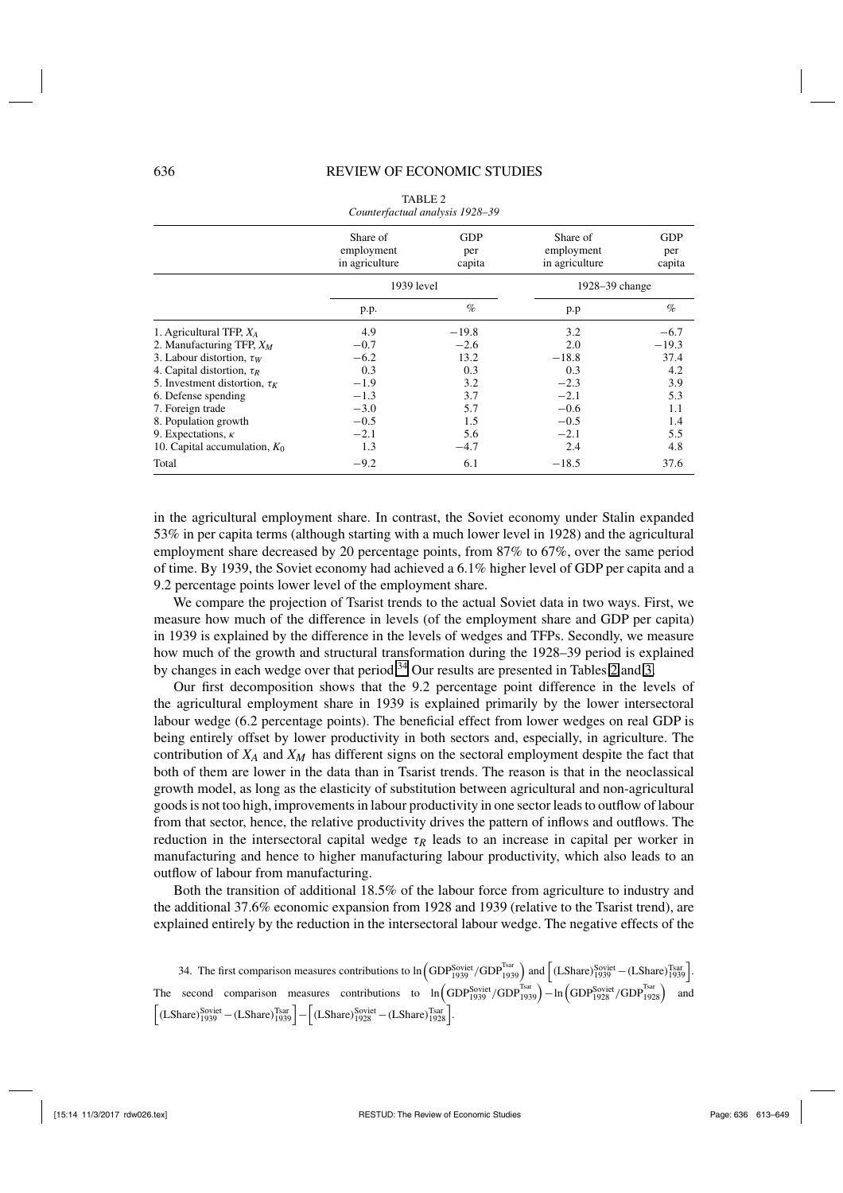TABLE 2
*Counterfactual analysis 1928–39*

| | Share of employment in agriculture | GDP per capita | Share of employment in agriculture | GDP per capita |
|---|---|---|---|---|
| | 1939 level | | 1928–39 change | |
| | p.p. | % | p.p | % |
| 1. Agricultural TFP, $X_A$ | 4.9 | −19.8 | 3.2 | −6.7 |
| 2. Manufacturing TFP, $X_M$ | −0.7 | −2.6 | 2.0 | −19.3 |
| 3. Labour distortion, $\tau_W$ | −6.2 | 13.2 | −18.8 | 37.4 |
| 4. Capital distortion, $\tau_R$ | 0.3 | 0.3 | 0.3 | 4.2 |
| 5. Investment distortion, $\tau_K$ | −1.9 | 3.2 | −2.3 | 3.9 |
| 6. Defense spending | −1.3 | 3.7 | −2.1 | 5.3 |
| 7. Foreign trade | −3.0 | 5.7 | −0.6 | 1.1 |
| 8. Population growth | −0.5 | 1.5 | −0.5 | 1.4 |
| 9. Expectations, $\kappa$ | −2.1 | 5.6 | −2.1 | 5.5 |
| 10. Capital accumulation, $K_0$ | 1.3 | −4.7 | 2.4 | 4.8 |
| Total | −9.2 | 6.1 | −18.5 | 37.6 |

in the agricultural employment share. In contrast, the Soviet economy under Stalin expanded 53% in per capita terms (although starting with a much lower level in 1928) and the agricultural employment share decreased by 20 percentage points, from 87% to 67%, over the same period of time. By 1939, the Soviet economy had achieved a 6.1% higher level of GDP per capita and a 9.2 percentage points lower level of the employment share.

We compare the projection of Tsarist trends to the actual Soviet data in two ways. First, we measure how much of the difference in levels (of the employment share and GDP per capita) in 1939 is explained by the difference in the levels of wedges and TFPs. Secondly, we measure how much of the growth and structural transformation during the 1928–39 period is explained by changes in each wedge over that period.[34] Our results are presented in Tables 2 and 3.

Our first decomposition shows that the 9.2 percentage point difference in the levels of the agricultural employment share in 1939 is explained primarily by the lower intersectoral labour wedge (6.2 percentage points). The beneficial effect from lower wedges on real GDP is being entirely offset by lower productivity in both sectors and, especially, in agriculture. The contribution of $X_A$ and $X_M$ has different signs on the sectoral employment despite the fact that both of them are lower in the data than in Tsarist trends. The reason is that in the neoclassical growth model, as long as the elasticity of substitution between agricultural and non-agricultural goods is not too high, improvements in labour productivity in one sector leads to outflow of labour from that sector, hence, the relative productivity drives the pattern of inflows and outflows. The reduction in the intersectoral capital wedge $\tau_R$ leads to an increase in capital per worker in manufacturing and hence to higher manufacturing labour productivity, which also leads to an outflow of labour from manufacturing.

Both the transition of additional 18.5% of the labour force from agriculture to industry and the additional 37.6% economic expansion from 1928 and 1939 (relative to the Tsarist trend), are explained entirely by the reduction in the intersectoral labour wedge. The negative effects of the

34. The first comparison measures contributions to $\ln\left(\text{GDP}^{\text{Soviet}}_{1939}/\text{GDP}^{\text{Tsar}}_{1939}\right)$ and $\left[(\text{LShare})^{\text{Soviet}}_{1939} - (\text{LShare})^{\text{Tsar}}_{1939}\right]$. The second comparison measures contributions to $\ln\left(\text{GDP}^{\text{Soviet}}_{1939}/\text{GDP}^{\text{Tsar}}_{1939}\right) - \ln\left(\text{GDP}^{\text{Soviet}}_{1928}/\text{GDP}^{\text{Tsar}}_{1928}\right)$ and $\left[(\text{LShare})^{\text{Soviet}}_{1939} - (\text{LShare})^{\text{Tsar}}_{1939}\right] - \left[(\text{LShare})^{\text{Soviet}}_{1928} - (\text{LShare})^{\text{Tsar}}_{1928}\right]$.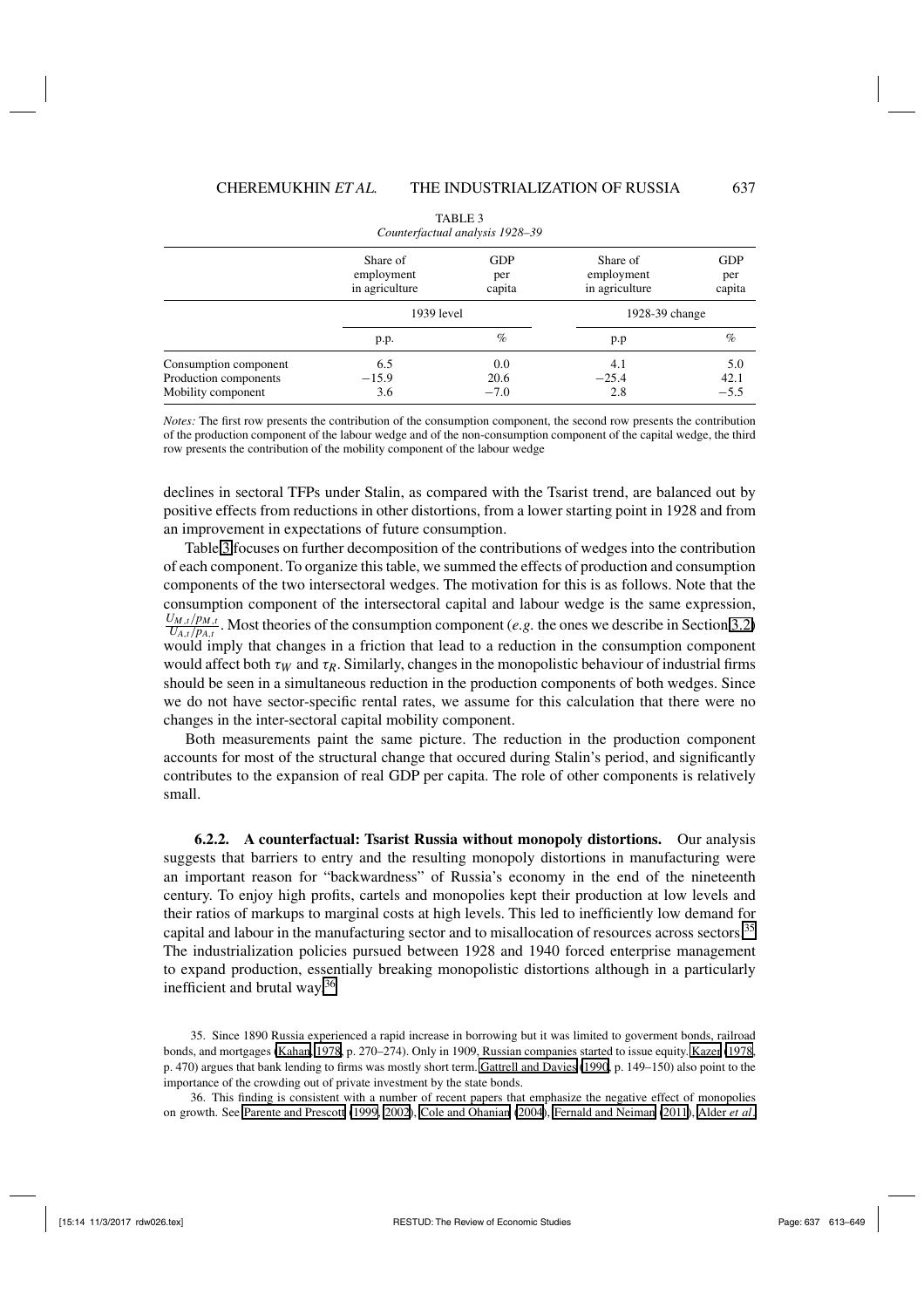TABLE 3
*Counterfactual analysis 1928–39*

| | Share of employment in agriculture | GDP per capita | Share of employment in agriculture | GDP per capita |
|---|---|---|---|---|
| | 1939 level | | 1928-39 change | |
| | p.p. | % | p.p | % |
| Consumption component | 6.5 | 0.0 | 4.1 | 5.0 |
| Production components | −15.9 | 20.6 | −25.4 | 42.1 |
| Mobility component | 3.6 | −7.0 | 2.8 | −5.5 |

*Notes:* The first row presents the contribution of the consumption component, the second row presents the contribution of the production component of the labour wedge and of the non-consumption component of the capital wedge, the third row presents the contribution of the mobility component of the labour wedge

declines in sectoral TFPs under Stalin, as compared with the Tsarist trend, are balanced out by positive effects from reductions in other distortions, from a lower starting point in 1928 and from an improvement in expectations of future consumption.

Table 3 focuses on further decomposition of the contributions of wedges into the contribution of each component. To organize this table, we summed the effects of production and consumption components of the two intersectoral wedges. The motivation for this is as follows. Note that the consumption component of the intersectoral capital and labour wedge is the same expression, $\frac{U_{M,t}/p_{M,t}}{U_{A,t}/p_{A,t}}$. Most theories of the consumption component (*e.g.* the ones we describe in Section 3.2) would imply that changes in a friction that lead to a reduction in the consumption component would affect both $\tau_W$ and $\tau_R$. Similarly, changes in the monopolistic behaviour of industrial firms should be seen in a simultaneous reduction in the production components of both wedges. Since we do not have sector-specific rental rates, we assume for this calculation that there were no changes in the inter-sectoral capital mobility component.

Both measurements paint the same picture. The reduction in the production component accounts for most of the structural change that occured during Stalin's period, and significantly contributes to the expansion of real GDP per capita. The role of other components is relatively small.

**6.2.2. A counterfactual: Tsarist Russia without monopoly distortions.** Our analysis suggests that barriers to entry and the resulting monopoly distortions in manufacturing were an important reason for "backwardness" of Russia's economy in the end of the nineteenth century. To enjoy high profits, cartels and monopolies kept their production at low levels and their ratios of markups to marginal costs at high levels. This led to inefficiently low demand for capital and labour in the manufacturing sector and to misallocation of resources across sectors.[35] The industrialization policies pursued between 1928 and 1940 forced enterprise management to expand production, essentially breaking monopolistic distortions although in a particularly inefficient and brutal way.[36]

35. Since 1890 Russia experienced a rapid increase in borrowing but it was limited to goverment bonds, railroad bonds, and mortgages (Kahan, 1978, p. 270–274). Only in 1909, Russian companies started to issue equity. Kazer (1978, p. 470) argues that bank lending to firms was mostly short term. Gattrell and Davies (1990, p. 149–150) also point to the importance of the crowding out of private investment by the state bonds.

36. This finding is consistent with a number of recent papers that emphasize the negative effect of monopolies on growth. See Parente and Prescott (1999, 2002), Cole and Ohanian (2004), Fernald and Neiman (2011), Alder *et al.*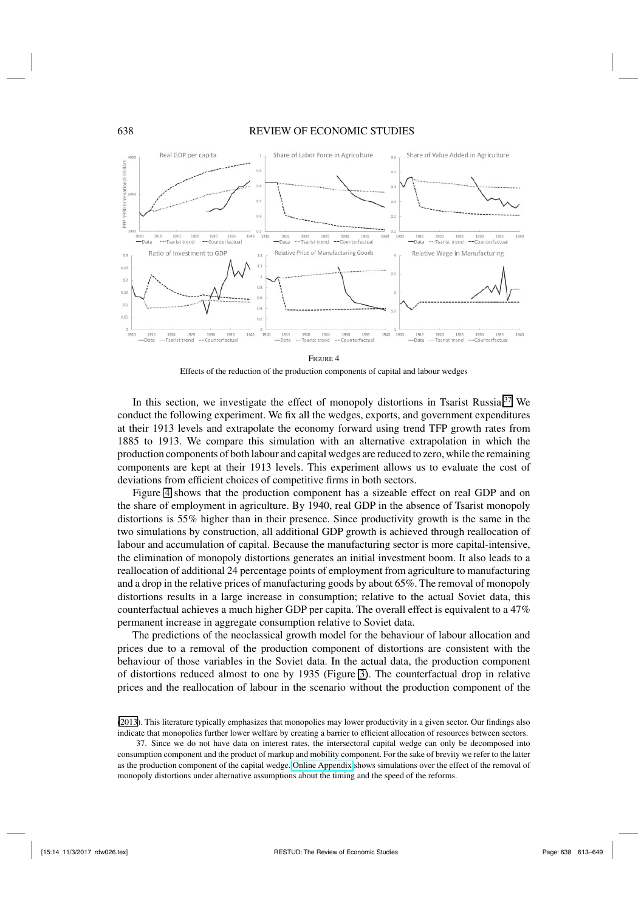FIGURE 4

Effects of the reduction of the production components of capital and labour wedges

In this section, we investigate the effect of monopoly distortions in Tsarist Russia.[37] We conduct the following experiment. We fix all the wedges, exports, and government expenditures at their 1913 levels and extrapolate the economy forward using trend TFP growth rates from 1885 to 1913. We compare this simulation with an alternative extrapolation in which the production components of both labour and capital wedges are reduced to zero, while the remaining components are kept at their 1913 levels. This experiment allows us to evaluate the cost of deviations from efficient choices of competitive firms in both sectors.

Figure 4 shows that the production component has a sizeable effect on real GDP and on the share of employment in agriculture. By 1940, real GDP in the absence of Tsarist monopoly distortions is 55% higher than in their presence. Since productivity growth is the same in the two simulations by construction, all additional GDP growth is achieved through reallocation of labour and accumulation of capital. Because the manufacturing sector is more capital-intensive, the elimination of monopoly distortions generates an initial investment boom. It also leads to a reallocation of additional 24 percentage points of employment from agriculture to manufacturing and a drop in the relative prices of manufacturing goods by about 65%. The removal of monopoly distortions results in a large increase in consumption; relative to the actual Soviet data, this counterfactual achieves a much higher GDP per capita. The overall effect is equivalent to a 47% permanent increase in aggregate consumption relative to Soviet data.

The predictions of the neoclassical growth model for the behaviour of labour allocation and prices due to a removal of the production component of distortions are consistent with the behaviour of those variables in the Soviet data. In the actual data, the production component of distortions reduced almost to one by 1935 (Figure 3). The counterfactual drop in relative prices and the reallocation of labour in the scenario without the production component of the

(2013). This literature typically emphasizes that monopolies may lower productivity in a given sector. Our findings also indicate that monopolies further lower welfare by creating a barrier to efficient allocation of resources between sectors.

37. Since we do not have data on interest rates, the intersectoral capital wedge can only be decomposed into consumption component and the product of markup and mobility component. For the sake of brevity we refer to the latter as the production component of the capital wedge. Online Appendix shows simulations over the effect of the removal of monopoly distortions under alternative assumptions about the timing and the speed of the reforms.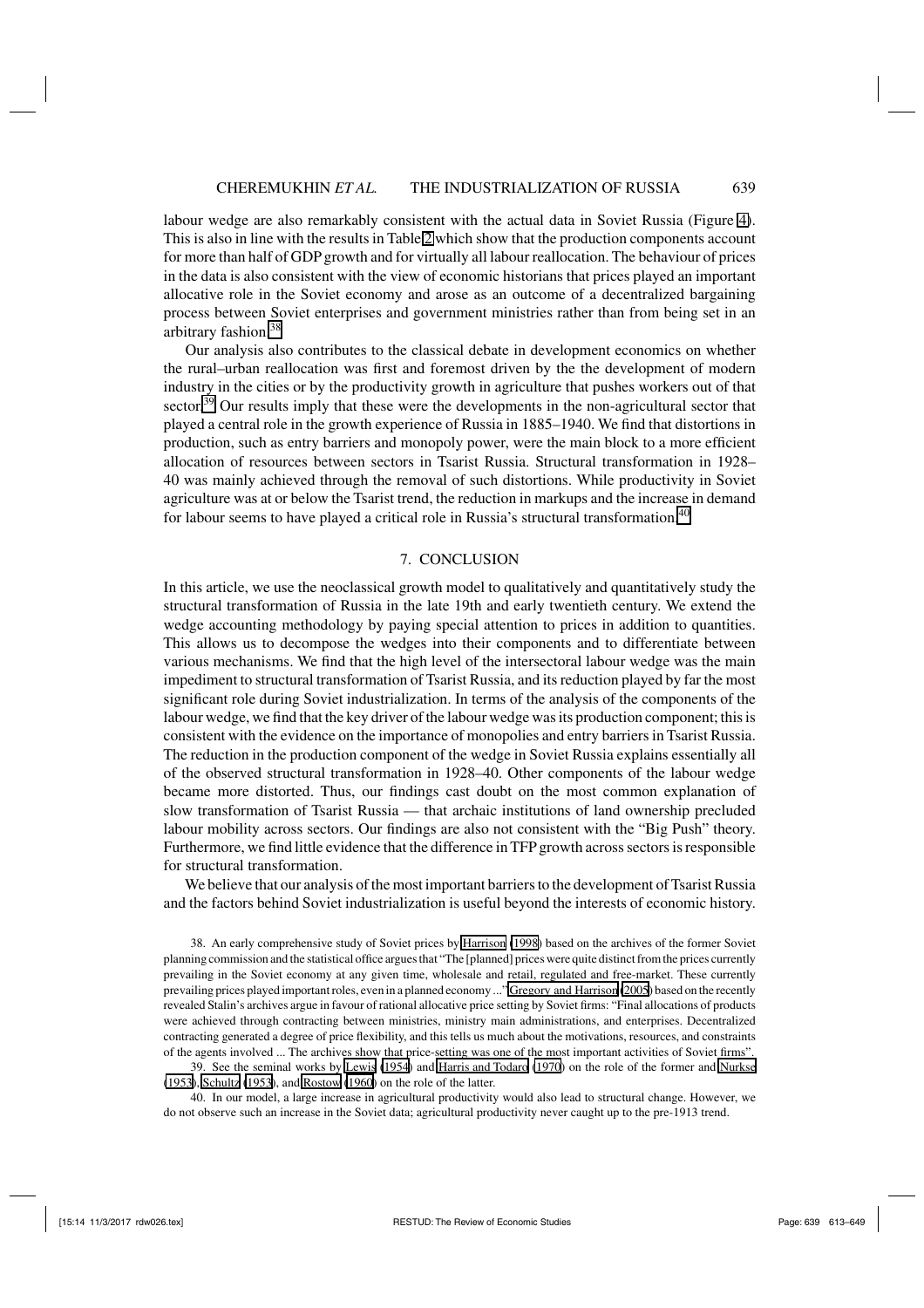labour wedge are also remarkably consistent with the actual data in Soviet Russia (Figure 4). This is also in line with the results in Table 2 which show that the production components account for more than half of GDP growth and for virtually all labour reallocation. The behaviour of prices in the data is also consistent with the view of economic historians that prices played an important allocative role in the Soviet economy and arose as an outcome of a decentralized bargaining process between Soviet enterprises and government ministries rather than from being set in an arbitrary fashion.[38]

Our analysis also contributes to the classical debate in development economics on whether the rural–urban reallocation was first and foremost driven by the the development of modern industry in the cities or by the productivity growth in agriculture that pushes workers out of that sector.[39] Our results imply that these were the developments in the non-agricultural sector that played a central role in the growth experience of Russia in 1885–1940. We find that distortions in production, such as entry barriers and monopoly power, were the main block to a more efficient allocation of resources between sectors in Tsarist Russia. Structural transformation in 1928–40 was mainly achieved through the removal of such distortions. While productivity in Soviet agriculture was at or below the Tsarist trend, the reduction in markups and the increase in demand for labour seems to have played a critical role in Russia's structural transformation.[40]

## 7. CONCLUSION

In this article, we use the neoclassical growth model to qualitatively and quantitatively study the structural transformation of Russia in the late 19th and early twentieth century. We extend the wedge accounting methodology by paying special attention to prices in addition to quantities. This allows us to decompose the wedges into their components and to differentiate between various mechanisms. We find that the high level of the intersectoral labour wedge was the main impediment to structural transformation of Tsarist Russia, and its reduction played by far the most significant role during Soviet industrialization. In terms of the analysis of the components of the labour wedge, we find that the key driver of the labour wedge was its production component; this is consistent with the evidence on the importance of monopolies and entry barriers in Tsarist Russia. The reduction in the production component of the wedge in Soviet Russia explains essentially all of the observed structural transformation in 1928–40. Other components of the labour wedge became more distorted. Thus, our findings cast doubt on the most common explanation of slow transformation of Tsarist Russia — that archaic institutions of land ownership precluded labour mobility across sectors. Our findings are also not consistent with the "Big Push" theory. Furthermore, we find little evidence that the difference in TFP growth across sectors is responsible for structural transformation.

We believe that our analysis of the most important barriers to the development of Tsarist Russia and the factors behind Soviet industrialization is useful beyond the interests of economic history.

38. An early comprehensive study of Soviet prices by Harrison (1998) based on the archives of the former Soviet planning commission and the statistical office argues that "The [planned] prices were quite distinct from the prices currently prevailing in the Soviet economy at any given time, wholesale and retail, regulated and free-market. These currently prevailing prices played important roles, even in a planned economy ..." Gregory and Harrison (2005) based on the recently revealed Stalin's archives argue in favour of rational allocative price setting by Soviet firms: "Final allocations of products were achieved through contracting between ministries, ministry main administrations, and enterprises. Decentralized contracting generated a degree of price flexibility, and this tells us much about the motivations, resources, and constraints of the agents involved ... The archives show that price-setting was one of the most important activities of Soviet firms".

39. See the seminal works by Lewis (1954) and Harris and Todaro (1970) on the role of the former and Nurkse (1953), Schultz (1953), and Rostow (1960) on the role of the latter.

40. In our model, a large increase in agricultural productivity would also lead to structural change. However, we do not observe such an increase in the Soviet data; agricultural productivity never caught up to the pre-1913 trend.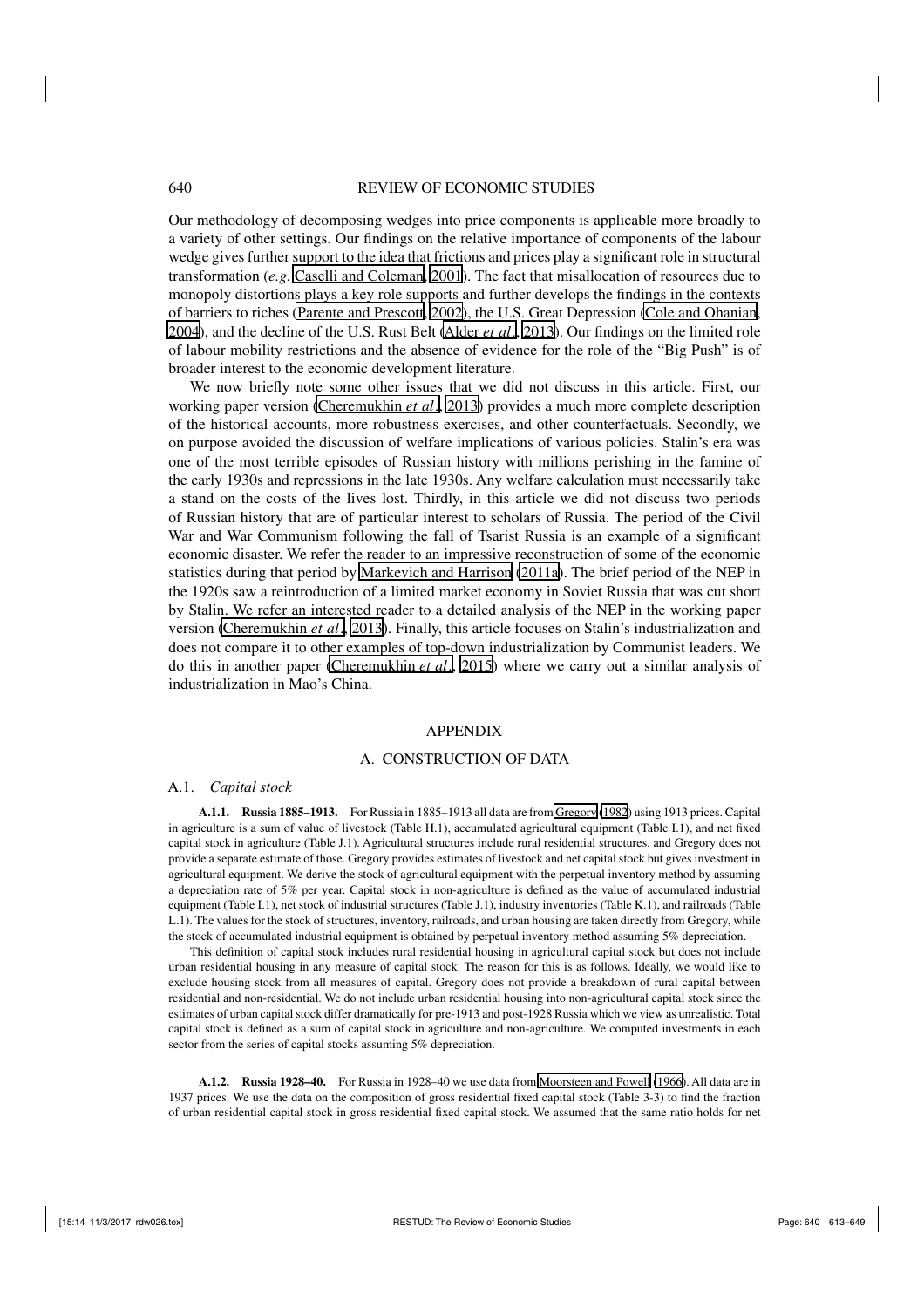Our methodology of decomposing wedges into price components is applicable more broadly to a variety of other settings. Our findings on the relative importance of components of the labour wedge gives further support to the idea that frictions and prices play a significant role in structural transformation (*e.g.* Caselli and Coleman, 2001). The fact that misallocation of resources due to monopoly distortions plays a key role supports and further develops the findings in the contexts of barriers to riches (Parente and Prescott, 2002), the U.S. Great Depression (Cole and Ohanian, 2004), and the decline of the U.S. Rust Belt (Alder *et al.*, 2013). Our findings on the limited role of labour mobility restrictions and the absence of evidence for the role of the "Big Push" is of broader interest to the economic development literature.

We now briefly note some other issues that we did not discuss in this article. First, our working paper version (Cheremukhin *et al.*, 2013) provides a much more complete description of the historical accounts, more robustness exercises, and other counterfactuals. Secondly, we on purpose avoided the discussion of welfare implications of various policies. Stalin's era was one of the most terrible episodes of Russian history with millions perishing in the famine of the early 1930s and repressions in the late 1930s. Any welfare calculation must necessarily take a stand on the costs of the lives lost. Thirdly, in this article we did not discuss two periods of Russian history that are of particular interest to scholars of Russia. The period of the Civil War and War Communism following the fall of Tsarist Russia is an example of a significant economic disaster. We refer the reader to an impressive reconstruction of some of the economic statistics during that period by Markevich and Harrison (2011a). The brief period of the NEP in the 1920s saw a reintroduction of a limited market economy in Soviet Russia that was cut short by Stalin. We refer an interested reader to a detailed analysis of the NEP in the working paper version (Cheremukhin *et al.*, 2013). Finally, this article focuses on Stalin's industrialization and does not compare it to other examples of top-down industrialization by Communist leaders. We do this in another paper (Cheremukhin *et al.*, 2015) where we carry out a similar analysis of industrialization in Mao's China.

## APPENDIX

## A. CONSTRUCTION OF DATA

### A.1. *Capital stock*

**A.1.1. Russia 1885–1913.** For Russia in 1885–1913 all data are from Gregory (1982) using 1913 prices. Capital in agriculture is a sum of value of livestock (Table H.1), accumulated agricultural equipment (Table I.1), and net fixed capital stock in agriculture (Table J.1). Agricultural structures include rural residential structures, and Gregory does not provide a separate estimate of those. Gregory provides estimates of livestock and net capital stock but gives investment in agricultural equipment. We derive the stock of agricultural equipment with the perpetual inventory method by assuming a depreciation rate of 5% per year. Capital stock in non-agriculture is defined as the value of accumulated industrial equipment (Table I.1), net stock of industrial structures (Table J.1), industry inventories (Table K.1), and railroads (Table L.1). The values for the stock of structures, inventory, railroads, and urban housing are taken directly from Gregory, while the stock of accumulated industrial equipment is obtained by perpetual inventory method assuming 5% depreciation.

This definition of capital stock includes rural residential housing in agricultural capital stock but does not include urban residential housing in any measure of capital stock. The reason for this is as follows. Ideally, we would like to exclude housing stock from all measures of capital. Gregory does not provide a breakdown of rural capital between residential and non-residential. We do not include urban residential housing into non-agricultural capital stock since the estimates of urban capital stock differ dramatically for pre-1913 and post-1928 Russia which we view as unrealistic. Total capital stock is defined as a sum of capital stock in agriculture and non-agriculture. We computed investments in each sector from the series of capital stocks assuming 5% depreciation.

**A.1.2. Russia 1928–40.** For Russia in 1928–40 we use data from Moorsteen and Powell (1966). All data are in 1937 prices. We use the data on the composition of gross residential fixed capital stock (Table 3-3) to find the fraction of urban residential capital stock in gross residential fixed capital stock. We assumed that the same ratio holds for net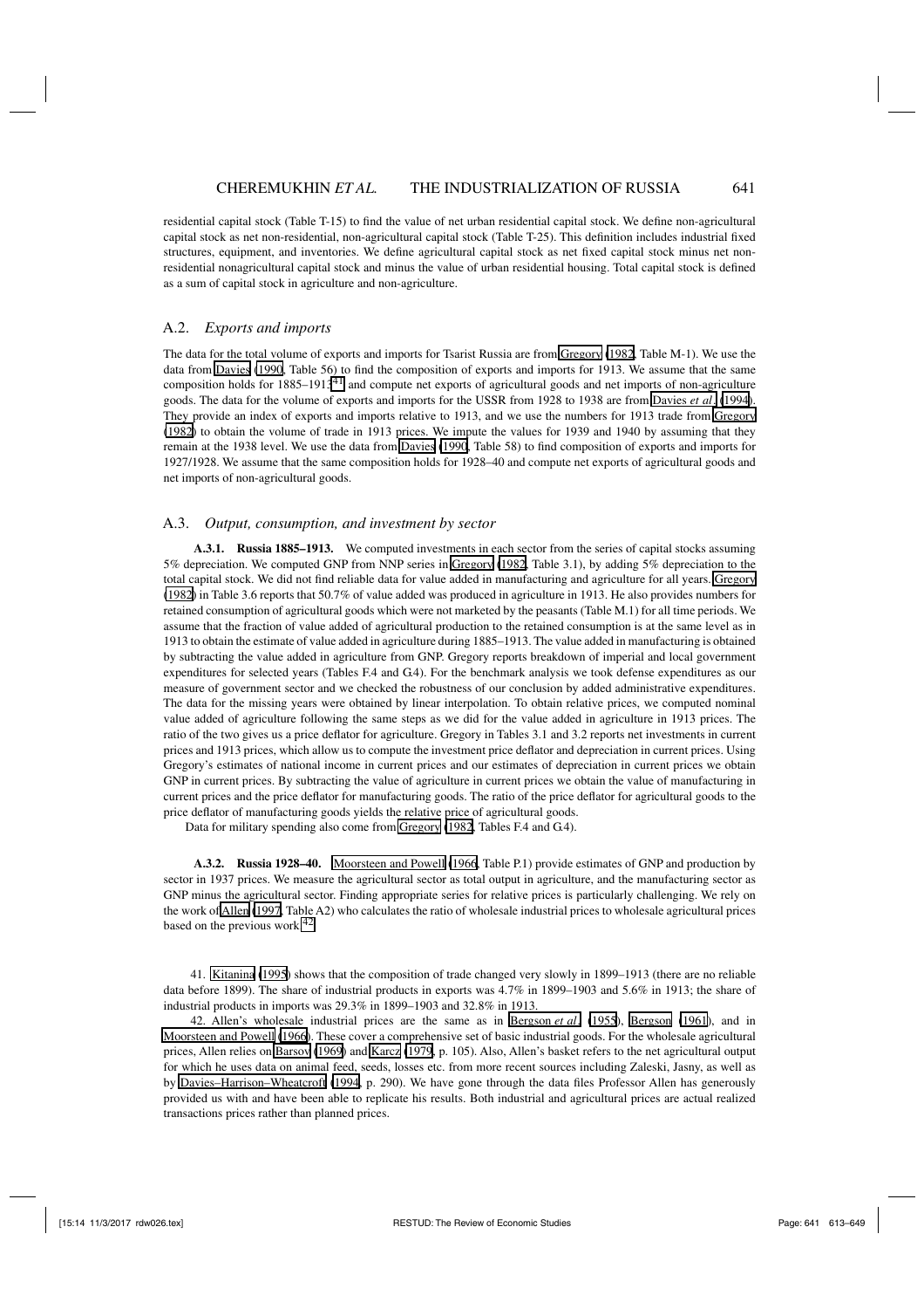residential capital stock (Table T-15) to find the value of net urban residential capital stock. We define non-agricultural capital stock as net non-residential, non-agricultural capital stock (Table T-25). This definition includes industrial fixed structures, equipment, and inventories. We define agricultural capital stock as net fixed capital stock minus net non-residential nonagricultural capital stock and minus the value of urban residential housing. Total capital stock is defined as a sum of capital stock in agriculture and non-agriculture.

### A.2. *Exports and imports*

The data for the total volume of exports and imports for Tsarist Russia are from Gregory (1982, Table M-1). We use the data from Davies (1990, Table 56) to find the composition of exports and imports for 1913. We assume that the same composition holds for 1885–1913[41] and compute net exports of agricultural goods and net imports of non-agriculture goods. The data for the volume of exports and imports for the USSR from 1928 to 1938 are from Davies *et al.* (1994). They provide an index of exports and imports relative to 1913, and we use the numbers for 1913 trade from Gregory (1982) to obtain the volume of trade in 1913 prices. We impute the values for 1939 and 1940 by assuming that they remain at the 1938 level. We use the data from Davies (1990, Table 58) to find composition of exports and imports for 1927/1928. We assume that the same composition holds for 1928–40 and compute net exports of agricultural goods and net imports of non-agricultural goods.

### A.3. *Output, consumption, and investment by sector*

**A.3.1. Russia 1885–1913.** We computed investments in each sector from the series of capital stocks assuming 5% depreciation. We computed GNP from NNP series in Gregory (1982, Table 3.1), by adding 5% depreciation to the total capital stock. We did not find reliable data for value added in manufacturing and agriculture for all years. Gregory (1982) in Table 3.6 reports that 50.7% of value added was produced in agriculture in 1913. He also provides numbers for retained consumption of agricultural goods which were not marketed by the peasants (Table M.1) for all time periods. We assume that the fraction of value added of agricultural production to the retained consumption is at the same level as in 1913 to obtain the estimate of value added in agriculture during 1885–1913. The value added in manufacturing is obtained by subtracting the value added in agriculture from GNP. Gregory reports breakdown of imperial and local government expenditures for selected years (Tables F.4 and G.4). For the benchmark analysis we took defense expenditures as our measure of government sector and we checked the robustness of our conclusion by added administrative expenditures. The data for the missing years were obtained by linear interpolation. To obtain relative prices, we computed nominal value added of agriculture following the same steps as we did for the value added in agriculture in 1913 prices. The ratio of the two gives us a price deflator for agriculture. Gregory in Tables 3.1 and 3.2 reports net investments in current prices and 1913 prices, which allow us to compute the investment price deflator and depreciation in current prices. Using Gregory's estimates of national income in current prices and our estimates of depreciation in current prices we obtain GNP in current prices. By subtracting the value of agriculture in current prices we obtain the value of manufacturing in current prices and the price deflator for manufacturing goods. The ratio of the price deflator for agricultural goods to the price deflator of manufacturing goods yields the relative price of agricultural goods.

Data for military spending also come from Gregory (1982, Tables F.4 and G.4).

**A.3.2. Russia 1928–40.** Moorsteen and Powell (1966, Table P.1) provide estimates of GNP and production by sector in 1937 prices. We measure the agricultural sector as total output in agriculture, and the manufacturing sector as GNP minus the agricultural sector. Finding appropriate series for relative prices is particularly challenging. We rely on the work of Allen (1997, Table A2) who calculates the ratio of wholesale industrial prices to wholesale agricultural prices based on the previous work.[42]

41. Kitanina (1995) shows that the composition of trade changed very slowly in 1899–1913 (there are no reliable data before 1899). The share of industrial products in exports was 4.7% in 1899–1903 and 5.6% in 1913; the share of industrial products in imports was 29.3% in 1899–1903 and 32.8% in 1913.

42. Allen's wholesale industrial prices are the same as in Bergson *et al.* (1955), Bergson (1961), and in Moorsteen and Powell (1966). These cover a comprehensive set of basic industrial goods. For the wholesale agricultural prices, Allen relies on Barsov (1969) and Karcz (1979, p. 105). Also, Allen's basket refers to the net agricultural output for which he uses data on animal feed, seeds, losses etc. from more recent sources including Zaleski, Jasny, as well as by Davies–Harrison–Wheatcroft (1994, p. 290). We have gone through the data files Professor Allen has generously provided us with and have been able to replicate his results. Both industrial and agricultural prices are actual realized transactions prices rather than planned prices.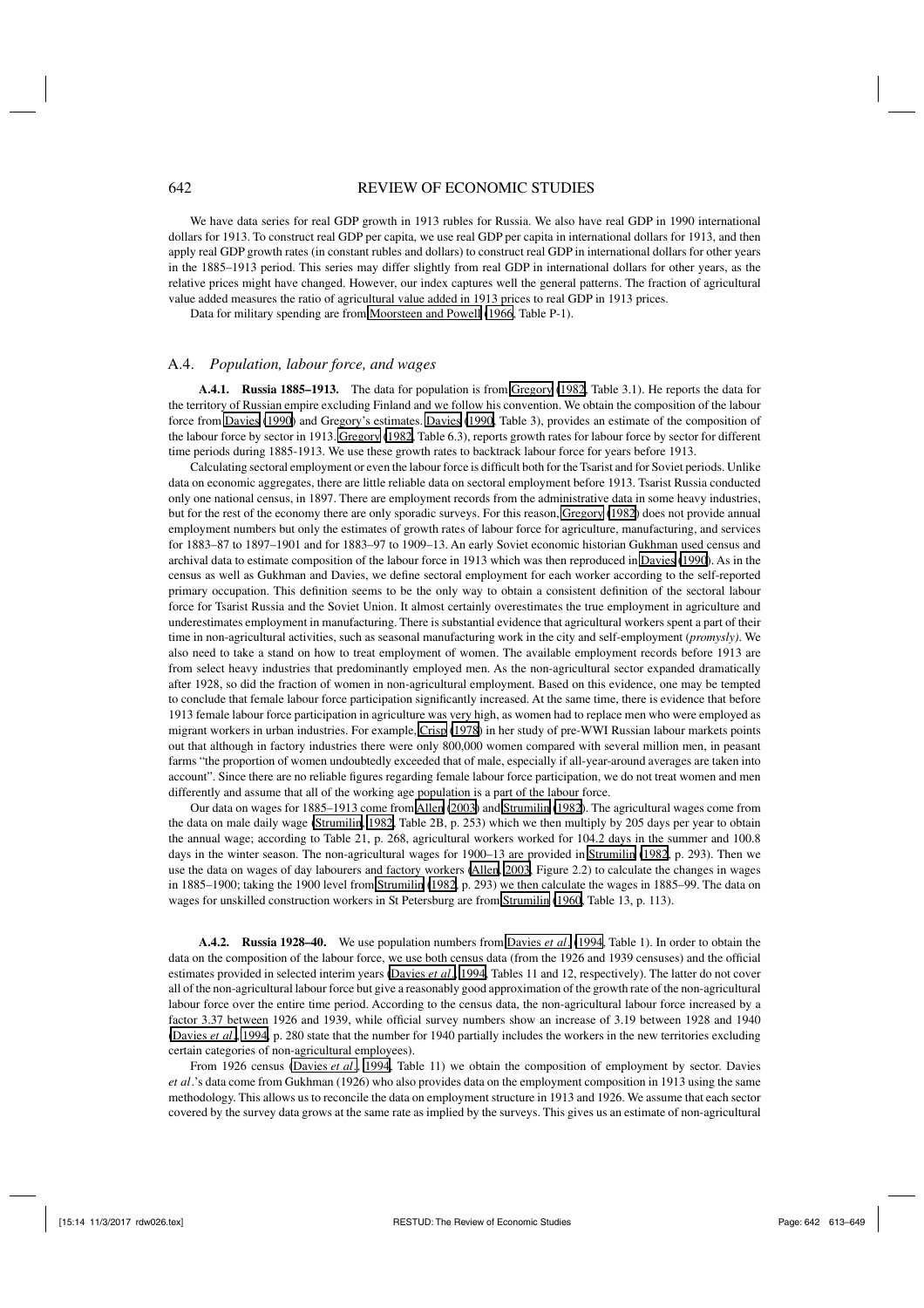We have data series for real GDP growth in 1913 rubles for Russia. We also have real GDP in 1990 international dollars for 1913. To construct real GDP per capita, we use real GDP per capita in international dollars for 1913, and then apply real GDP growth rates (in constant rubles and dollars) to construct real GDP in international dollars for other years in the 1885–1913 period. This series may differ slightly from real GDP in international dollars for other years, as the relative prices might have changed. However, our index captures well the general patterns. The fraction of agricultural value added measures the ratio of agricultural value added in 1913 prices to real GDP in 1913 prices.

Data for military spending are from Moorsteen and Powell (1966, Table P-1).

## A.4. *Population, labour force, and wages*

**A.4.1. Russia 1885–1913.** The data for population is from Gregory (1982, Table 3.1). He reports the data for the territory of Russian empire excluding Finland and we follow his convention. We obtain the composition of the labour force from Davies (1990) and Gregory's estimates. Davies (1990, Table 3), provides an estimate of the composition of the labour force by sector in 1913. Gregory (1982, Table 6.3), reports growth rates for labour force by sector for different time periods during 1885-1913. We use these growth rates to backtrack labour force for years before 1913.

Calculating sectoral employment or even the labour force is difficult both for the Tsarist and for Soviet periods. Unlike data on economic aggregates, there are little reliable data on sectoral employment before 1913. Tsarist Russia conducted only one national census, in 1897. There are employment records from the administrative data in some heavy industries, but for the rest of the economy there are only sporadic surveys. For this reason, Gregory (1982) does not provide annual employment numbers but only the estimates of growth rates of labour force for agriculture, manufacturing, and services for 1883–87 to 1897–1901 and for 1883–97 to 1909–13. An early Soviet economic historian Gukhman used census and archival data to estimate composition of the labour force in 1913 which was then reproduced in Davies (1990). As in the census as well as Gukhman and Davies, we define sectoral employment for each worker according to the self-reported primary occupation. This definition seems to be the only way to obtain a consistent definition of the sectoral labour force for Tsarist Russia and the Soviet Union. It almost certainly overestimates the true employment in agriculture and underestimates employment in manufacturing. There is substantial evidence that agricultural workers spent a part of their time in non-agricultural activities, such as seasonal manufacturing work in the city and self-employment (*promysly)*. We also need to take a stand on how to treat employment of women. The available employment records before 1913 are from select heavy industries that predominantly employed men. As the non-agricultural sector expanded dramatically after 1928, so did the fraction of women in non-agricultural employment. Based on this evidence, one may be tempted to conclude that female labour force participation significantly increased. At the same time, there is evidence that before 1913 female labour force participation in agriculture was very high, as women had to replace men who were employed as migrant workers in urban industries. For example, Crisp (1978) in her study of pre-WWI Russian labour markets points out that although in factory industries there were only 800,000 women compared with several million men, in peasant farms "the proportion of women undoubtedly exceeded that of male, especially if all-year-around averages are taken into account". Since there are no reliable figures regarding female labour force participation, we do not treat women and men differently and assume that all of the working age population is a part of the labour force.

Our data on wages for 1885–1913 come from Allen (2003) and Strumilin (1982). The agricultural wages come from the data on male daily wage (Strumilin, 1982, Table 2B, p. 253) which we then multiply by 205 days per year to obtain the annual wage; according to Table 21, p. 268, agricultural workers worked for 104.2 days in the summer and 100.8 days in the winter season. The non-agricultural wages for 1900–13 are provided in Strumilin (1982, p. 293). Then we use the data on wages of day labourers and factory workers (Allen, 2003, Figure 2.2) to calculate the changes in wages in 1885–1900; taking the 1900 level from Strumilin (1982, p. 293) we then calculate the wages in 1885–99. The data on wages for unskilled construction workers in St Petersburg are from Strumilin (1960, Table 13, p. 113).

**A.4.2. Russia 1928–40.** We use population numbers from Davies *et al.* (1994, Table 1). In order to obtain the data on the composition of the labour force, we use both census data (from the 1926 and 1939 censuses) and the official estimates provided in selected interim years (Davies *et al.*, 1994, Tables 11 and 12, respectively). The latter do not cover all of the non-agricultural labour force but give a reasonably good approximation of the growth rate of the non-agricultural labour force over the entire time period. According to the census data, the non-agricultural labour force increased by a factor 3.37 between 1926 and 1939, while official survey numbers show an increase of 3.19 between 1928 and 1940 (Davies *et al.*, 1994, p. 280 state that the number for 1940 partially includes the workers in the new territories excluding certain categories of non-agricultural employees).

From 1926 census (Davies *et al.*, 1994, Table 11) we obtain the composition of employment by sector. Davies *et al.*'s data come from Gukhman (1926) who also provides data on the employment composition in 1913 using the same methodology. This allows us to reconcile the data on employment structure in 1913 and 1926. We assume that each sector covered by the survey data grows at the same rate as implied by the surveys. This gives us an estimate of non-agricultural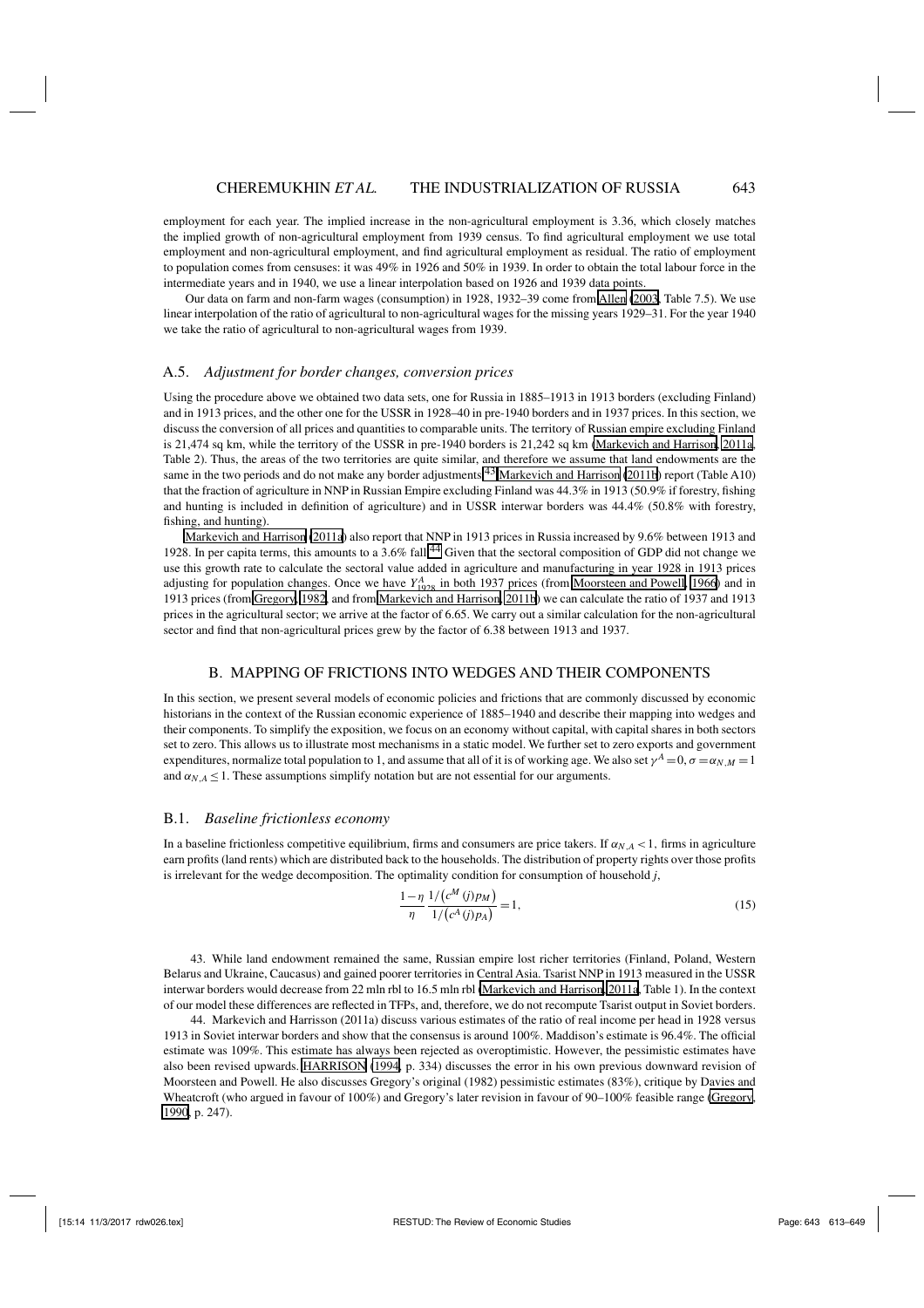employment for each year. The implied increase in the non-agricultural employment is 3.36, which closely matches the implied growth of non-agricultural employment from 1939 census. To find agricultural employment we use total employment and non-agricultural employment, and find agricultural employment as residual. The ratio of employment to population comes from censuses: it was 49% in 1926 and 50% in 1939. In order to obtain the total labour force in the intermediate years and in 1940, we use a linear interpolation based on 1926 and 1939 data points.

Our data on farm and non-farm wages (consumption) in 1928, 1932–39 come from Allen (2003, Table 7.5). We use linear interpolation of the ratio of agricultural to non-agricultural wages for the missing years 1929–31. For the year 1940 we take the ratio of agricultural to non-agricultural wages from 1939.

### A.5. *Adjustment for border changes, conversion prices*

Using the procedure above we obtained two data sets, one for Russia in 1885–1913 in 1913 borders (excluding Finland) and in 1913 prices, and the other one for the USSR in 1928–40 in pre-1940 borders and in 1937 prices. In this section, we discuss the conversion of all prices and quantities to comparable units. The territory of Russian empire excluding Finland is 21,474 sq km, while the territory of the USSR in pre-1940 borders is 21,242 sq km (Markevich and Harrison, 2011a, Table 2). Thus, the areas of the two territories are quite similar, and therefore we assume that land endowments are the same in the two periods and do not make any border adjustments.[43] Markevich and Harrison (2011b) report (Table A10) that the fraction of agriculture in NNP in Russian Empire excluding Finland was 44.3% in 1913 (50.9% if forestry, fishing and hunting is included in definition of agriculture) and in USSR interwar borders was 44.4% (50.8% with forestry, fishing, and hunting).

Markevich and Harrison (2011a) also report that NNP in 1913 prices in Russia increased by 9.6% between 1913 and 1928. In per capita terms, this amounts to a 3.6% fall.[44] Given that the sectoral composition of GDP did not change we use this growth rate to calculate the sectoral value added in agriculture and manufacturing in year 1928 in 1913 prices adjusting for population changes. Once we have $Y^A_{1928}$ in both 1937 prices (from Moorsteen and Powell, 1966) and in 1913 prices (from Gregory, 1982, and from Markevich and Harrison, 2011b) we can calculate the ratio of 1937 and 1913 prices in the agricultural sector; we arrive at the factor of 6.65. We carry out a similar calculation for the non-agricultural sector and find that non-agricultural prices grew by the factor of 6.38 between 1913 and 1937.

## B. MAPPING OF FRICTIONS INTO WEDGES AND THEIR COMPONENTS

In this section, we present several models of economic policies and frictions that are commonly discussed by economic historians in the context of the Russian economic experience of 1885–1940 and describe their mapping into wedges and their components. To simplify the exposition, we focus on an economy without capital, with capital shares in both sectors set to zero. This allows us to illustrate most mechanisms in a static model. We further set to zero exports and government expenditures, normalize total population to 1, and assume that all of it is of working age. We also set $\gamma^A = 0, \sigma = \alpha_{N,M} = 1$ and $\alpha_{N,A} \leq 1$. These assumptions simplify notation but are not essential for our arguments.

### B.1. *Baseline frictionless economy*

In a baseline frictionless competitive equilibrium, firms and consumers are price takers. If $\alpha_{N,A} < 1$, firms in agriculture earn profits (land rents) which are distributed back to the households. The distribution of property rights over those profits is irrelevant for the wedge decomposition. The optimality condition for consumption of household $j$,

$$\frac{1-\eta}{\eta} \frac{1/\left(c^M(j)p_M\right)}{1/\left(c^A(j)p_A\right)} = 1, \tag{15}$$

43. While land endowment remained the same, Russian empire lost richer territories (Finland, Poland, Western Belarus and Ukraine, Caucasus) and gained poorer territories in Central Asia. Tsarist NNP in 1913 measured in the USSR interwar borders would decrease from 22 mln rbl to 16.5 mln rbl (Markevich and Harrison, 2011a, Table 1). In the context of our model these differences are reflected in TFPs, and, therefore, we do not recompute Tsarist output in Soviet borders.

44. Markevich and Harrisson (2011a) discuss various estimates of the ratio of real income per head in 1928 versus 1913 in Soviet interwar borders and show that the consensus is around 100%. Maddison's estimate is 96.4%. The official estimate was 109%. This estimate has always been rejected as overoptimistic. However, the pessimistic estimates have also been revised upwards. HARRISON (1994, p. 334) discusses the error in his own previous downward revision of Moorsteen and Powell. He also discusses Gregory's original (1982) pessimistic estimates (83%), critique by Davies and Wheatcroft (who argued in favour of 100%) and Gregory's later revision in favour of 90–100% feasible range (Gregory, 1990, p. 247).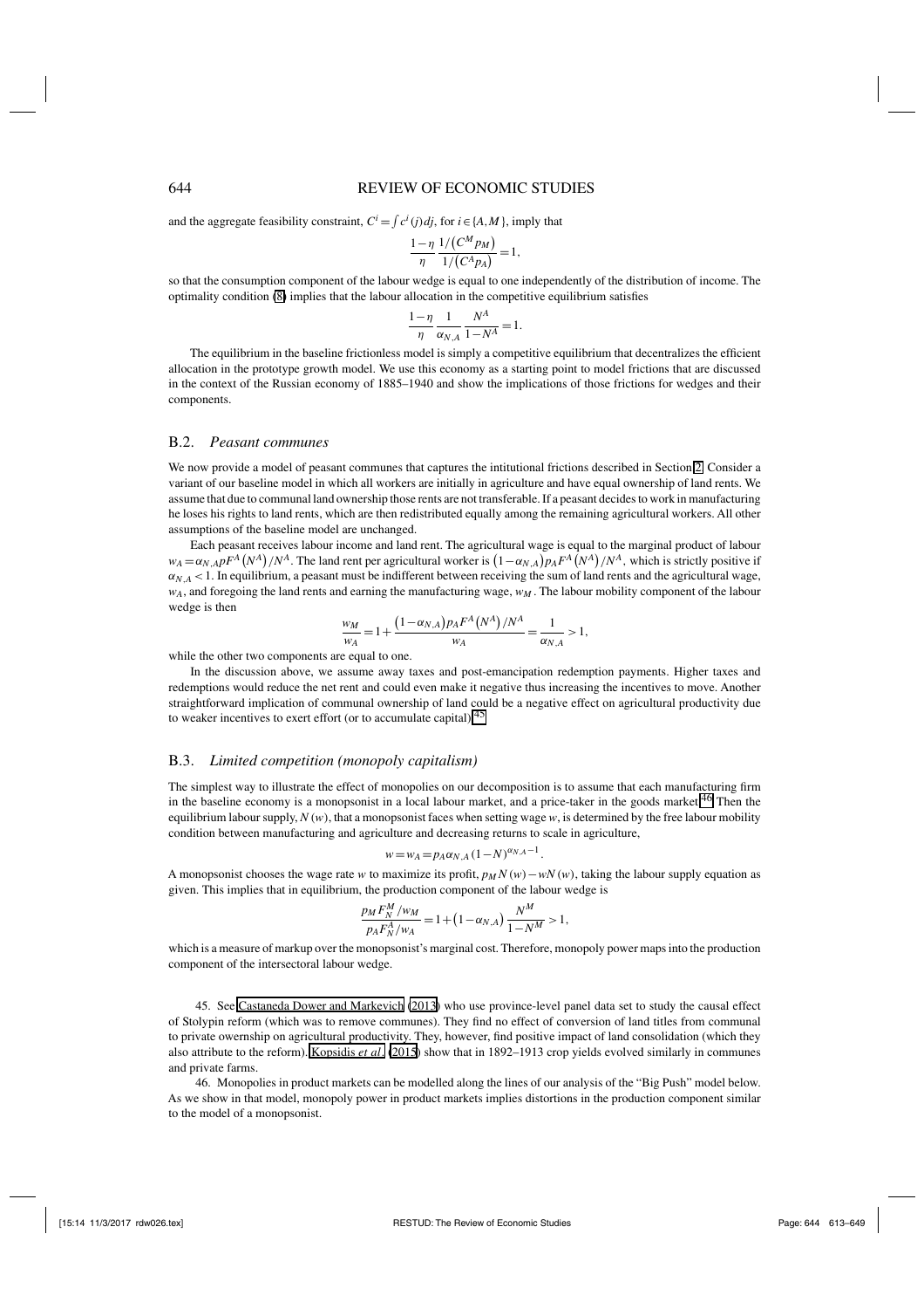and the aggregate feasibility constraint, $C^i = \int c^i(j)dj$, for $i \in \{A, M\}$, imply that

$$\frac{1-\eta}{\eta} \frac{1/(C^M p_M)}{1/(C^A p_A)} = 1,$$

so that the consumption component of the labour wedge is equal to one independently of the distribution of income. The optimality condition (8) implies that the labour allocation in the competitive equilibrium satisfies

$$\frac{1-\eta}{\eta} \frac{1}{\alpha_{N,A}} \frac{N^A}{1-N^A} = 1.$$

The equilibrium in the baseline frictionless model is simply a competitive equilibrium that decentralizes the efficient allocation in the prototype growth model. We use this economy as a starting point to model frictions that are discussed in the context of the Russian economy of 1885–1940 and show the implications of those frictions for wedges and their components.

## B.2. *Peasant communes*

We now provide a model of peasant communes that captures the intitutional frictions described in Section 2. Consider a variant of our baseline model in which all workers are initially in agriculture and have equal ownership of land rents. We assume that due to communal land ownership those rents are not transferable. If a peasant decides to work in manufacturing he loses his rights to land rents, which are then redistributed equally among the remaining agricultural workers. All other assumptions of the baseline model are unchanged.

Each peasant receives labour income and land rent. The agricultural wage is equal to the marginal product of labour $w_A = \alpha_{N,A} p F^A(N^A)/N^A$. The land rent per agricultural worker is $(1-\alpha_{N,A}) p_A F^A(N^A)/N^A$, which is strictly positive if $\alpha_{N,A} < 1$. In equilibrium, a peasant must be indifferent between receiving the sum of land rents and the agricultural wage, $w_A$, and foregoing the land rents and earning the manufacturing wage, $w_M$. The labour mobility component of the labour wedge is then

$$\frac{w_M}{w_A} = 1 + \frac{(1-\alpha_{N,A}) p_A F^A(N^A)/N^A}{w_A} = \frac{1}{\alpha_{N,A}} > 1,$$

while the other two components are equal to one.

In the discussion above, we assume away taxes and post-emancipation redemption payments. Higher taxes and redemptions would reduce the net rent and could even make it negative thus increasing the incentives to move. Another straightforward implication of communal ownership of land could be a negative effect on agricultural productivity due to weaker incentives to exert effort (or to accumulate capital).[45]

## B.3. *Limited competition (monopoly capitalism)*

The simplest way to illustrate the effect of monopolies on our decomposition is to assume that each manufacturing firm in the baseline economy is a monopsonist in a local labour market, and a price-taker in the goods market.[46] Then the equilibrium labour supply, $N(w)$, that a monopsonist faces when setting wage $w$, is determined by the free labour mobility condition between manufacturing and agriculture and decreasing returns to scale in agriculture,

$$w = w_A = p_A \alpha_{N,A} (1-N)^{\alpha_{N,A}-1}.$$

A monopsonist chooses the wage rate $w$ to maximize its profit, $p_M N(w) - wN(w)$, taking the labour supply equation as given. This implies that in equilibrium, the production component of the labour wedge is

$$\frac{p_M F_N^M / w_M}{p_A F_N^A / w_A} = 1 + (1-\alpha_{N,A}) \frac{N^M}{1-N^M} > 1,$$

which is a measure of markup over the monopsonist's marginal cost. Therefore, monopoly power maps into the production component of the intersectoral labour wedge.

45. See Castaneda Dower and Markevich (2013) who use province-level panel data set to study the causal effect of Stolypin reform (which was to remove communes). They find no effect of conversion of land titles from communal to private ownership on agricultural productivity. They, however, find positive impact of land consolidation (which they also attribute to the reform). Kopsidis *et al.* (2015) show that in 1892–1913 crop yields evolved similarly in communes and private farms.

46. Monopolies in product markets can be modelled along the lines of our analysis of the "Big Push" model below. As we show in that model, monopoly power in product markets implies distortions in the production component similar to the model of a monopsonist.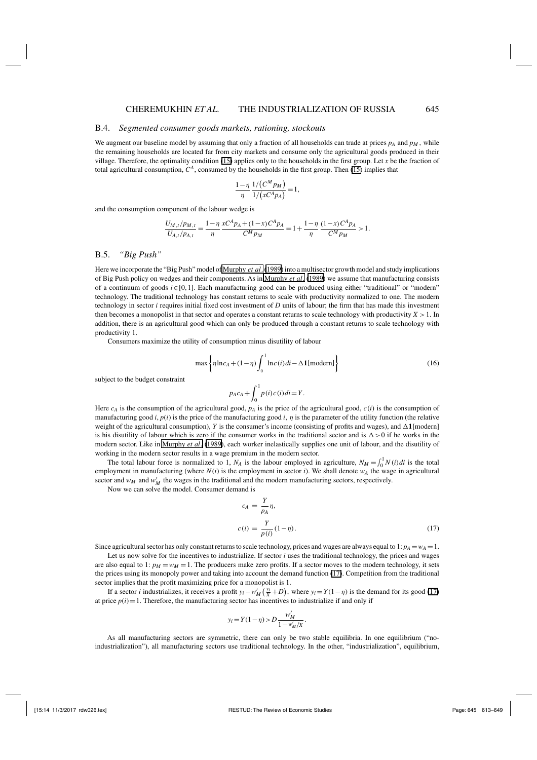### B.4. *Segmented consumer goods markets, rationing, stockouts*

We augment our baseline model by assuming that only a fraction of all households can trade at prices $p_A$ and $p_M$, while the remaining households are located far from city markets and consume only the agricultural goods produced in their village. Therefore, the optimality condition (15) applies only to the households in the first group. Let $x$ be the fraction of total agricultural consumption, $C^A$, consumed by the households in the first group. Then (15) implies that

$$\frac{1-\eta}{\eta}\frac{1/\left(C^M p_M\right)}{1/\left(xC^A p_A\right)}=1,$$

and the consumption component of the labour wedge is

$$\frac{U_{M,t}/p_{M,t}}{U_{A,t}/p_{A,t}}=\frac{1-\eta}{\eta}\frac{xC^A p_A+(1-x)C^A p_A}{C^M p_M}=1+\frac{1-\eta}{\eta}\frac{(1-x)C^A p_A}{C^M p_M}>1.$$

### B.5. *"Big Push"*

Here we incorporate the "Big Push" model of Murphy *et al.* (1989) into a multisector growth model and study implications of Big Push policy on wedges and their components. As in Murphy *et al.* (1989) we assume that manufacturing consists of a continuum of goods $i\in[0,1]$. Each manufacturing good can be produced using either "traditional" or "modern" technology. The traditional technology has constant returns to scale with productivity normalized to one. The modern technology in sector $i$ requires initial fixed cost investment of $D$ units of labour; the firm that has made this investment then becomes a monopolist in that sector and operates a constant returns to scale technology with productivity $X>1$. In addition, there is an agricultural good which can only be produced through a constant returns to scale technology with productivity 1.

Consumers maximize the utility of consumption minus disutility of labour

$$\max\left\{\eta\ln c_A+(1-\eta)\int_0^1 \ln c(i)di-\Delta\mathbf{1}[\text{modern}]\right\} \tag{16}$$

subject to the budget constraint

$$p_A c_A+\int_0^1 p(i)c(i)di=Y.$$

Here $c_A$ is the consumption of the agricultural good, $p_A$ is the price of the agricultural good, $c(i)$ is the consumption of manufacturing good $i$, $p(i)$ is the price of the manufacturing good $i$, $\eta$ is the parameter of the utility function (the relative weight of the agricultural consumption), $Y$ is the consumer's income (consisting of profits and wages), and $\Delta\mathbf{1}[\text{modern}]$ is his disutility of labour which is zero if the consumer works in the traditional sector and is $\Delta>0$ if he works in the modern sector. Like in Murphy *et al.* (1989), each worker inelastically supplies one unit of labour, and the disutility of working in the modern sector results in a wage premium in the modern sector.

The total labour force is normalized to 1, $N_A$ is the labour employed in agriculture, $N_M=\int_0^1 N(i)di$ is the total employment in manufacturing (where $N(i)$ is the employment in sector $i$). We shall denote $w_A$ the wage in agricultural sector and $w_M$ and $w'_M$ the wages in the traditional and the modern manufacturing sectors, respectively.

Now we can solve the model. Consumer demand is

$$\begin{aligned}
c_A &= \frac{Y}{p_A}\eta,\\
c(i) &= \frac{Y}{p(i)}(1-\eta).
\end{aligned} \tag{17}$$

Since agricultural sector has only constant returns to scale technology, prices and wages are always equal to 1: $p_A=w_A=1$.

Let us now solve for the incentives to industrialize. If sector $i$ uses the traditional technology, the prices and wages are also equal to 1: $p_M=w_M=1$. The producers make zero profits. If a sector moves to the modern technology, it sets the prices using its monopoly power and taking into account the demand function (17). Competition from the traditional sector implies that the profit maximizing price for a monopolist is 1.

If a sector $i$ industrializes, it receives a profit $y_i-w'_M\left(\frac{y_i}{X}+D\right)$, where $y_i=Y(1-\eta)$ is the demand for its good (17) at price $p(i)=1$. Therefore, the manufacturing sector has incentives to industrialize if and only if

$$y_i=Y(1-\eta)>D\frac{w'_M}{1-w'_M/X}.$$

As all manufacturing sectors are symmetric, there can only be two stable equilibria. In one equilibrium ("no-industrialization"), all manufacturing sectors use traditional technology. In the other, "industrialization", equilibrium,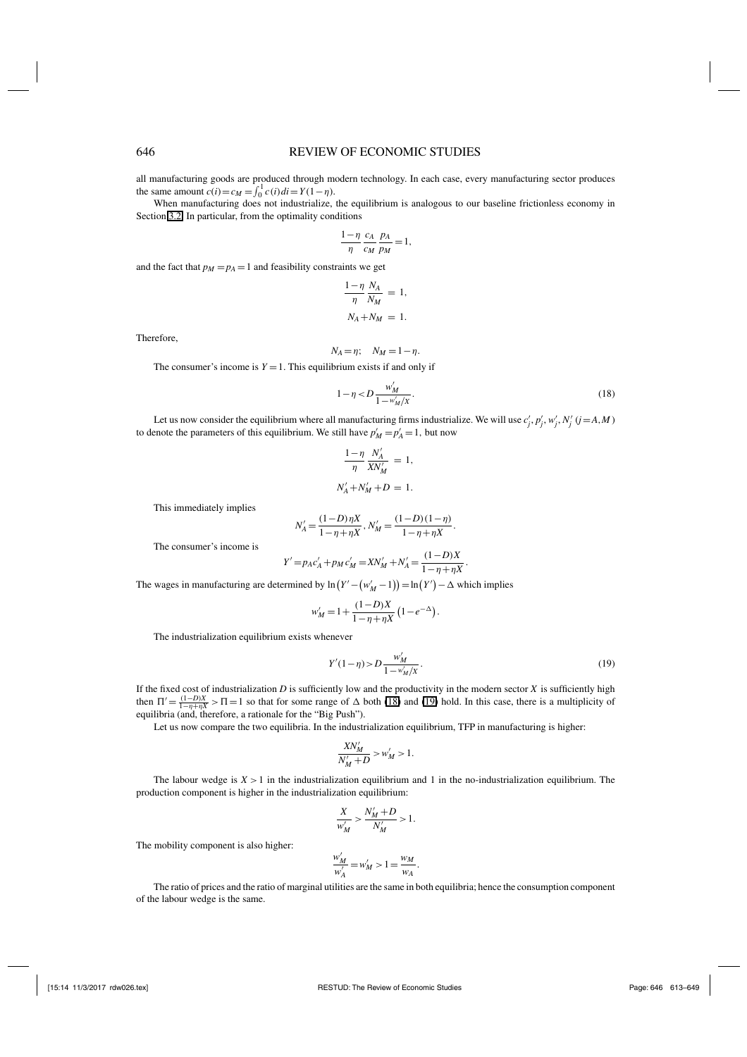all manufacturing goods are produced through modern technology. In each case, every manufacturing sector produces the same amount $c(i) = c_M = \int_0^1 c(i)di = Y(1-\eta)$.

When manufacturing does not industrialize, the equilibrium is analogous to our baseline frictionless economy in Section 3.2. In particular, from the optimality conditions

$$\frac{1-\eta}{\eta}\frac{c_A}{c_M}\frac{p_A}{p_M} = 1,$$

and the fact that $p_M = p_A = 1$ and feasibility constraints we get

$$\frac{1-\eta}{\eta}\frac{N_A}{N_M} = 1,$$

$$N_A + N_M = 1.$$

Therefore,

$$N_A = \eta; \quad N_M = 1-\eta.$$

The consumer's income is $Y = 1$. This equilibrium exists if and only if

$$1-\eta < D\frac{w'_M}{1-w'_M/X}. \tag{18}$$

Let us now consider the equilibrium where all manufacturing firms industrialize. We will use $c'_j, p'_j, w'_j, N'_j$ $(j = A, M)$ to denote the parameters of this equilibrium. We still have $p'_M = p'_A = 1$, but now

$$\frac{1-\eta}{\eta}\frac{N'_A}{XN'_M} = 1,$$

$$N'_A + N'_M + D = 1.$$

This immediately implies

$$N'_A = \frac{(1-D)\eta X}{1-\eta+\eta X}, N'_M = \frac{(1-D)(1-\eta)}{1-\eta+\eta X}.$$

The consumer's income is

$$Y' = p_A c'_A + p_M c'_M = XN'_M + N'_A = \frac{(1-D)X}{1-\eta+\eta X}.$$

The wages in manufacturing are determined by $\ln\left(Y' - (w'_M - 1)\right) = \ln(Y') - \Delta$ which implies

$$w'_M = 1 + \frac{(1-D)X}{1-\eta+\eta X}\left(1-e^{-\Delta}\right).$$

The industrialization equilibrium exists whenever

$$Y'(1-\eta) > D\frac{w'_M}{1-w'_M/X}. \tag{19}$$

If the fixed cost of industrialization $D$ is sufficiently low and the productivity in the modern sector $X$ is sufficiently high then $\Pi' = \frac{(1-D)X}{1-\eta+\eta X} > \Pi = 1$ so that for some range of $\Delta$ both (18) and (19) hold. In this case, there is a multiplicity of equilibria (and, therefore, a rationale for the "Big Push").

Let us now compare the two equilibria. In the industrialization equilibrium, TFP in manufacturing is higher:

$$\frac{XN'_M}{N'_M + D} > w'_M > 1.$$

The labour wedge is $X > 1$ in the industrialization equilibrium and 1 in the no-industrialization equilibrium. The production component is higher in the industrialization equilibrium:

$$\frac{X}{w'_M} > \frac{N'_M + D}{N'_M} > 1.$$

The mobility component is also higher:

$$\frac{w'_M}{w'_A} = w'_M > 1 = \frac{w_M}{w_A}.$$

The ratio of prices and the ratio of marginal utilities are the same in both equilibria; hence the consumption component of the labour wedge is the same.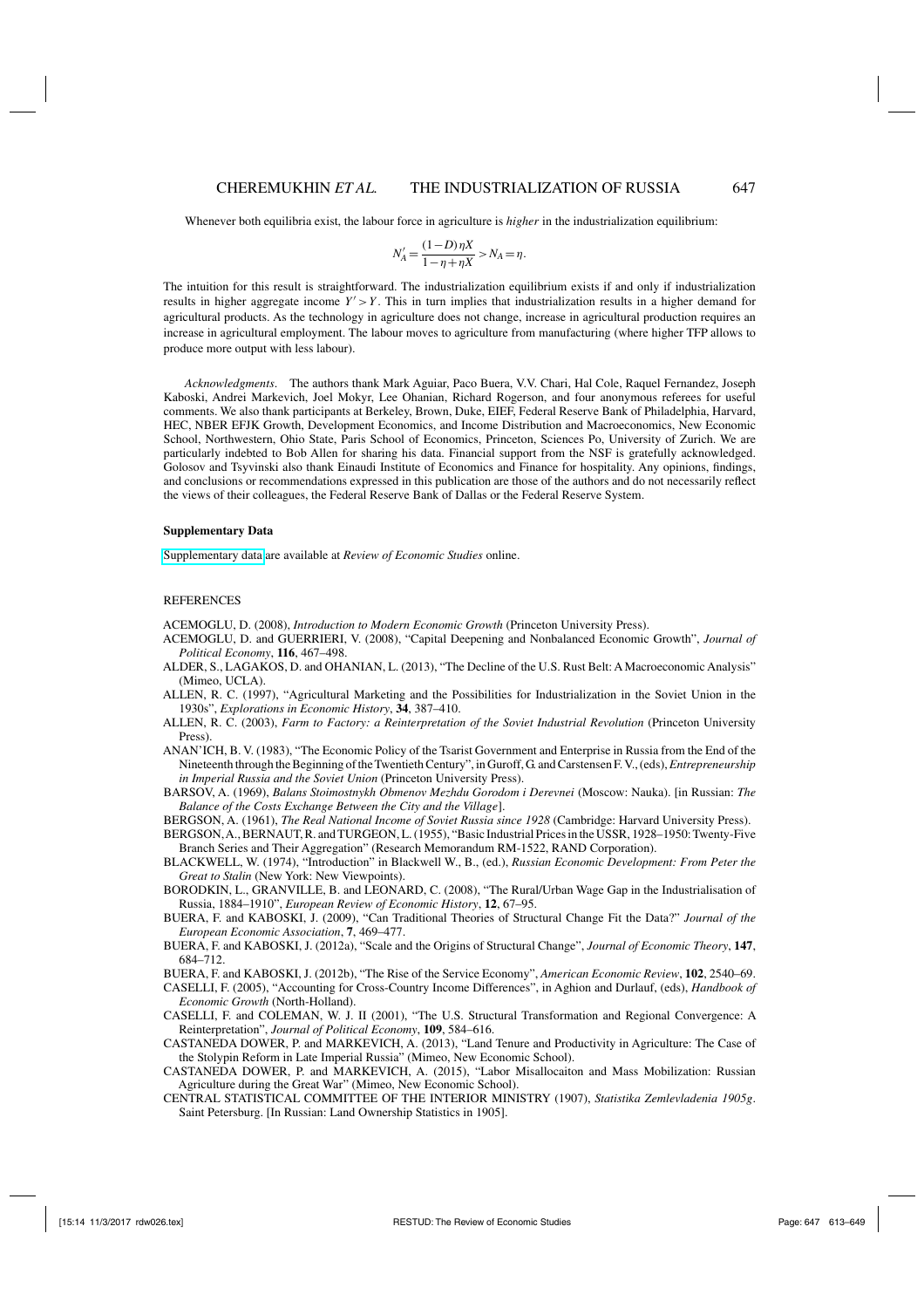Whenever both equilibria exist, the labour force in agriculture is *higher* in the industrialization equilibrium:

$$N_A' = \frac{(1-D)\eta X}{1-\eta+\eta X} > N_A = \eta.$$

The intuition for this result is straightforward. The industrialization equilibrium exists if and only if industrialization results in higher aggregate income $Y' > Y$. This in turn implies that industrialization results in a higher demand for agricultural products. As the technology in agriculture does not change, increase in agricultural production requires an increase in agricultural employment. The labour moves to agriculture from manufacturing (where higher TFP allows to produce more output with less labour).

*Acknowledgments*. The authors thank Mark Aguiar, Paco Buera, V.V. Chari, Hal Cole, Raquel Fernandez, Joseph Kaboski, Andrei Markevich, Joel Mokyr, Lee Ohanian, Richard Rogerson, and four anonymous referees for useful comments. We also thank participants at Berkeley, Brown, Duke, EIEF, Federal Reserve Bank of Philadelphia, Harvard, HEC, NBER EFJK Growth, Development Economics, and Income Distribution and Macroeconomics, New Economic School, Northwestern, Ohio State, Paris School of Economics, Princeton, Sciences Po, University of Zurich. We are particularly indebted to Bob Allen for sharing his data. Financial support from the NSF is gratefully acknowledged. Golosov and Tsyvinski also thank Einaudi Institute of Economics and Finance for hospitality. Any opinions, findings, and conclusions or recommendations expressed in this publication are those of the authors and do not necessarily reflect the views of their colleagues, the Federal Reserve Bank of Dallas or the Federal Reserve System.

**Supplementary Data**

Supplementary data are available at *Review of Economic Studies* online.

REFERENCES

ACEMOGLU, D. (2008), *Introduction to Modern Economic Growth* (Princeton University Press).

ACEMOGLU, D. and GUERRIERI, V. (2008), "Capital Deepening and Nonbalanced Economic Growth", *Journal of Political Economy*, **116**, 467–498.

ALDER, S., LAGAKOS, D. and OHANIAN, L. (2013), "The Decline of the U.S. Rust Belt: A Macroeconomic Analysis" (Mimeo, UCLA).

ALLEN, R. C. (1997), "Agricultural Marketing and the Possibilities for Industrialization in the Soviet Union in the 1930s", *Explorations in Economic History*, **34**, 387–410.

ALLEN, R. C. (2003), *Farm to Factory: a Reinterpretation of the Soviet Industrial Revolution* (Princeton University Press).

ANAN'ICH, B. V. (1983), "The Economic Policy of the Tsarist Government and Enterprise in Russia from the End of the Nineteenth through the Beginning of the Twentieth Century", in Guroff, G. and Carstensen F. V., (eds), *Entrepreneurship in Imperial Russia and the Soviet Union* (Princeton University Press).

BARSOV, A. (1969), *Balans Stoimostnykh Obmenov Mezhdu Gorodom i Derevnei* (Moscow: Nauka). [in Russian: *The Balance of the Costs Exchange Between the City and the Village*].

BERGSON, A. (1961), *The Real National Income of Soviet Russia since 1928* (Cambridge: Harvard University Press).

BERGSON, A., BERNAUT, R. and TURGEON, L. (1955), "Basic Industrial Prices in the USSR, 1928–1950: Twenty-Five Branch Series and Their Aggregation" (Research Memorandum RM-1522, RAND Corporation).

BLACKWELL, W. (1974), "Introduction" in Blackwell W., B., (ed.), *Russian Economic Development: From Peter the Great to Stalin* (New York: New Viewpoints).

BORODKIN, L., GRANVILLE, B. and LEONARD, C. (2008), "The Rural/Urban Wage Gap in the Industrialisation of Russia, 1884–1910", *European Review of Economic History*, **12**, 67–95.

BUERA, F. and KABOSKI, J. (2009), "Can Traditional Theories of Structural Change Fit the Data?" *Journal of the European Economic Association*, **7**, 469–477.

BUERA, F. and KABOSKI, J. (2012a), "Scale and the Origins of Structural Change", *Journal of Economic Theory*, **147**, 684–712.

BUERA, F. and KABOSKI, J. (2012b), "The Rise of the Service Economy", *American Economic Review*, **102**, 2540–69.

CASELLI, F. (2005), "Accounting for Cross-Country Income Differences", in Aghion and Durlauf, (eds), *Handbook of Economic Growth* (North-Holland).

CASELLI, F. and COLEMAN, W. J. II (2001), "The U.S. Structural Transformation and Regional Convergence: A Reinterpretation", *Journal of Political Economy*, **109**, 584–616.

CASTANEDA DOWER, P. and MARKEVICH, A. (2013), "Land Tenure and Productivity in Agriculture: The Case of the Stolypin Reform in Late Imperial Russia" (Mimeo, New Economic School).

CASTANEDA DOWER, P. and MARKEVICH, A. (2015), "Labor Misallocaiton and Mass Mobilization: Russian Agriculture during the Great War" (Mimeo, New Economic School).

CENTRAL STATISTICAL COMMITTEE OF THE INTERIOR MINISTRY (1907), *Statistika Zemlevladenia 1905g*. Saint Petersburg. [In Russian: Land Ownership Statistics in 1905].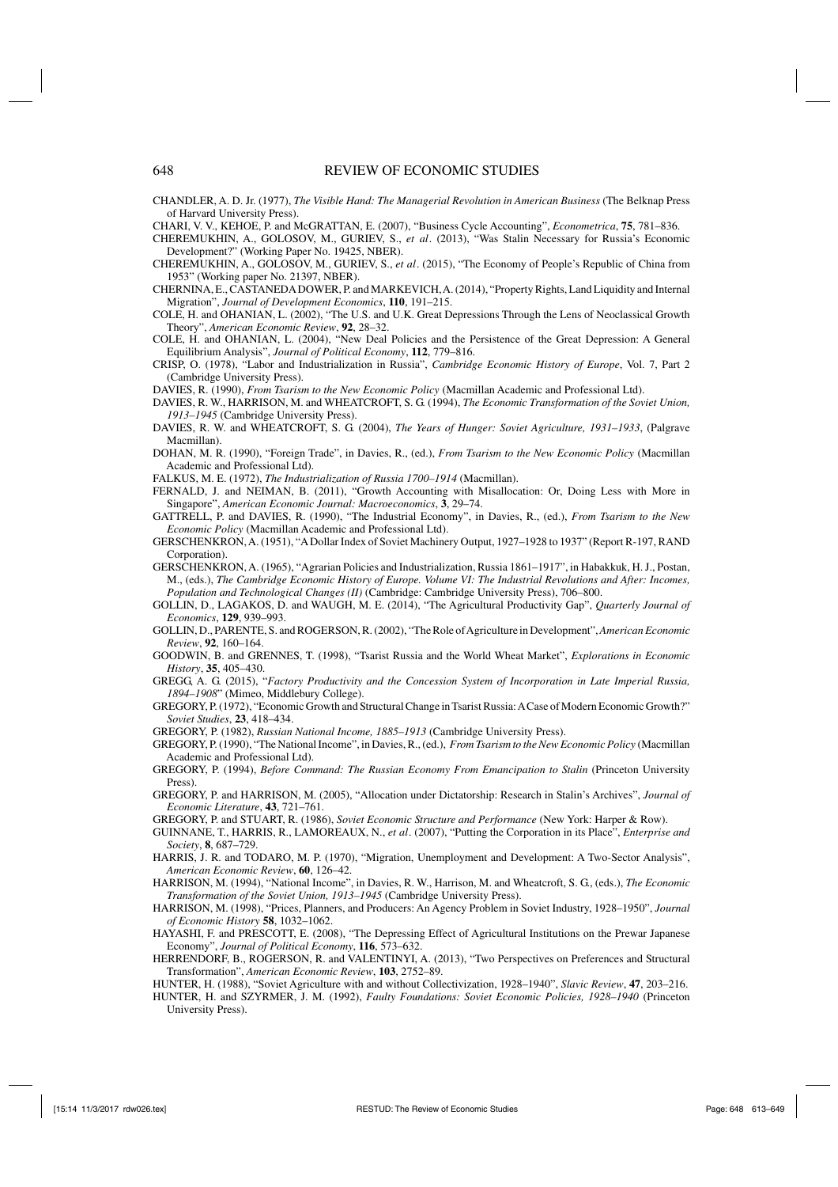CHANDLER, A. D. Jr. (1977), *The Visible Hand: The Managerial Revolution in American Business* (The Belknap Press of Harvard University Press).

CHARI, V. V., KEHOE, P. and McGRATTAN, E. (2007), "Business Cycle Accounting", *Econometrica*, **75**, 781–836.

CHEREMUKHIN, A., GOLOSOV, M., GURIEV, S., *et al*. (2013), "Was Stalin Necessary for Russia's Economic Development?" (Working Paper No. 19425, NBER).

CHEREMUKHIN, A., GOLOSOV, M., GURIEV, S., *et al*. (2015), "The Economy of People's Republic of China from 1953" (Working paper No. 21397, NBER).

CHERNINA, E., CASTANEDA DOWER, P. and MARKEVICH, A. (2014), "Property Rights, Land Liquidity and Internal Migration", *Journal of Development Economics*, **110**, 191–215.

COLE, H. and OHANIAN, L. (2002), "The U.S. and U.K. Great Depressions Through the Lens of Neoclassical Growth Theory", *American Economic Review*, **92**, 28–32.

COLE, H. and OHANIAN, L. (2004), "New Deal Policies and the Persistence of the Great Depression: A General Equilibrium Analysis", *Journal of Political Economy*, **112**, 779–816.

CRISP, O. (1978), "Labor and Industrialization in Russia", *Cambridge Economic History of Europe*, Vol. 7, Part 2 (Cambridge University Press).

DAVIES, R. (1990), *From Tsarism to the New Economic Policy* (Macmillan Academic and Professional Ltd).

DAVIES, R. W., HARRISON, M. and WHEATCROFT, S. G. (1994), *The Economic Transformation of the Soviet Union, 1913–1945* (Cambridge University Press).

DAVIES, R. W. and WHEATCROFT, S. G. (2004), *The Years of Hunger: Soviet Agriculture, 1931–1933*, (Palgrave Macmillan).

DOHAN, M. R. (1990), "Foreign Trade", in Davies, R., (ed.), *From Tsarism to the New Economic Policy* (Macmillan Academic and Professional Ltd).

FALKUS, M. E. (1972), *The Industrialization of Russia 1700–1914* (Macmillan).

FERNALD, J. and NEIMAN, B. (2011), "Growth Accounting with Misallocation: Or, Doing Less with More in Singapore", *American Economic Journal: Macroeconomics*, **3**, 29–74.

GATTRELL, P. and DAVIES, R. (1990), "The Industrial Economy", in Davies, R., (ed.), *From Tsarism to the New Economic Policy* (Macmillan Academic and Professional Ltd).

GERSCHENKRON, A. (1951), "A Dollar Index of Soviet Machinery Output, 1927–1928 to 1937" (Report R-197, RAND Corporation).

GERSCHENKRON, A. (1965), "Agrarian Policies and Industrialization, Russia 1861–1917", in Habakkuk, H. J., Postan, M., (eds.), *The Cambridge Economic History of Europe. Volume VI: The Industrial Revolutions and After: Incomes, Population and Technological Changes (II)* (Cambridge: Cambridge University Press), 706–800.

GOLLIN, D., LAGAKOS, D. and WAUGH, M. E. (2014), "The Agricultural Productivity Gap", *Quarterly Journal of Economics*, **129**, 939–993.

GOLLIN, D., PARENTE, S. and ROGERSON, R. (2002), "The Role of Agriculture in Development", *American Economic Review*, **92**, 160–164.

GOODWIN, B. and GRENNES, T. (1998), "Tsarist Russia and the World Wheat Market", *Explorations in Economic History*, **35**, 405–430.

GREGG, A. G. (2015), "*Factory Productivity and the Concession System of Incorporation in Late Imperial Russia, 1894–1908*" (Mimeo, Middlebury College).

GREGORY, P. (1972), "Economic Growth and Structural Change in Tsarist Russia: A Case of Modern Economic Growth?" *Soviet Studies*, **23**, 418–434.

GREGORY, P. (1982), *Russian National Income, 1885–1913* (Cambridge University Press).

GREGORY, P. (1990), "The National Income", in Davies, R., (ed.), *From Tsarism to the New Economic Policy* (Macmillan Academic and Professional Ltd).

GREGORY, P. (1994), *Before Command: The Russian Economy From Emancipation to Stalin* (Princeton University Press).

GREGORY, P. and HARRISON, M. (2005), "Allocation under Dictatorship: Research in Stalin's Archives", *Journal of Economic Literature*, **43**, 721–761.

GREGORY, P. and STUART, R. (1986), *Soviet Economic Structure and Performance* (New York: Harper & Row).

GUINNANE, T., HARRIS, R., LAMOREAUX, N., *et al*. (2007), "Putting the Corporation in its Place", *Enterprise and Society*, **8**, 687–729.

HARRIS, J. R. and TODARO, M. P. (1970), "Migration, Unemployment and Development: A Two-Sector Analysis", *American Economic Review*, **60**, 126–42.

HARRISON, M. (1994), "National Income", in Davies, R. W., Harrison, M. and Wheatcroft, S. G., (eds.), *The Economic Transformation of the Soviet Union, 1913–1945* (Cambridge University Press).

HARRISON, M. (1998), "Prices, Planners, and Producers: An Agency Problem in Soviet Industry, 1928–1950", *Journal of Economic History* **58**, 1032–1062.

HAYASHI, F. and PRESCOTT, E. (2008), "The Depressing Effect of Agricultural Institutions on the Prewar Japanese Economy", *Journal of Political Economy*, **116**, 573–632.

HERRENDORF, B., ROGERSON, R. and VALENTINYI, A. (2013), "Two Perspectives on Preferences and Structural Transformation", *American Economic Review*, **103**, 2752–89.

HUNTER, H. (1988), "Soviet Agriculture with and without Collectivization, 1928–1940", *Slavic Review*, **47**, 203–216.

HUNTER, H. and SZYRMER, J. M. (1992), *Faulty Foundations: Soviet Economic Policies, 1928–1940* (Princeton University Press).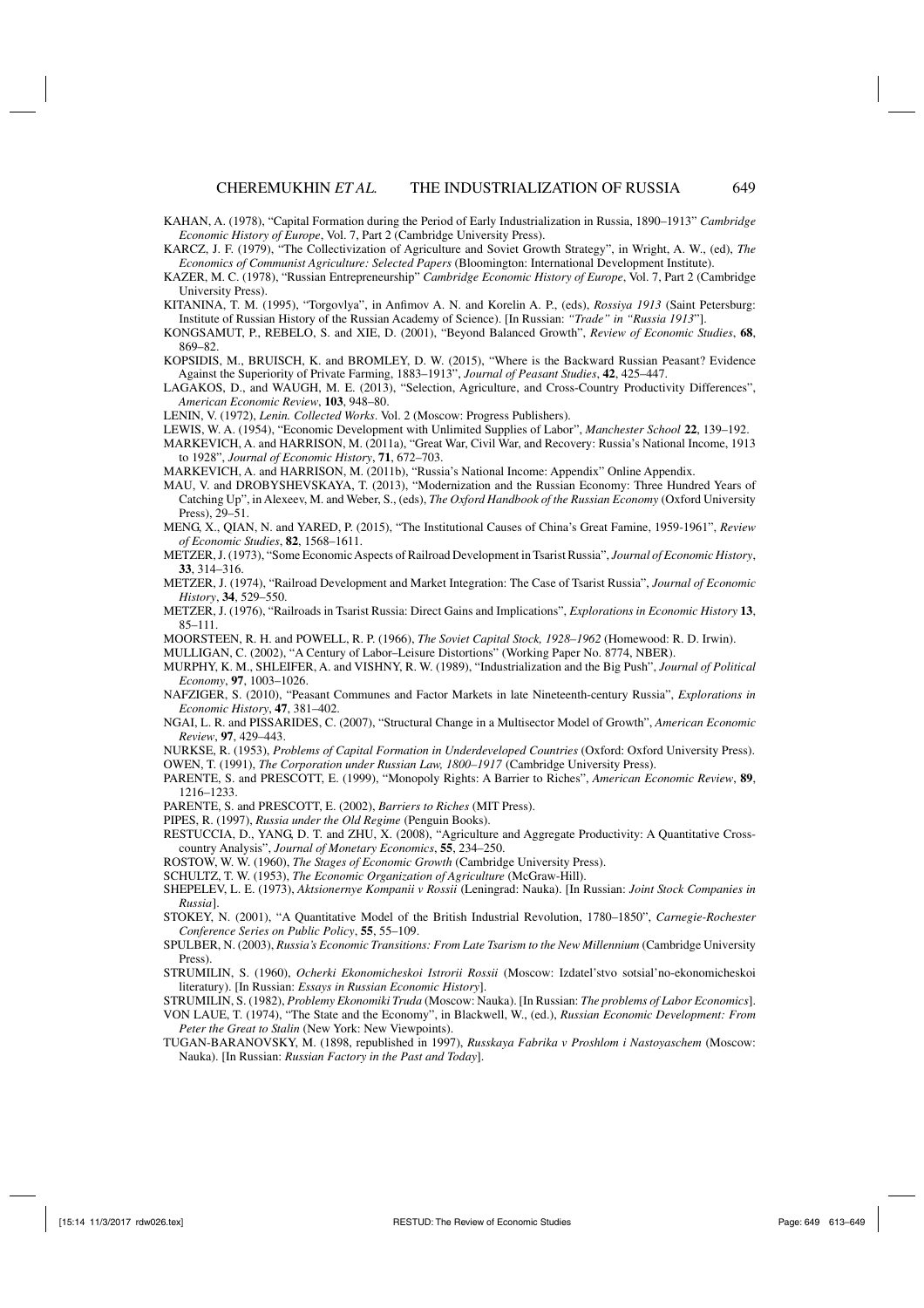KAHAN, A. (1978), "Capital Formation during the Period of Early Industrialization in Russia, 1890–1913" *Cambridge Economic History of Europe*, Vol. 7, Part 2 (Cambridge University Press).

KARCZ, J. F. (1979), "The Collectivization of Agriculture and Soviet Growth Strategy", in Wright, A. W., (ed), *The Economics of Communist Agriculture: Selected Papers* (Bloomington: International Development Institute).

KAZER, M. C. (1978), "Russian Entrepreneurship" *Cambridge Economic History of Europe*, Vol. 7, Part 2 (Cambridge University Press).

KITANINA, T. M. (1995), "Torgovlya", in Anfimov A. N. and Korelin A. P., (eds), *Rossiya 1913* (Saint Petersburg: Institute of Russian History of the Russian Academy of Science). [In Russian: *"Trade" in "Russia 1913"*].

KONGSAMUT, P., REBELO, S. and XIE, D. (2001), "Beyond Balanced Growth", *Review of Economic Studies*, **68**, 869–82.

KOPSIDIS, M., BRUISCH, K. and BROMLEY, D. W. (2015), "Where is the Backward Russian Peasant? Evidence Against the Superiority of Private Farming, 1883–1913", *Journal of Peasant Studies*, **42**, 425–447.

LAGAKOS, D., and WAUGH, M. E. (2013), "Selection, Agriculture, and Cross-Country Productivity Differences", *American Economic Review*, **103**, 948–80.

LENIN, V. (1972), *Lenin. Collected Works*. Vol. 2 (Moscow: Progress Publishers).

LEWIS, W. A. (1954), "Economic Development with Unlimited Supplies of Labor", *Manchester School* **22**, 139–192.

MARKEVICH, A. and HARRISON, M. (2011a), "Great War, Civil War, and Recovery: Russia's National Income, 1913 to 1928", *Journal of Economic History*, **71**, 672–703.

MARKEVICH, A. and HARRISON, M. (2011b), "Russia's National Income: Appendix" Online Appendix.

MAU, V. and DROBYSHEVSKAYA, T. (2013), "Modernization and the Russian Economy: Three Hundred Years of Catching Up", in Alexeev, M. and Weber, S., (eds), *The Oxford Handbook of the Russian Economy* (Oxford University Press), 29–51.

MENG, X., QIAN, N. and YARED, P. (2015), "The Institutional Causes of China's Great Famine, 1959-1961", *Review of Economic Studies*, **82**, 1568–1611.

METZER, J. (1973), "Some Economic Aspects of Railroad Development in Tsarist Russia", *Journal of Economic History*, **33**, 314–316.

METZER, J. (1974), "Railroad Development and Market Integration: The Case of Tsarist Russia", *Journal of Economic History*, **34**, 529–550.

METZER, J. (1976), "Railroads in Tsarist Russia: Direct Gains and Implications", *Explorations in Economic History* **13**, 85–111.

MOORSTEEN, R. H. and POWELL, R. P. (1966), *The Soviet Capital Stock, 1928–1962* (Homewood: R. D. Irwin).

MULLIGAN, C. (2002), "A Century of Labor–Leisure Distortions" (Working Paper No. 8774, NBER).

MURPHY, K. M., SHLEIFER, A. and VISHNY, R. W. (1989), "Industrialization and the Big Push", *Journal of Political Economy*, **97**, 1003–1026.

NAFZIGER, S. (2010), "Peasant Communes and Factor Markets in late Nineteenth-century Russia", *Explorations in Economic History*, **47**, 381–402.

NGAI, L. R. and PISSARIDES, C. (2007), "Structural Change in a Multisector Model of Growth", *American Economic Review*, **97**, 429–443.

NURKSE, R. (1953), *Problems of Capital Formation in Underdeveloped Countries* (Oxford: Oxford University Press).

OWEN, T. (1991), *The Corporation under Russian Law, 1800–1917* (Cambridge University Press).

PARENTE, S. and PRESCOTT, E. (1999), "Monopoly Rights: A Barrier to Riches", *American Economic Review*, **89**, 1216–1233.

PARENTE, S. and PRESCOTT, E. (2002), *Barriers to Riches* (MIT Press).

PIPES, R. (1997), *Russia under the Old Regime* (Penguin Books).

RESTUCCIA, D., YANG, D. T. and ZHU, X. (2008), "Agriculture and Aggregate Productivity: A Quantitative Cross-country Analysis", *Journal of Monetary Economics*, **55**, 234–250.

ROSTOW, W. W. (1960), *The Stages of Economic Growth* (Cambridge University Press).

SCHULTZ, T. W. (1953), *The Economic Organization of Agriculture* (McGraw-Hill).

SHEPELEV, L. E. (1973), *Aktsionernye Kompanii v Rossii* (Leningrad: Nauka). [In Russian: *Joint Stock Companies in Russia*].

STOKEY, N. (2001), "A Quantitative Model of the British Industrial Revolution, 1780–1850", *Carnegie-Rochester Conference Series on Public Policy*, **55**, 55–109.

SPULBER, N. (2003), *Russia's Economic Transitions: From Late Tsarism to the New Millennium* (Cambridge University Press).

STRUMILIN, S. (1960), *Ocherki Ekonomicheskoi Istrorii Rossii* (Moscow: Izdatel'stvo sotsial'no-ekonomicheskoi literatury). [In Russian: *Essays in Russian Economic History*].

STRUMILIN, S. (1982), *Problemy Ekonomiki Truda* (Moscow: Nauka). [In Russian: *The problems of Labor Economics*].

VON LAUE, T. (1974), "The State and the Economy", in Blackwell, W., (ed.), *Russian Economic Development: From Peter the Great to Stalin* (New York: New Viewpoints).

TUGAN-BARANOVSKY, M. (1898, republished in 1997), *Russkaya Fabrika v Proshlom i Nastoyaschem* (Moscow: Nauka). [In Russian: *Russian Factory in the Past and Today*].